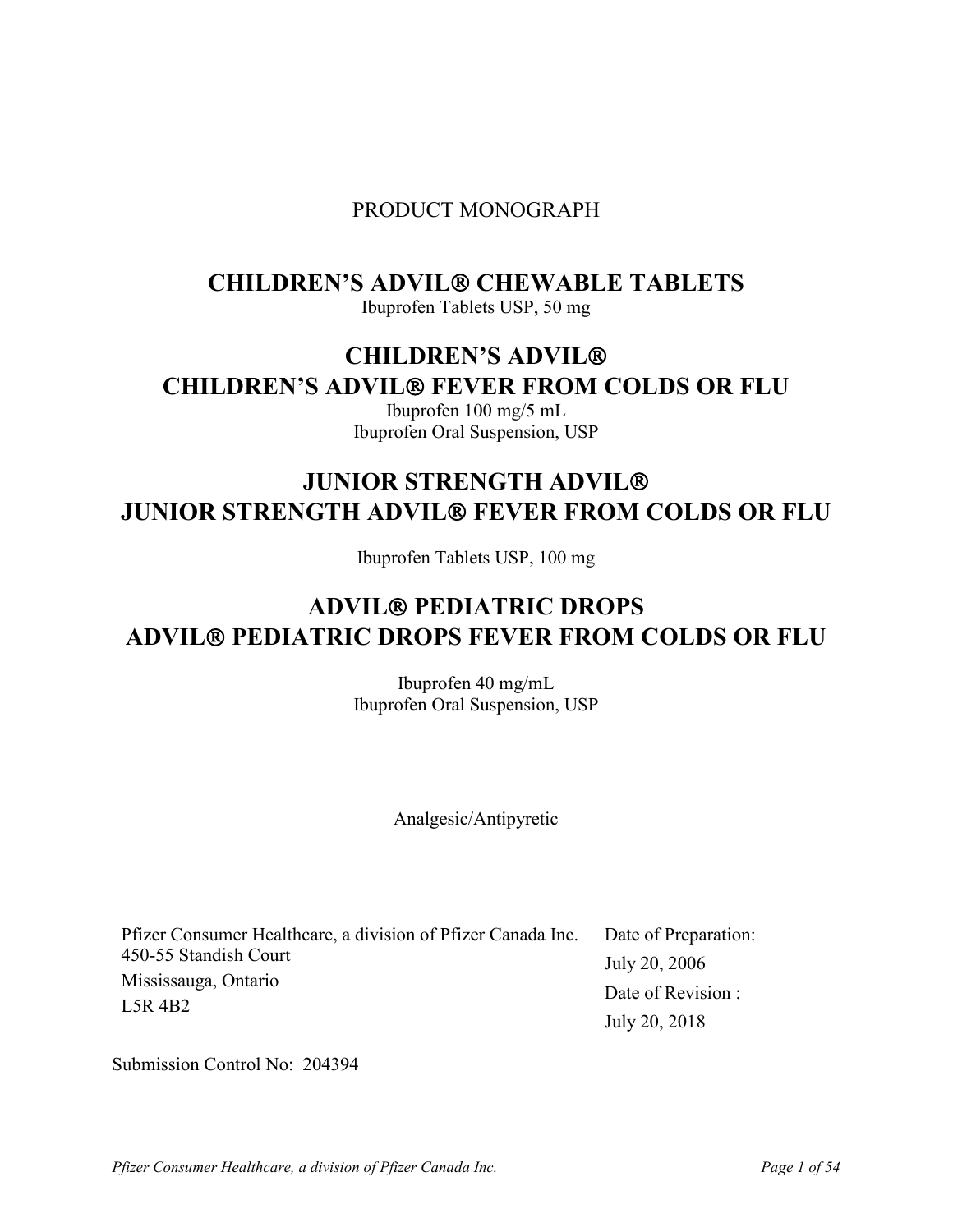PRODUCT MONOGRAPH

# CHILDREN'S ADVIL® CHEWABLE TABLETS

Ibuprofen Tablets USP, 50 mg

# CHILDREN'S ADVIL®
# CHILDREN'S ADVIL® FEVER FROM COLDS OR FLU

Ibuprofen 100 mg/5 mL
Ibuprofen Oral Suspension, USP

# JUNIOR STRENGTH ADVIL®
# JUNIOR STRENGTH ADVIL® FEVER FROM COLDS OR FLU

Ibuprofen Tablets USP, 100 mg

# ADVIL® PEDIATRIC DROPS
# ADVIL® PEDIATRIC DROPS FEVER FROM COLDS OR FLU

Ibuprofen 40 mg/mL
Ibuprofen Oral Suspension, USP

Analgesic/Antipyretic

Pfizer Consumer Healthcare, a division of Pfizer Canada Inc.
450-55 Standish Court
Mississauga, Ontario
L5R 4B2

Date of Preparation:
July 20, 2006
Date of Revision :
July 20, 2018

Submission Control No: 204394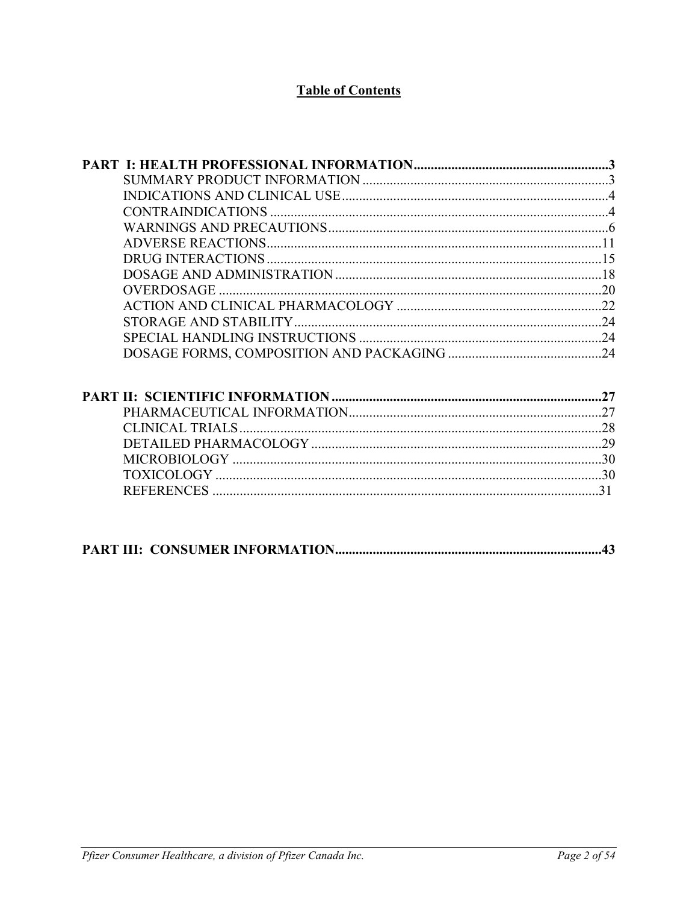# Table of Contents

**PART I: HEALTH PROFESSIONAL INFORMATION.........................................................3**

- SUMMARY PRODUCT INFORMATION ........................................................................3
- INDICATIONS AND CLINICAL USE..............................................................................4
- CONTRAINDICATIONS ..................................................................................................4
- WARNINGS AND PRECAUTIONS..................................................................................6
- ADVERSE REACTIONS..................................................................................................11
- DRUG INTERACTIONS..................................................................................................15
- DOSAGE AND ADMINISTRATION ..............................................................................18
- OVERDOSAGE ................................................................................................................20
- ACTION AND CLINICAL PHARMACOLOGY ............................................................22
- STORAGE AND STABILITY..........................................................................................24
- SPECIAL HANDLING INSTRUCTIONS .......................................................................24
- DOSAGE FORMS, COMPOSITION AND PACKAGING .............................................24

**PART II: SCIENTIFIC INFORMATION ...............................................................................27**

- PHARMACEUTICAL INFORMATION..........................................................................27
- CLINICAL TRIALS..........................................................................................................28
- DETAILED PHARMACOLOGY .....................................................................................29
- MICROBIOLOGY ............................................................................................................30
- TOXICOLOGY .................................................................................................................30
- REFERENCES .................................................................................................................31

**PART III: CONSUMER INFORMATION.............................................................................43**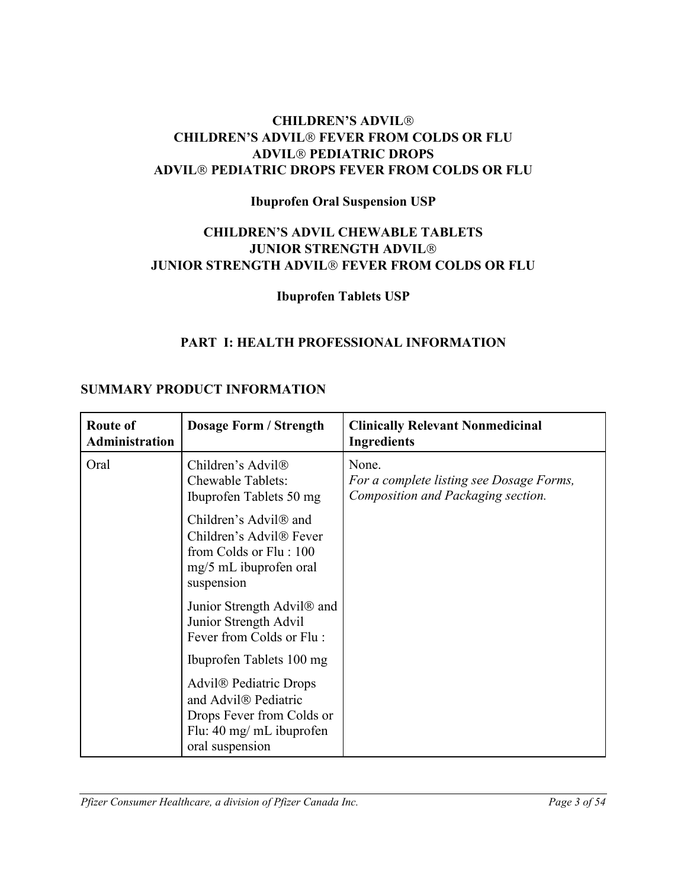**CHILDREN'S ADVIL®**
**CHILDREN'S ADVIL® FEVER FROM COLDS OR FLU**
**ADVIL® PEDIATRIC DROPS**
**ADVIL® PEDIATRIC DROPS FEVER FROM COLDS OR FLU**

**Ibuprofen Oral Suspension USP**

**CHILDREN'S ADVIL CHEWABLE TABLETS**
**JUNIOR STRENGTH ADVIL®**
**JUNIOR STRENGTH ADVIL® FEVER FROM COLDS OR FLU**

**Ibuprofen Tablets USP**

# PART I: HEALTH PROFESSIONAL INFORMATION

## SUMMARY PRODUCT INFORMATION

| Route of Administration | Dosage Form / Strength | Clinically Relevant Nonmedicinal Ingredients |
|---|---|---|
| Oral | Children's Advil® Chewable Tablets: Ibuprofen Tablets 50 mg<br><br>Children's Advil® and Children's Advil® Fever from Colds or Flu : 100 mg/5 mL ibuprofen oral suspension<br><br>Junior Strength Advil® and Junior Strength Advil Fever from Colds or Flu :<br><br>Ibuprofen Tablets 100 mg<br><br>Advil® Pediatric Drops and Advil® Pediatric Drops Fever from Colds or Flu: 40 mg/ mL ibuprofen oral suspension | None.<br>*For a complete listing see Dosage Forms, Composition and Packaging section.* |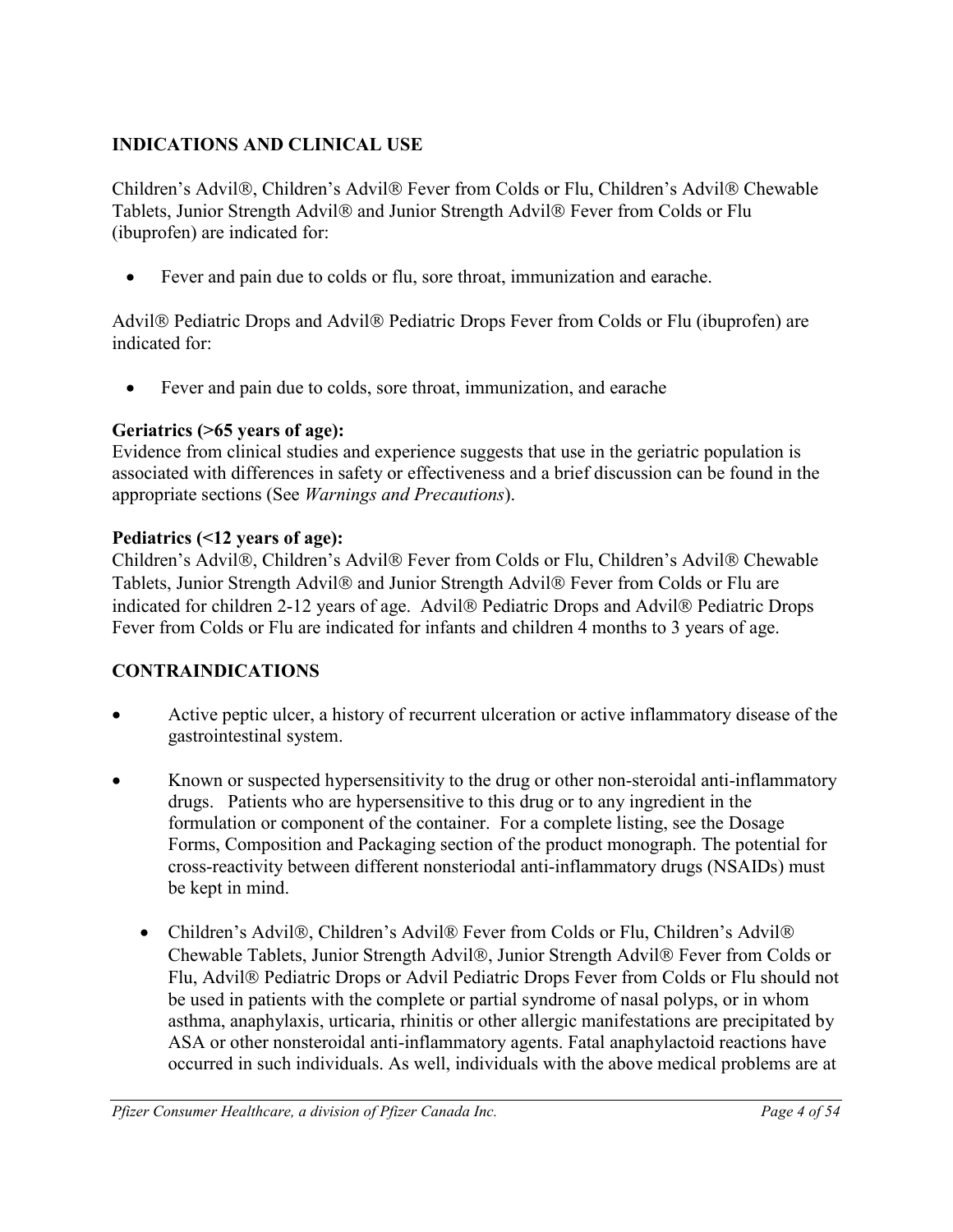## INDICATIONS AND CLINICAL USE

Children's Advil®, Children's Advil® Fever from Colds or Flu, Children's Advil® Chewable Tablets, Junior Strength Advil® and Junior Strength Advil® Fever from Colds or Flu (ibuprofen) are indicated for:

- Fever and pain due to colds or flu, sore throat, immunization and earache.

Advil® Pediatric Drops and Advil® Pediatric Drops Fever from Colds or Flu (ibuprofen) are indicated for:

- Fever and pain due to colds, sore throat, immunization, and earache

**Geriatrics (>65 years of age):**
Evidence from clinical studies and experience suggests that use in the geriatric population is associated with differences in safety or effectiveness and a brief discussion can be found in the appropriate sections (See *Warnings and Precautions*).

**Pediatrics (<12 years of age):**
Children's Advil®, Children's Advil® Fever from Colds or Flu, Children's Advil® Chewable Tablets, Junior Strength Advil® and Junior Strength Advil® Fever from Colds or Flu are indicated for children 2-12 years of age. Advil® Pediatric Drops and Advil® Pediatric Drops Fever from Colds or Flu are indicated for infants and children 4 months to 3 years of age.

## CONTRAINDICATIONS

- Active peptic ulcer, a history of recurrent ulceration or active inflammatory disease of the gastrointestinal system.
- Known or suspected hypersensitivity to the drug or other non-steroidal anti-inflammatory drugs. Patients who are hypersensitive to this drug or to any ingredient in the formulation or component of the container. For a complete listing, see the Dosage Forms, Composition and Packaging section of the product monograph. The potential for cross-reactivity between different nonsteriodal anti-inflammatory drugs (NSAIDs) must be kept in mind.
    - Children's Advil®, Children's Advil® Fever from Colds or Flu, Children's Advil® Chewable Tablets, Junior Strength Advil®, Junior Strength Advil® Fever from Colds or Flu, Advil® Pediatric Drops or Advil Pediatric Drops Fever from Colds or Flu should not be used in patients with the complete or partial syndrome of nasal polyps, or in whom asthma, anaphylaxis, urticaria, rhinitis or other allergic manifestations are precipitated by ASA or other nonsteroidal anti-inflammatory agents. Fatal anaphylactoid reactions have occurred in such individuals. As well, individuals with the above medical problems are at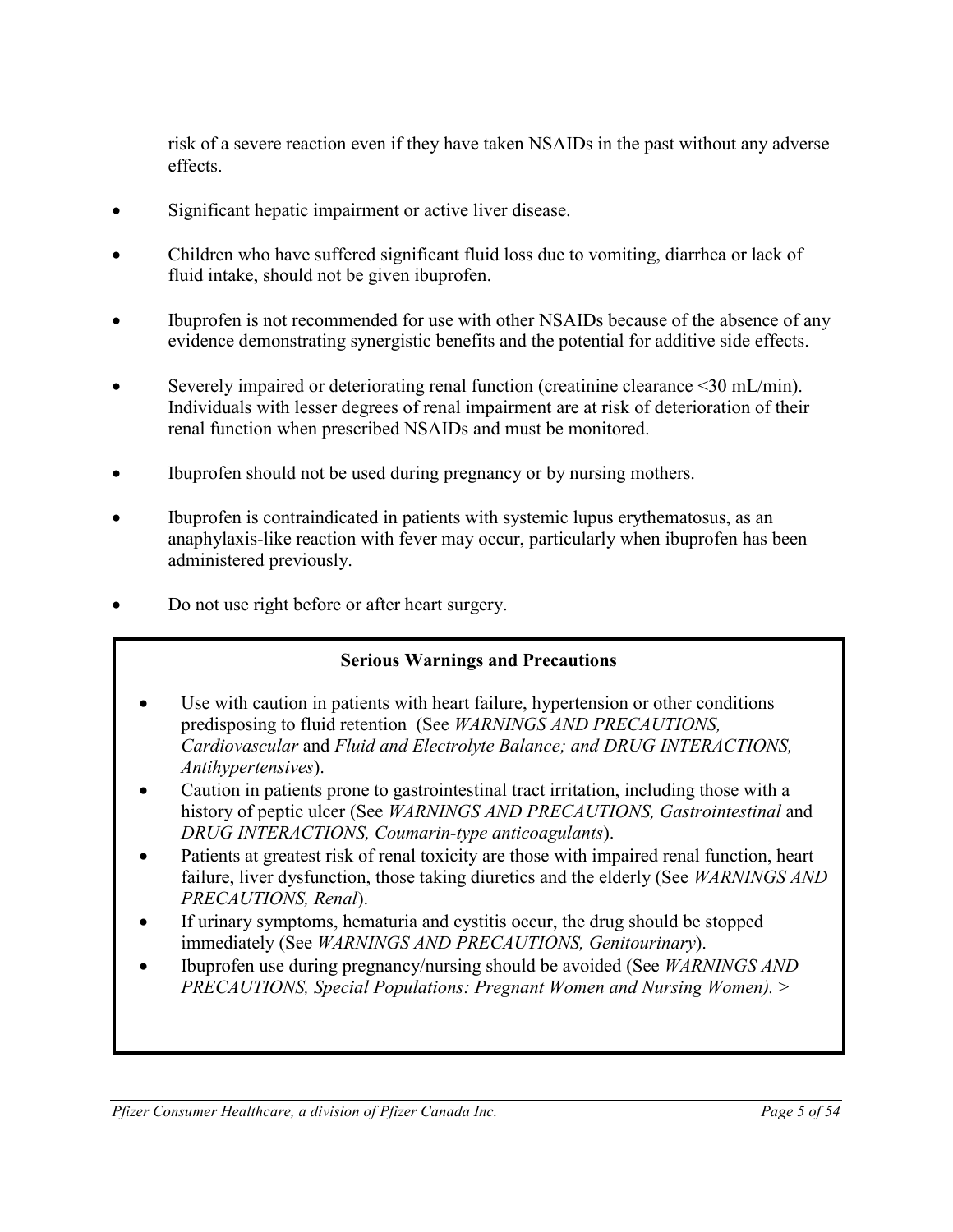risk of a severe reaction even if they have taken NSAIDs in the past without any adverse effects.

- Significant hepatic impairment or active liver disease.
- Children who have suffered significant fluid loss due to vomiting, diarrhea or lack of fluid intake, should not be given ibuprofen.
- Ibuprofen is not recommended for use with other NSAIDs because of the absence of any evidence demonstrating synergistic benefits and the potential for additive side effects.
- Severely impaired or deteriorating renal function (creatinine clearance <30 mL/min). Individuals with lesser degrees of renal impairment are at risk of deterioration of their renal function when prescribed NSAIDs and must be monitored.
- Ibuprofen should not be used during pregnancy or by nursing mothers.
- Ibuprofen is contraindicated in patients with systemic lupus erythematosus, as an anaphylaxis-like reaction with fever may occur, particularly when ibuprofen has been administered previously.
- Do not use right before or after heart surgery.

**Serious Warnings and Precautions**

- Use with caution in patients with heart failure, hypertension or other conditions predisposing to fluid retention (See *WARNINGS AND PRECAUTIONS, Cardiovascular* and *Fluid and Electrolyte Balance; and DRUG INTERACTIONS, Antihypertensives*).
- Caution in patients prone to gastrointestinal tract irritation, including those with a history of peptic ulcer (See *WARNINGS AND PRECAUTIONS, Gastrointestinal* and *DRUG INTERACTIONS, Coumarin-type anticoagulants*).
- Patients at greatest risk of renal toxicity are those with impaired renal function, heart failure, liver dysfunction, those taking diuretics and the elderly (See *WARNINGS AND PRECAUTIONS, Renal*).
- If urinary symptoms, hematuria and cystitis occur, the drug should be stopped immediately (See *WARNINGS AND PRECAUTIONS, Genitourinary*).
- Ibuprofen use during pregnancy/nursing should be avoided (See *WARNINGS AND PRECAUTIONS, Special Populations: Pregnant Women and Nursing Women). >*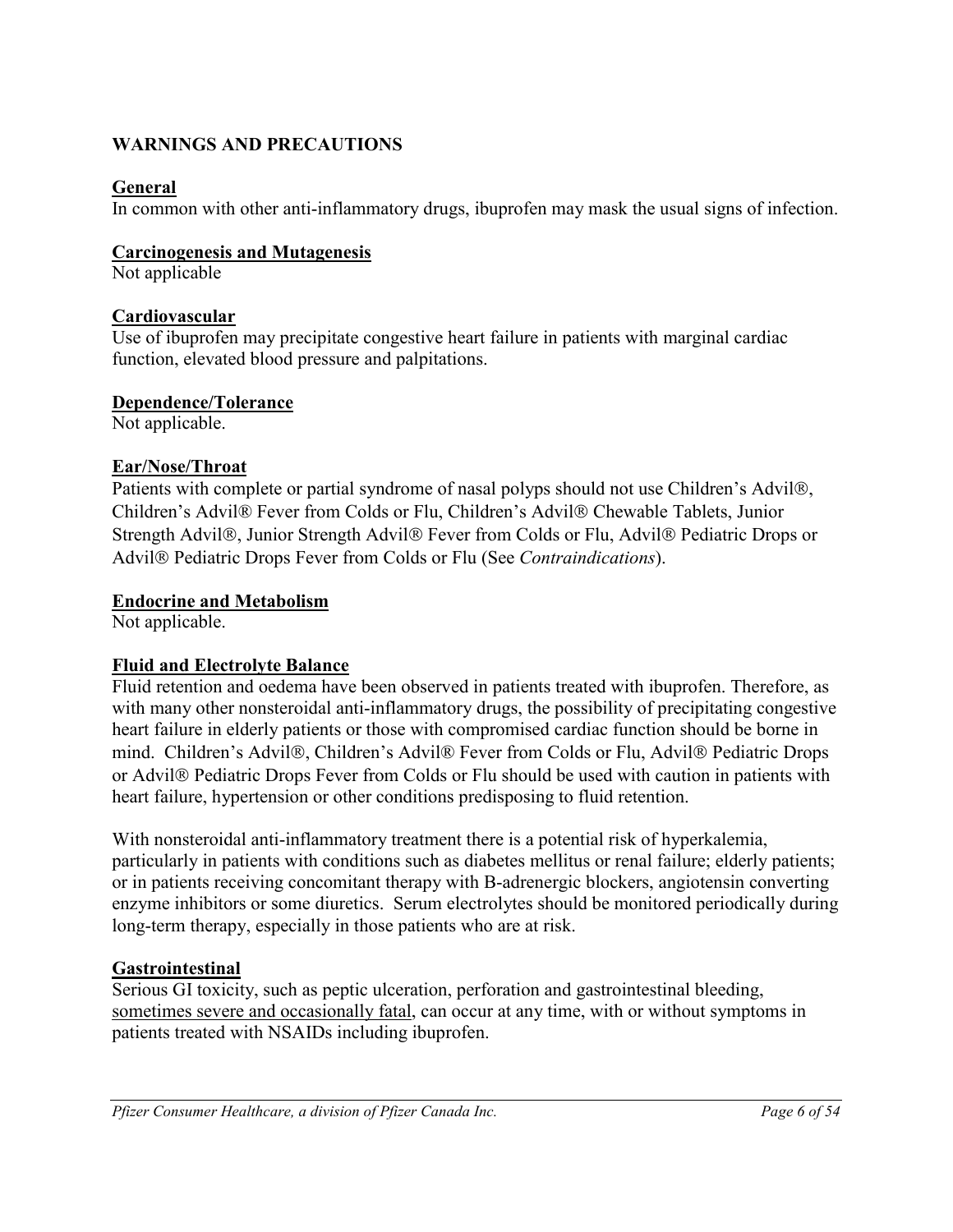## WARNINGS AND PRECAUTIONS

### General

In common with other anti-inflammatory drugs, ibuprofen may mask the usual signs of infection.

### Carcinogenesis and Mutagenesis

Not applicable

### Cardiovascular

Use of ibuprofen may precipitate congestive heart failure in patients with marginal cardiac function, elevated blood pressure and palpitations.

### Dependence/Tolerance

Not applicable.

### Ear/Nose/Throat

Patients with complete or partial syndrome of nasal polyps should not use Children's Advil®, Children's Advil® Fever from Colds or Flu, Children's Advil® Chewable Tablets, Junior Strength Advil®, Junior Strength Advil® Fever from Colds or Flu, Advil® Pediatric Drops or Advil® Pediatric Drops Fever from Colds or Flu (See *Contraindications*).

### Endocrine and Metabolism

Not applicable.

### Fluid and Electrolyte Balance

Fluid retention and oedema have been observed in patients treated with ibuprofen. Therefore, as with many other nonsteroidal anti-inflammatory drugs, the possibility of precipitating congestive heart failure in elderly patients or those with compromised cardiac function should be borne in mind. Children's Advil®, Children's Advil® Fever from Colds or Flu, Advil® Pediatric Drops or Advil® Pediatric Drops Fever from Colds or Flu should be used with caution in patients with heart failure, hypertension or other conditions predisposing to fluid retention.

With nonsteroidal anti-inflammatory treatment there is a potential risk of hyperkalemia, particularly in patients with conditions such as diabetes mellitus or renal failure; elderly patients; or in patients receiving concomitant therapy with B-adrenergic blockers, angiotensin converting enzyme inhibitors or some diuretics. Serum electrolytes should be monitored periodically during long-term therapy, especially in those patients who are at risk.

### Gastrointestinal

Serious GI toxicity, such as peptic ulceration, perforation and gastrointestinal bleeding, <u>sometimes severe and occasionally fatal</u>, can occur at any time, with or without symptoms in patients treated with NSAIDs including ibuprofen.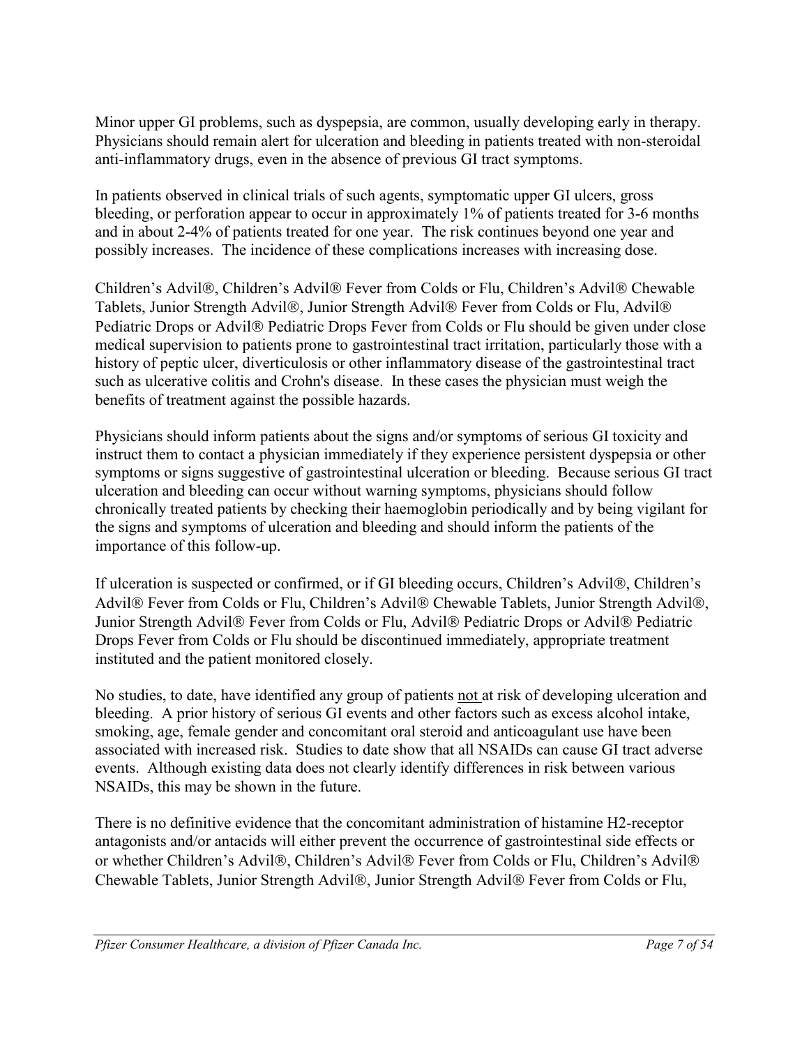Minor upper GI problems, such as dyspepsia, are common, usually developing early in therapy. Physicians should remain alert for ulceration and bleeding in patients treated with non-steroidal anti-inflammatory drugs, even in the absence of previous GI tract symptoms.

In patients observed in clinical trials of such agents, symptomatic upper GI ulcers, gross bleeding, or perforation appear to occur in approximately 1% of patients treated for 3-6 months and in about 2-4% of patients treated for one year. The risk continues beyond one year and possibly increases. The incidence of these complications increases with increasing dose.

Children's Advil®, Children's Advil® Fever from Colds or Flu, Children's Advil® Chewable Tablets, Junior Strength Advil®, Junior Strength Advil® Fever from Colds or Flu, Advil® Pediatric Drops or Advil® Pediatric Drops Fever from Colds or Flu should be given under close medical supervision to patients prone to gastrointestinal tract irritation, particularly those with a history of peptic ulcer, diverticulosis or other inflammatory disease of the gastrointestinal tract such as ulcerative colitis and Crohn's disease. In these cases the physician must weigh the benefits of treatment against the possible hazards.

Physicians should inform patients about the signs and/or symptoms of serious GI toxicity and instruct them to contact a physician immediately if they experience persistent dyspepsia or other symptoms or signs suggestive of gastrointestinal ulceration or bleeding. Because serious GI tract ulceration and bleeding can occur without warning symptoms, physicians should follow chronically treated patients by checking their haemoglobin periodically and by being vigilant for the signs and symptoms of ulceration and bleeding and should inform the patients of the importance of this follow-up.

If ulceration is suspected or confirmed, or if GI bleeding occurs, Children's Advil®, Children's Advil® Fever from Colds or Flu, Children's Advil® Chewable Tablets, Junior Strength Advil®, Junior Strength Advil® Fever from Colds or Flu, Advil® Pediatric Drops or Advil® Pediatric Drops Fever from Colds or Flu should be discontinued immediately, appropriate treatment instituted and the patient monitored closely.

No studies, to date, have identified any group of patients <u>not</u> at risk of developing ulceration and bleeding. A prior history of serious GI events and other factors such as excess alcohol intake, smoking, age, female gender and concomitant oral steroid and anticoagulant use have been associated with increased risk. Studies to date show that all NSAIDs can cause GI tract adverse events. Although existing data does not clearly identify differences in risk between various NSAIDs, this may be shown in the future.

There is no definitive evidence that the concomitant administration of histamine H2-receptor antagonists and/or antacids will either prevent the occurrence of gastrointestinal side effects or or whether Children's Advil®, Children's Advil® Fever from Colds or Flu, Children's Advil® Chewable Tablets, Junior Strength Advil®, Junior Strength Advil® Fever from Colds or Flu,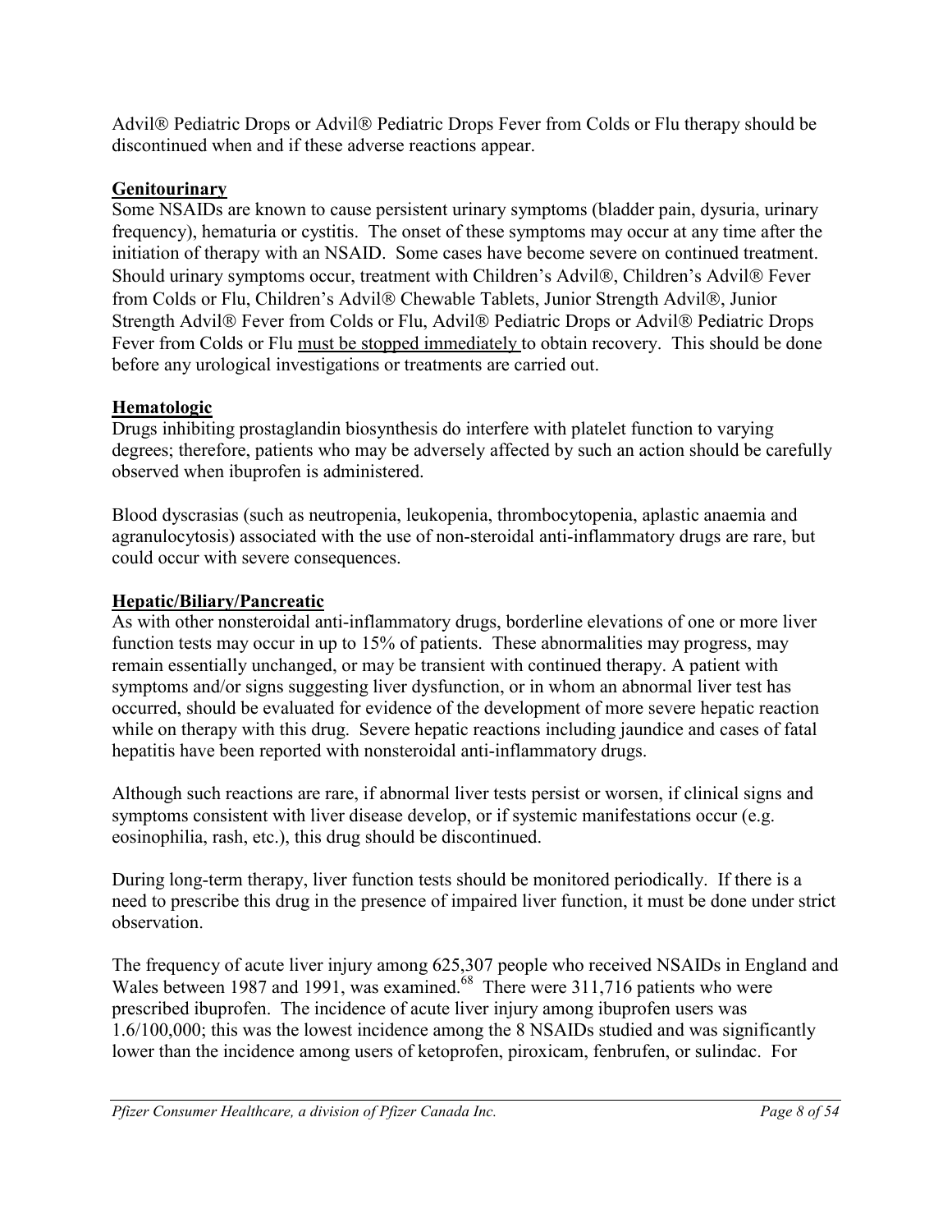Advil® Pediatric Drops or Advil® Pediatric Drops Fever from Colds or Flu therapy should be discontinued when and if these adverse reactions appear.

**Genitourinary**

Some NSAIDs are known to cause persistent urinary symptoms (bladder pain, dysuria, urinary frequency), hematuria or cystitis. The onset of these symptoms may occur at any time after the initiation of therapy with an NSAID. Some cases have become severe on continued treatment. Should urinary symptoms occur, treatment with Children's Advil®, Children's Advil® Fever from Colds or Flu, Children's Advil® Chewable Tablets, Junior Strength Advil®, Junior Strength Advil® Fever from Colds or Flu, Advil® Pediatric Drops or Advil® Pediatric Drops Fever from Colds or Flu must be stopped immediately to obtain recovery. This should be done before any urological investigations or treatments are carried out.

**Hematologic**

Drugs inhibiting prostaglandin biosynthesis do interfere with platelet function to varying degrees; therefore, patients who may be adversely affected by such an action should be carefully observed when ibuprofen is administered.

Blood dyscrasias (such as neutropenia, leukopenia, thrombocytopenia, aplastic anaemia and agranulocytosis) associated with the use of non-steroidal anti-inflammatory drugs are rare, but could occur with severe consequences.

**Hepatic/Biliary/Pancreatic**

As with other nonsteroidal anti-inflammatory drugs, borderline elevations of one or more liver function tests may occur in up to 15% of patients. These abnormalities may progress, may remain essentially unchanged, or may be transient with continued therapy. A patient with symptoms and/or signs suggesting liver dysfunction, or in whom an abnormal liver test has occurred, should be evaluated for evidence of the development of more severe hepatic reaction while on therapy with this drug. Severe hepatic reactions including jaundice and cases of fatal hepatitis have been reported with nonsteroidal anti-inflammatory drugs.

Although such reactions are rare, if abnormal liver tests persist or worsen, if clinical signs and symptoms consistent with liver disease develop, or if systemic manifestations occur (e.g. eosinophilia, rash, etc.), this drug should be discontinued.

During long-term therapy, liver function tests should be monitored periodically. If there is a need to prescribe this drug in the presence of impaired liver function, it must be done under strict observation.

The frequency of acute liver injury among 625,307 people who received NSAIDs in England and Wales between 1987 and 1991, was examined.[68] There were 311,716 patients who were prescribed ibuprofen. The incidence of acute liver injury among ibuprofen users was 1.6/100,000; this was the lowest incidence among the 8 NSAIDs studied and was significantly lower than the incidence among users of ketoprofen, piroxicam, fenbrufen, or sulindac. For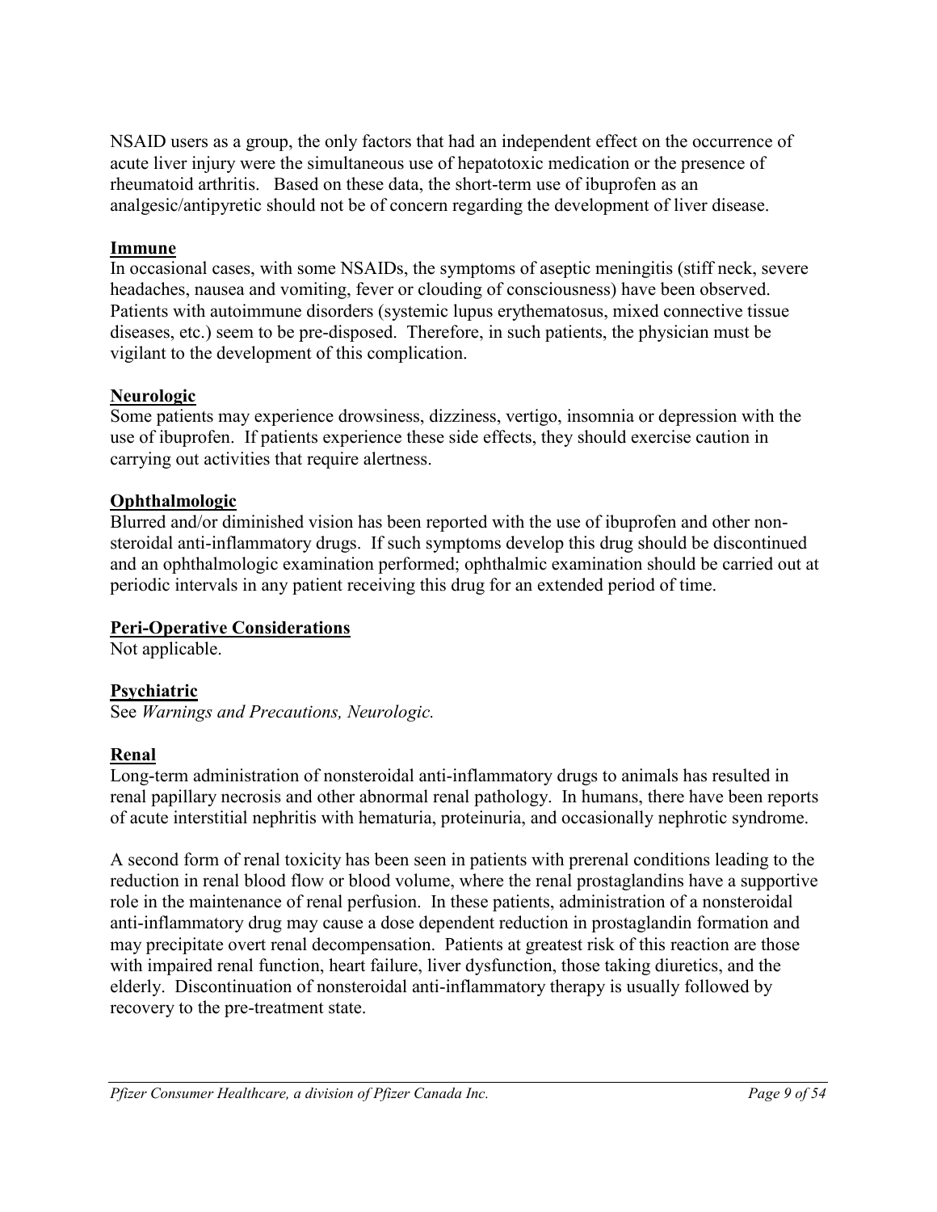NSAID users as a group, the only factors that had an independent effect on the occurrence of acute liver injury were the simultaneous use of hepatotoxic medication or the presence of rheumatoid arthritis. Based on these data, the short-term use of ibuprofen as an analgesic/antipyretic should not be of concern regarding the development of liver disease.

**Immune**

In occasional cases, with some NSAIDs, the symptoms of aseptic meningitis (stiff neck, severe headaches, nausea and vomiting, fever or clouding of consciousness) have been observed. Patients with autoimmune disorders (systemic lupus erythematosus, mixed connective tissue diseases, etc.) seem to be pre-disposed. Therefore, in such patients, the physician must be vigilant to the development of this complication.

**Neurologic**

Some patients may experience drowsiness, dizziness, vertigo, insomnia or depression with the use of ibuprofen. If patients experience these side effects, they should exercise caution in carrying out activities that require alertness.

**Ophthalmologic**

Blurred and/or diminished vision has been reported with the use of ibuprofen and other non-steroidal anti-inflammatory drugs. If such symptoms develop this drug should be discontinued and an ophthalmologic examination performed; ophthalmic examination should be carried out at periodic intervals in any patient receiving this drug for an extended period of time.

**Peri-Operative Considerations**

Not applicable.

**Psychiatric**

See *Warnings and Precautions, Neurologic.*

**Renal**

Long-term administration of nonsteroidal anti-inflammatory drugs to animals has resulted in renal papillary necrosis and other abnormal renal pathology. In humans, there have been reports of acute interstitial nephritis with hematuria, proteinuria, and occasionally nephrotic syndrome.

A second form of renal toxicity has been seen in patients with prerenal conditions leading to the reduction in renal blood flow or blood volume, where the renal prostaglandins have a supportive role in the maintenance of renal perfusion. In these patients, administration of a nonsteroidal anti-inflammatory drug may cause a dose dependent reduction in prostaglandin formation and may precipitate overt renal decompensation. Patients at greatest risk of this reaction are those with impaired renal function, heart failure, liver dysfunction, those taking diuretics, and the elderly. Discontinuation of nonsteroidal anti-inflammatory therapy is usually followed by recovery to the pre-treatment state.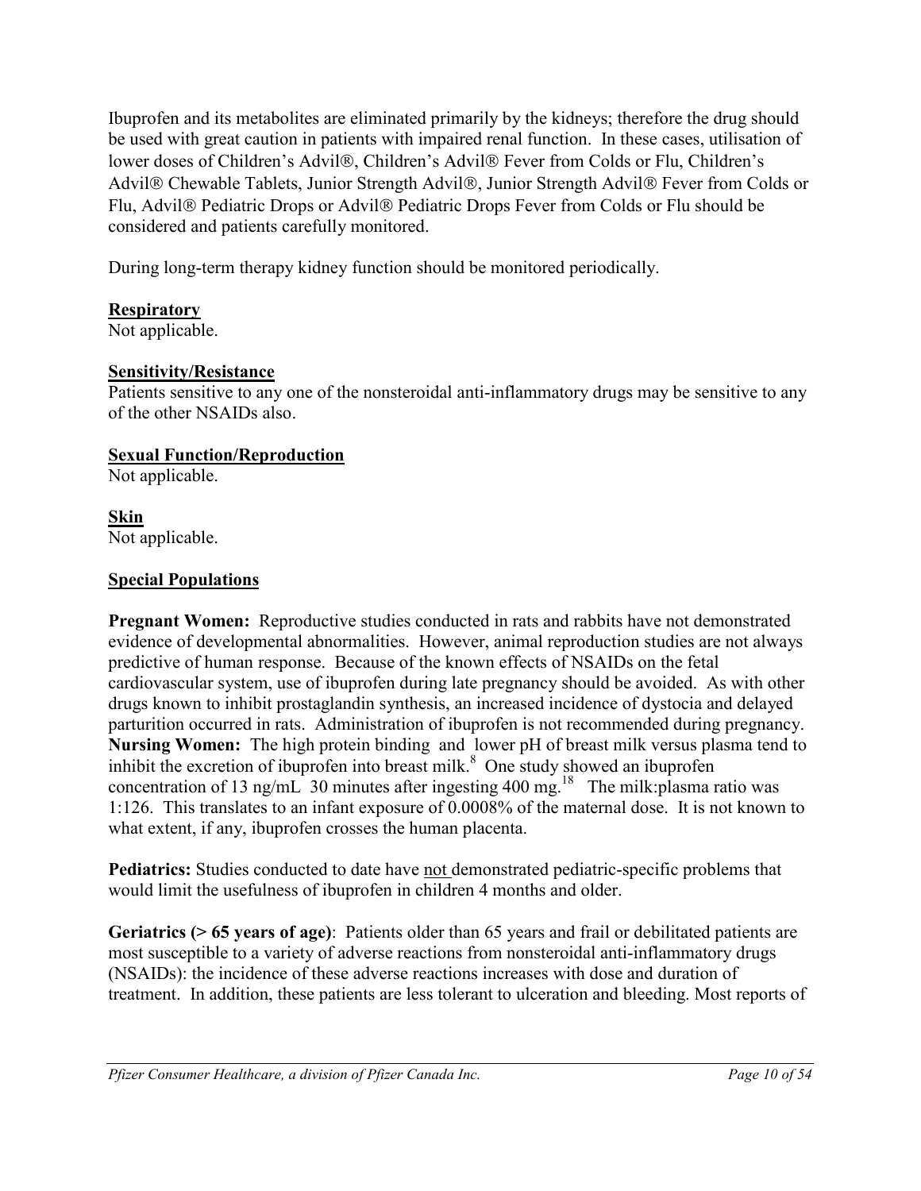Ibuprofen and its metabolites are eliminated primarily by the kidneys; therefore the drug should be used with great caution in patients with impaired renal function. In these cases, utilisation of lower doses of Children's Advil®, Children's Advil® Fever from Colds or Flu, Children's Advil® Chewable Tablets, Junior Strength Advil®, Junior Strength Advil® Fever from Colds or Flu, Advil® Pediatric Drops or Advil® Pediatric Drops Fever from Colds or Flu should be considered and patients carefully monitored.

During long-term therapy kidney function should be monitored periodically.

**Respiratory**
Not applicable.

**Sensitivity/Resistance**
Patients sensitive to any one of the nonsteroidal anti-inflammatory drugs may be sensitive to any of the other NSAIDs also.

**Sexual Function/Reproduction**
Not applicable.

**Skin**
Not applicable.

**Special Populations**

**Pregnant Women:** Reproductive studies conducted in rats and rabbits have not demonstrated evidence of developmental abnormalities. However, animal reproduction studies are not always predictive of human response. Because of the known effects of NSAIDs on the fetal cardiovascular system, use of ibuprofen during late pregnancy should be avoided. As with other drugs known to inhibit prostaglandin synthesis, an increased incidence of dystocia and delayed parturition occurred in rats. Administration of ibuprofen is not recommended during pregnancy.
**Nursing Women:** The high protein binding and lower pH of breast milk versus plasma tend to inhibit the excretion of ibuprofen into breast milk.[8] One study showed an ibuprofen concentration of 13 ng/mL 30 minutes after ingesting 400 mg.[18] The milk:plasma ratio was 1:126. This translates to an infant exposure of 0.0008% of the maternal dose. It is not known to what extent, if any, ibuprofen crosses the human placenta.

**Pediatrics:** Studies conducted to date have not demonstrated pediatric-specific problems that would limit the usefulness of ibuprofen in children 4 months and older.

**Geriatrics (> 65 years of age)**: Patients older than 65 years and frail or debilitated patients are most susceptible to a variety of adverse reactions from nonsteroidal anti-inflammatory drugs (NSAIDs): the incidence of these adverse reactions increases with dose and duration of treatment. In addition, these patients are less tolerant to ulceration and bleeding. Most reports of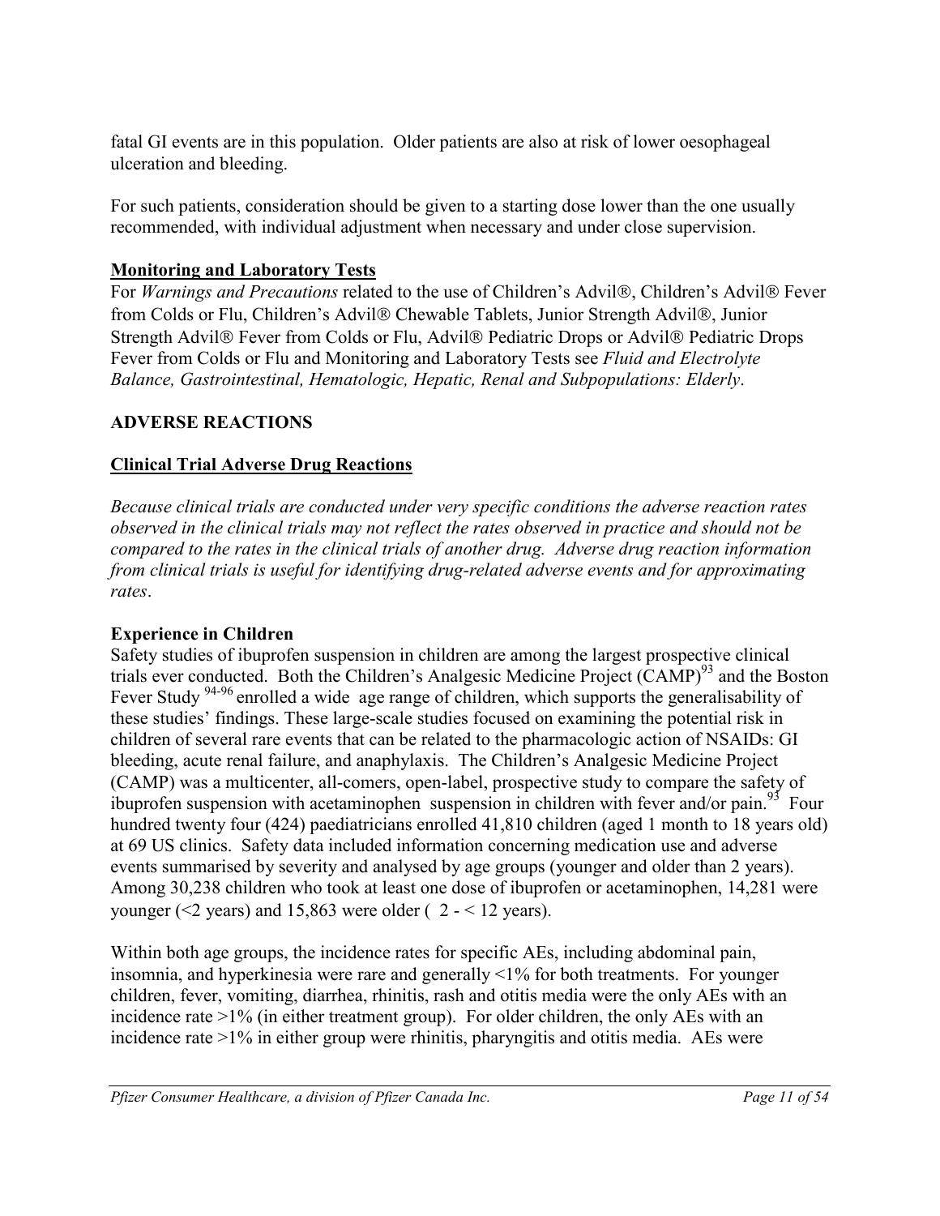fatal GI events are in this population. Older patients are also at risk of lower oesophageal ulceration and bleeding.

For such patients, consideration should be given to a starting dose lower than the one usually recommended, with individual adjustment when necessary and under close supervision.

**Monitoring and Laboratory Tests**

For *Warnings and Precautions* related to the use of Children's Advil®, Children's Advil® Fever from Colds or Flu, Children's Advil® Chewable Tablets, Junior Strength Advil®, Junior Strength Advil® Fever from Colds or Flu, Advil® Pediatric Drops or Advil® Pediatric Drops Fever from Colds or Flu and Monitoring and Laboratory Tests see *Fluid and Electrolyte Balance, Gastrointestinal, Hematologic, Hepatic, Renal and Subpopulations: Elderly*.

## ADVERSE REACTIONS

### Clinical Trial Adverse Drug Reactions

*Because clinical trials are conducted under very specific conditions the adverse reaction rates observed in the clinical trials may not reflect the rates observed in practice and should not be compared to the rates in the clinical trials of another drug. Adverse drug reaction information from clinical trials is useful for identifying drug-related adverse events and for approximating rates*.

**Experience in Children**

Safety studies of ibuprofen suspension in children are among the largest prospective clinical trials ever conducted. Both the Children's Analgesic Medicine Project (CAMP)[93] and the Boston Fever Study [94-96] enrolled a wide age range of children, which supports the generalisability of these studies' findings. These large-scale studies focused on examining the potential risk in children of several rare events that can be related to the pharmacologic action of NSAIDs: GI bleeding, acute renal failure, and anaphylaxis. The Children's Analgesic Medicine Project (CAMP) was a multicenter, all-comers, open-label, prospective study to compare the safety of ibuprofen suspension with acetaminophen suspension in children with fever and/or pain.[93] Four hundred twenty four (424) paediatricians enrolled 41,810 children (aged 1 month to 18 years old) at 69 US clinics. Safety data included information concerning medication use and adverse events summarised by severity and analysed by age groups (younger and older than 2 years). Among 30,238 children who took at least one dose of ibuprofen or acetaminophen, 14,281 were younger (<2 years) and 15,863 were older ( 2 - < 12 years).

Within both age groups, the incidence rates for specific AEs, including abdominal pain, insomnia, and hyperkinesia were rare and generally <1% for both treatments. For younger children, fever, vomiting, diarrhea, rhinitis, rash and otitis media were the only AEs with an incidence rate >1% (in either treatment group). For older children, the only AEs with an incidence rate >1% in either group were rhinitis, pharyngitis and otitis media. AEs were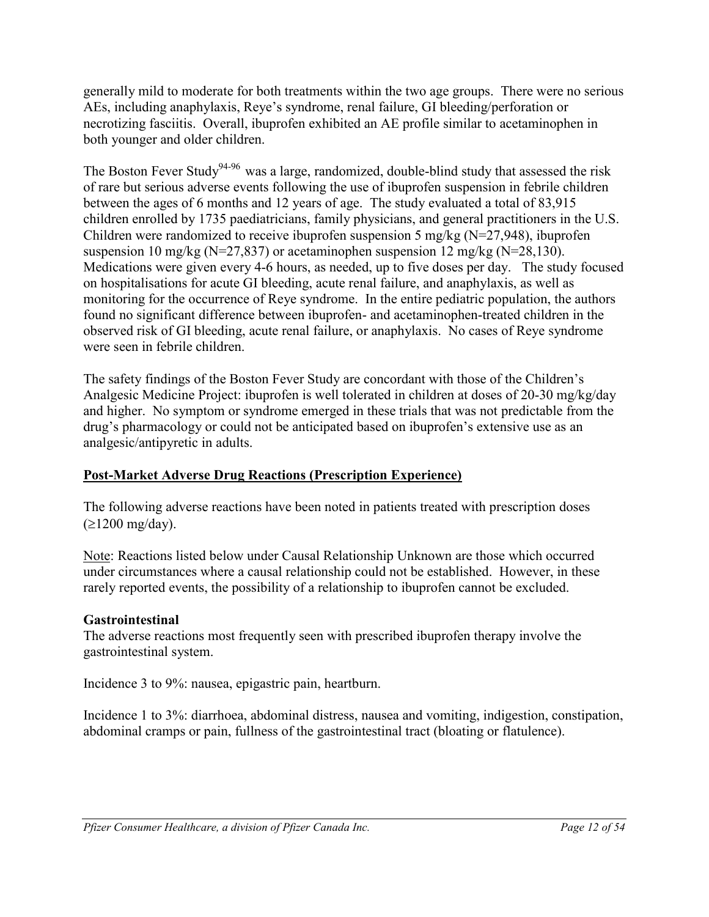generally mild to moderate for both treatments within the two age groups. There were no serious AEs, including anaphylaxis, Reye's syndrome, renal failure, GI bleeding/perforation or necrotizing fasciitis. Overall, ibuprofen exhibited an AE profile similar to acetaminophen in both younger and older children.

The Boston Fever Study[94-96] was a large, randomized, double-blind study that assessed the risk of rare but serious adverse events following the use of ibuprofen suspension in febrile children between the ages of 6 months and 12 years of age. The study evaluated a total of 83,915 children enrolled by 1735 paediatricians, family physicians, and general practitioners in the U.S. Children were randomized to receive ibuprofen suspension 5 mg/kg (N=27,948), ibuprofen suspension 10 mg/kg (N=27,837) or acetaminophen suspension 12 mg/kg (N=28,130). Medications were given every 4-6 hours, as needed, up to five doses per day. The study focused on hospitalisations for acute GI bleeding, acute renal failure, and anaphylaxis, as well as monitoring for the occurrence of Reye syndrome. In the entire pediatric population, the authors found no significant difference between ibuprofen- and acetaminophen-treated children in the observed risk of GI bleeding, acute renal failure, or anaphylaxis. No cases of Reye syndrome were seen in febrile children.

The safety findings of the Boston Fever Study are concordant with those of the Children's Analgesic Medicine Project: ibuprofen is well tolerated in children at doses of 20-30 mg/kg/day and higher. No symptom or syndrome emerged in these trials that was not predictable from the drug's pharmacology or could not be anticipated based on ibuprofen's extensive use as an analgesic/antipyretic in adults.

## Post-Market Adverse Drug Reactions (Prescription Experience)

The following adverse reactions have been noted in patients treated with prescription doses (≥1200 mg/day).

Note: Reactions listed below under Causal Relationship Unknown are those which occurred under circumstances where a causal relationship could not be established. However, in these rarely reported events, the possibility of a relationship to ibuprofen cannot be excluded.

### Gastrointestinal

The adverse reactions most frequently seen with prescribed ibuprofen therapy involve the gastrointestinal system.

Incidence 3 to 9%: nausea, epigastric pain, heartburn.

Incidence 1 to 3%: diarrhoea, abdominal distress, nausea and vomiting, indigestion, constipation, abdominal cramps or pain, fullness of the gastrointestinal tract (bloating or flatulence).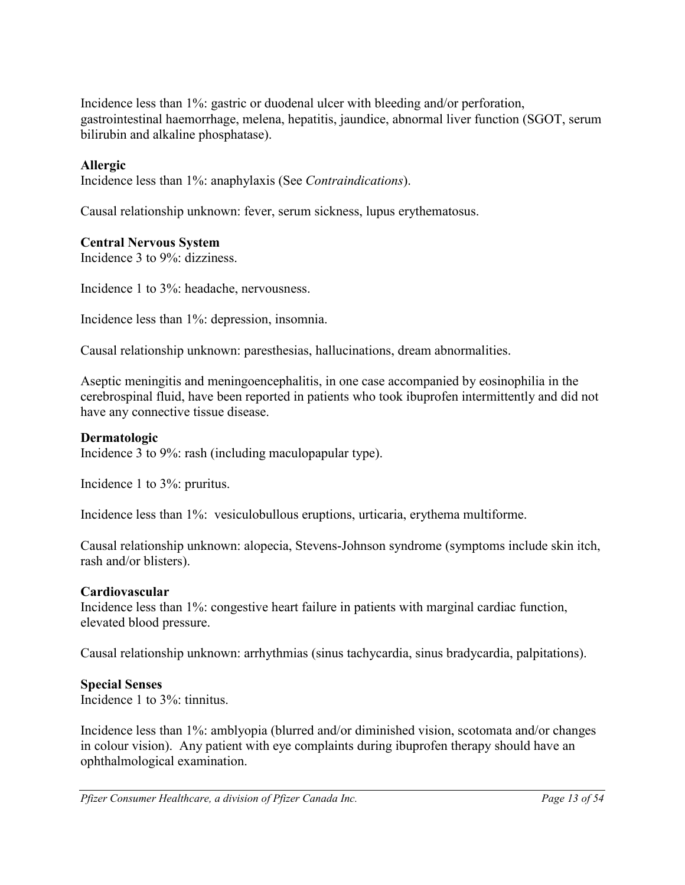Incidence less than 1%: gastric or duodenal ulcer with bleeding and/or perforation, gastrointestinal haemorrhage, melena, hepatitis, jaundice, abnormal liver function (SGOT, serum bilirubin and alkaline phosphatase).

**Allergic**
Incidence less than 1%: anaphylaxis (See *Contraindications*).

Causal relationship unknown: fever, serum sickness, lupus erythematosus.

**Central Nervous System**
Incidence 3 to 9%: dizziness.

Incidence 1 to 3%: headache, nervousness.

Incidence less than 1%: depression, insomnia.

Causal relationship unknown: paresthesias, hallucinations, dream abnormalities.

Aseptic meningitis and meningoencephalitis, in one case accompanied by eosinophilia in the cerebrospinal fluid, have been reported in patients who took ibuprofen intermittently and did not have any connective tissue disease.

**Dermatologic**
Incidence 3 to 9%: rash (including maculopapular type).

Incidence 1 to 3%: pruritus.

Incidence less than 1%: vesiculobullous eruptions, urticaria, erythema multiforme.

Causal relationship unknown: alopecia, Stevens-Johnson syndrome (symptoms include skin itch, rash and/or blisters).

**Cardiovascular**
Incidence less than 1%: congestive heart failure in patients with marginal cardiac function, elevated blood pressure.

Causal relationship unknown: arrhythmias (sinus tachycardia, sinus bradycardia, palpitations).

**Special Senses**
Incidence 1 to 3%: tinnitus.

Incidence less than 1%: amblyopia (blurred and/or diminished vision, scotomata and/or changes in colour vision). Any patient with eye complaints during ibuprofen therapy should have an ophthalmological examination.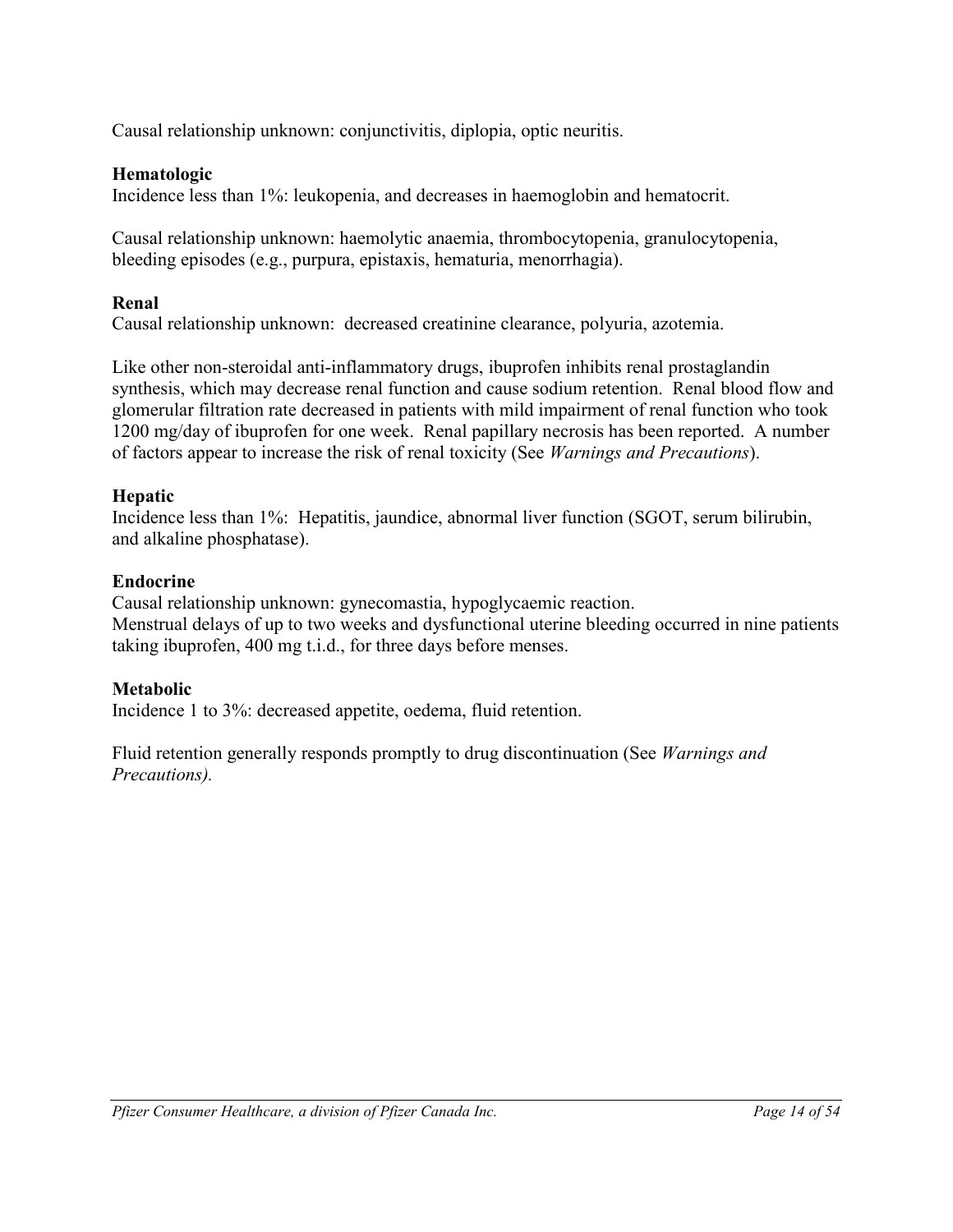Causal relationship unknown: conjunctivitis, diplopia, optic neuritis.

**Hematologic**

Incidence less than 1%: leukopenia, and decreases in haemoglobin and hematocrit.

Causal relationship unknown: haemolytic anaemia, thrombocytopenia, granulocytopenia, bleeding episodes (e.g., purpura, epistaxis, hematuria, menorrhagia).

**Renal**

Causal relationship unknown: decreased creatinine clearance, polyuria, azotemia.

Like other non-steroidal anti-inflammatory drugs, ibuprofen inhibits renal prostaglandin synthesis, which may decrease renal function and cause sodium retention. Renal blood flow and glomerular filtration rate decreased in patients with mild impairment of renal function who took 1200 mg/day of ibuprofen for one week. Renal papillary necrosis has been reported. A number of factors appear to increase the risk of renal toxicity (See *Warnings and Precautions*).

**Hepatic**

Incidence less than 1%: Hepatitis, jaundice, abnormal liver function (SGOT, serum bilirubin, and alkaline phosphatase).

**Endocrine**

Causal relationship unknown: gynecomastia, hypoglycaemic reaction.
Menstrual delays of up to two weeks and dysfunctional uterine bleeding occurred in nine patients taking ibuprofen, 400 mg t.i.d., for three days before menses.

**Metabolic**

Incidence 1 to 3%: decreased appetite, oedema, fluid retention.

Fluid retention generally responds promptly to drug discontinuation (See *Warnings and Precautions).*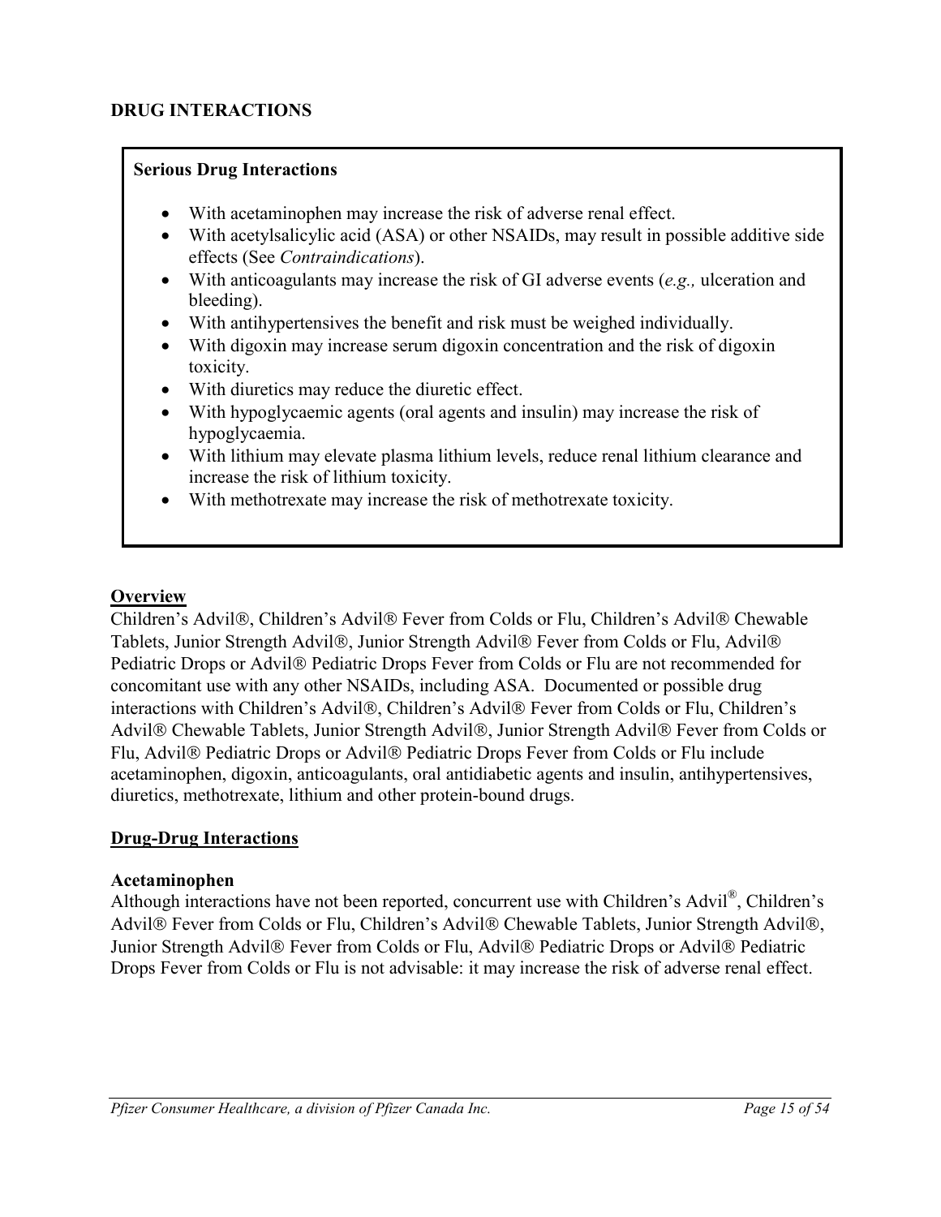## DRUG INTERACTIONS

**Serious Drug Interactions**

- With acetaminophen may increase the risk of adverse renal effect.
- With acetylsalicylic acid (ASA) or other NSAIDs, may result in possible additive side effects (See *Contraindications*).
- With anticoagulants may increase the risk of GI adverse events (*e.g.,* ulceration and bleeding).
- With antihypertensives the benefit and risk must be weighed individually.
- With digoxin may increase serum digoxin concentration and the risk of digoxin toxicity.
- With diuretics may reduce the diuretic effect.
- With hypoglycaemic agents (oral agents and insulin) may increase the risk of hypoglycaemia.
- With lithium may elevate plasma lithium levels, reduce renal lithium clearance and increase the risk of lithium toxicity.
- With methotrexate may increase the risk of methotrexate toxicity.

### Overview

Children's Advil®, Children's Advil® Fever from Colds or Flu, Children's Advil® Chewable Tablets, Junior Strength Advil®, Junior Strength Advil® Fever from Colds or Flu, Advil® Pediatric Drops or Advil® Pediatric Drops Fever from Colds or Flu are not recommended for concomitant use with any other NSAIDs, including ASA. Documented or possible drug interactions with Children's Advil®, Children's Advil® Fever from Colds or Flu, Children's Advil® Chewable Tablets, Junior Strength Advil®, Junior Strength Advil® Fever from Colds or Flu, Advil® Pediatric Drops or Advil® Pediatric Drops Fever from Colds or Flu include acetaminophen, digoxin, anticoagulants, oral antidiabetic agents and insulin, antihypertensives, diuretics, methotrexate, lithium and other protein-bound drugs.

### Drug-Drug Interactions

**Acetaminophen**

Although interactions have not been reported, concurrent use with Children's Advil®, Children's Advil® Fever from Colds or Flu, Children's Advil® Chewable Tablets, Junior Strength Advil®, Junior Strength Advil® Fever from Colds or Flu, Advil® Pediatric Drops or Advil® Pediatric Drops Fever from Colds or Flu is not advisable: it may increase the risk of adverse renal effect.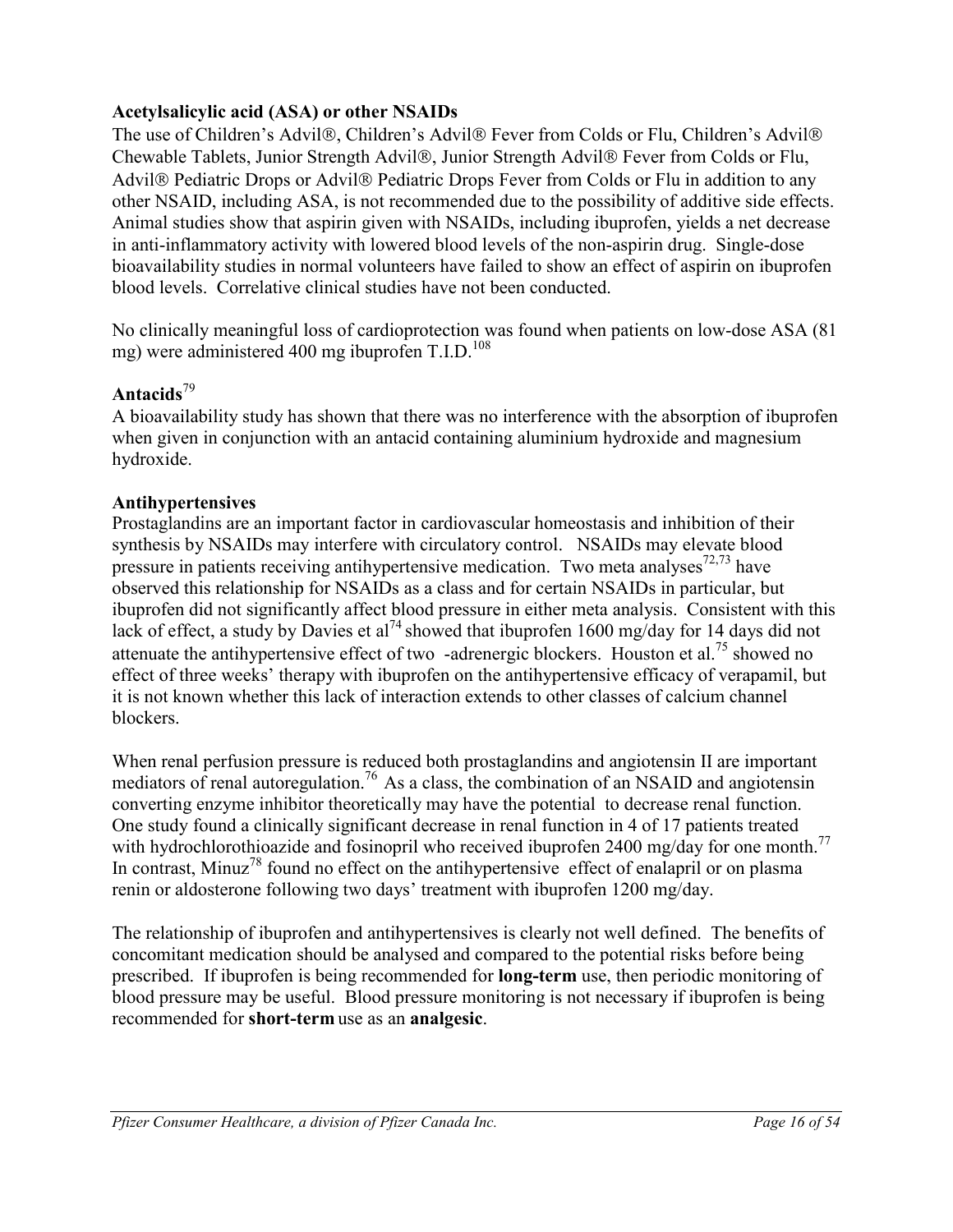### Acetylsalicylic acid (ASA) or other NSAIDs

The use of Children's Advil®, Children's Advil® Fever from Colds or Flu, Children's Advil® Chewable Tablets, Junior Strength Advil®, Junior Strength Advil® Fever from Colds or Flu, Advil® Pediatric Drops or Advil® Pediatric Drops Fever from Colds or Flu in addition to any other NSAID, including ASA, is not recommended due to the possibility of additive side effects. Animal studies show that aspirin given with NSAIDs, including ibuprofen, yields a net decrease in anti-inflammatory activity with lowered blood levels of the non-aspirin drug. Single-dose bioavailability studies in normal volunteers have failed to show an effect of aspirin on ibuprofen blood levels. Correlative clinical studies have not been conducted.

No clinically meaningful loss of cardioprotection was found when patients on low-dose ASA (81 mg) were administered 400 mg ibuprofen T.I.D.[108]

### Antacids[79]

A bioavailability study has shown that there was no interference with the absorption of ibuprofen when given in conjunction with an antacid containing aluminium hydroxide and magnesium hydroxide.

### Antihypertensives

Prostaglandins are an important factor in cardiovascular homeostasis and inhibition of their synthesis by NSAIDs may interfere with circulatory control. NSAIDs may elevate blood pressure in patients receiving antihypertensive medication. Two meta analyses[72,73] have observed this relationship for NSAIDs as a class and for certain NSAIDs in particular, but ibuprofen did not significantly affect blood pressure in either meta analysis. Consistent with this lack of effect, a study by Davies et al[74] showed that ibuprofen 1600 mg/day for 14 days did not attenuate the antihypertensive effect of two -adrenergic blockers. Houston et al.[75] showed no effect of three weeks' therapy with ibuprofen on the antihypertensive efficacy of verapamil, but it is not known whether this lack of interaction extends to other classes of calcium channel blockers.

When renal perfusion pressure is reduced both prostaglandins and angiotensin II are important mediators of renal autoregulation.[76] As a class, the combination of an NSAID and angiotensin converting enzyme inhibitor theoretically may have the potential to decrease renal function. One study found a clinically significant decrease in renal function in 4 of 17 patients treated with hydrochlorothioazide and fosinopril who received ibuprofen 2400 mg/day for one month.[77] In contrast, Minuz[78] found no effect on the antihypertensive effect of enalapril or on plasma renin or aldosterone following two days' treatment with ibuprofen 1200 mg/day.

The relationship of ibuprofen and antihypertensives is clearly not well defined. The benefits of concomitant medication should be analysed and compared to the potential risks before being prescribed. If ibuprofen is being recommended for **long-term** use, then periodic monitoring of blood pressure may be useful. Blood pressure monitoring is not necessary if ibuprofen is being recommended for **short-term** use as an **analgesic**.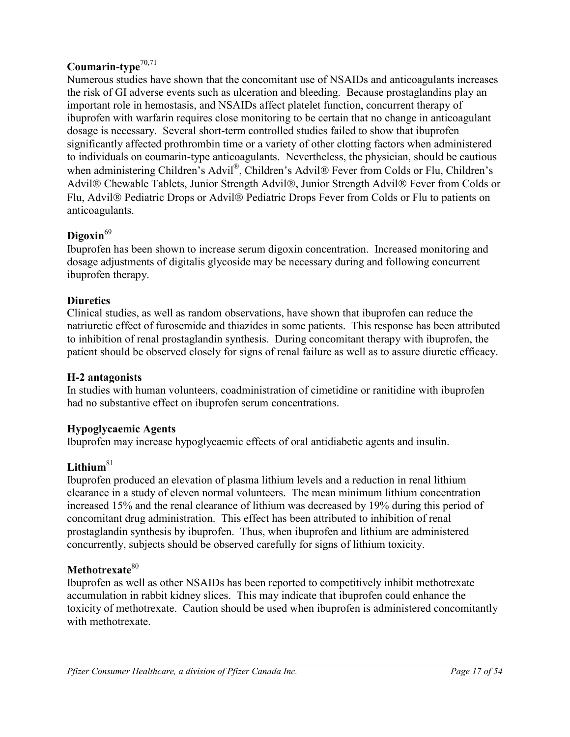**Coumarin-type**[70,71]

Numerous studies have shown that the concomitant use of NSAIDs and anticoagulants increases the risk of GI adverse events such as ulceration and bleeding. Because prostaglandins play an important role in hemostasis, and NSAIDs affect platelet function, concurrent therapy of ibuprofen with warfarin requires close monitoring to be certain that no change in anticoagulant dosage is necessary. Several short-term controlled studies failed to show that ibuprofen significantly affected prothrombin time or a variety of other clotting factors when administered to individuals on coumarin-type anticoagulants. Nevertheless, the physician, should be cautious when administering Children's Advil®, Children's Advil® Fever from Colds or Flu, Children's Advil® Chewable Tablets, Junior Strength Advil®, Junior Strength Advil® Fever from Colds or Flu, Advil® Pediatric Drops or Advil® Pediatric Drops Fever from Colds or Flu to patients on anticoagulants.

**Digoxin**[69]

Ibuprofen has been shown to increase serum digoxin concentration. Increased monitoring and dosage adjustments of digitalis glycoside may be necessary during and following concurrent ibuprofen therapy.

**Diuretics**

Clinical studies, as well as random observations, have shown that ibuprofen can reduce the natriuretic effect of furosemide and thiazides in some patients. This response has been attributed to inhibition of renal prostaglandin synthesis. During concomitant therapy with ibuprofen, the patient should be observed closely for signs of renal failure as well as to assure diuretic efficacy.

**H-2 antagonists**

In studies with human volunteers, coadministration of cimetidine or ranitidine with ibuprofen had no substantive effect on ibuprofen serum concentrations.

**Hypoglycaemic Agents**

Ibuprofen may increase hypoglycaemic effects of oral antidiabetic agents and insulin.

**Lithium**[81]

Ibuprofen produced an elevation of plasma lithium levels and a reduction in renal lithium clearance in a study of eleven normal volunteers. The mean minimum lithium concentration increased 15% and the renal clearance of lithium was decreased by 19% during this period of concomitant drug administration. This effect has been attributed to inhibition of renal prostaglandin synthesis by ibuprofen. Thus, when ibuprofen and lithium are administered concurrently, subjects should be observed carefully for signs of lithium toxicity.

**Methotrexate**[80]

Ibuprofen as well as other NSAIDs has been reported to competitively inhibit methotrexate accumulation in rabbit kidney slices. This may indicate that ibuprofen could enhance the toxicity of methotrexate. Caution should be used when ibuprofen is administered concomitantly with methotrexate.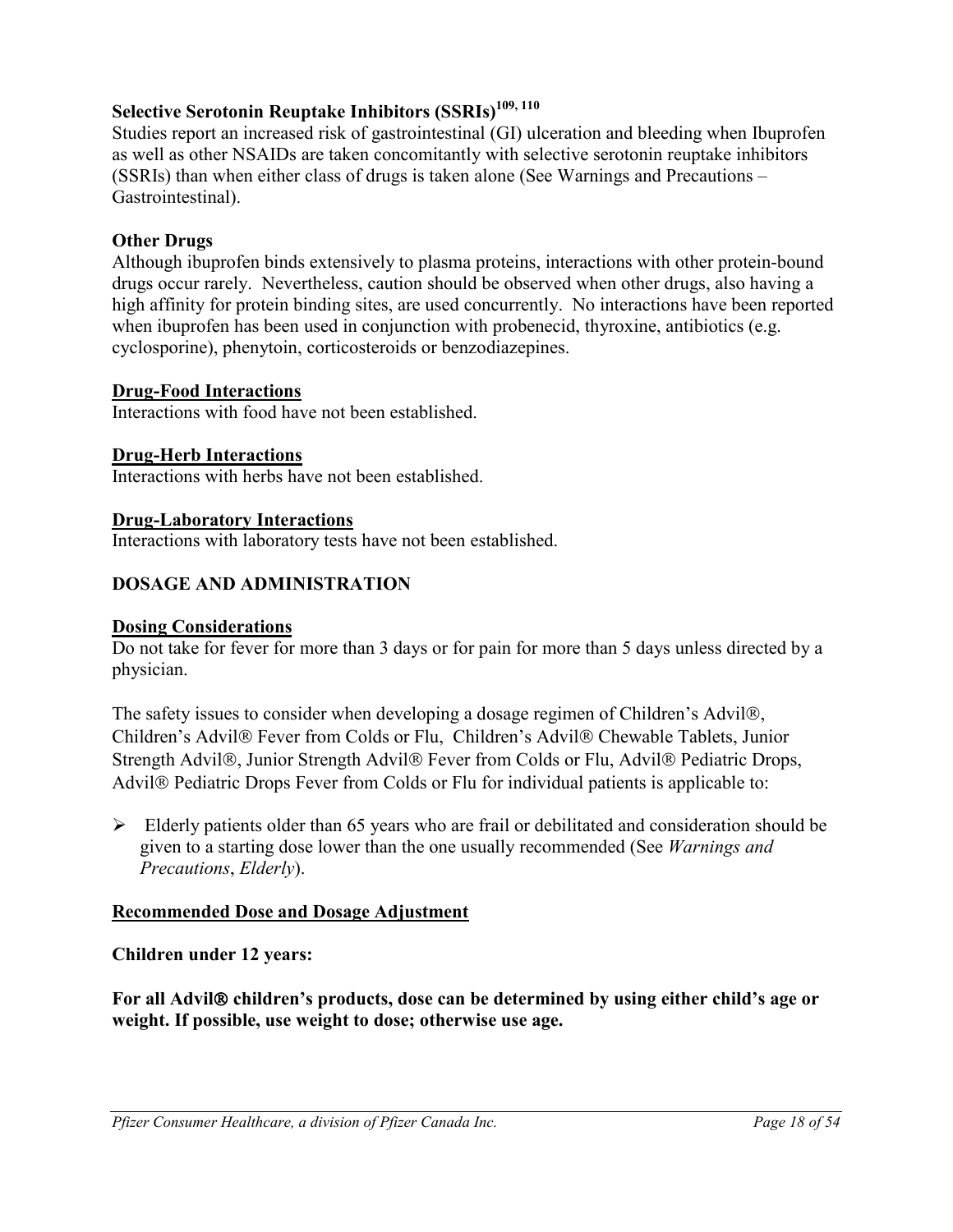### Selective Serotonin Reuptake Inhibitors (SSRIs)[109, 110]

Studies report an increased risk of gastrointestinal (GI) ulceration and bleeding when Ibuprofen as well as other NSAIDs are taken concomitantly with selective serotonin reuptake inhibitors (SSRIs) than when either class of drugs is taken alone (See Warnings and Precautions – Gastrointestinal).

### Other Drugs

Although ibuprofen binds extensively to plasma proteins, interactions with other protein-bound drugs occur rarely. Nevertheless, caution should be observed when other drugs, also having a high affinity for protein binding sites, are used concurrently. No interactions have been reported when ibuprofen has been used in conjunction with probenecid, thyroxine, antibiotics (e.g. cyclosporine), phenytoin, corticosteroids or benzodiazepines.

### Drug-Food Interactions

Interactions with food have not been established.

### Drug-Herb Interactions

Interactions with herbs have not been established.

### Drug-Laboratory Interactions

Interactions with laboratory tests have not been established.

## DOSAGE AND ADMINISTRATION

### Dosing Considerations

Do not take for fever for more than 3 days or for pain for more than 5 days unless directed by a physician.

The safety issues to consider when developing a dosage regimen of Children's Advil®, Children's Advil® Fever from Colds or Flu, Children's Advil® Chewable Tablets, Junior Strength Advil®, Junior Strength Advil® Fever from Colds or Flu, Advil® Pediatric Drops, Advil® Pediatric Drops Fever from Colds or Flu for individual patients is applicable to:

- Elderly patients older than 65 years who are frail or debilitated and consideration should be given to a starting dose lower than the one usually recommended (See *Warnings and Precautions*, *Elderly*).

### Recommended Dose and Dosage Adjustment

**Children under 12 years:**

**For all Advil® children's products, dose can be determined by using either child's age or weight. If possible, use weight to dose; otherwise use age.**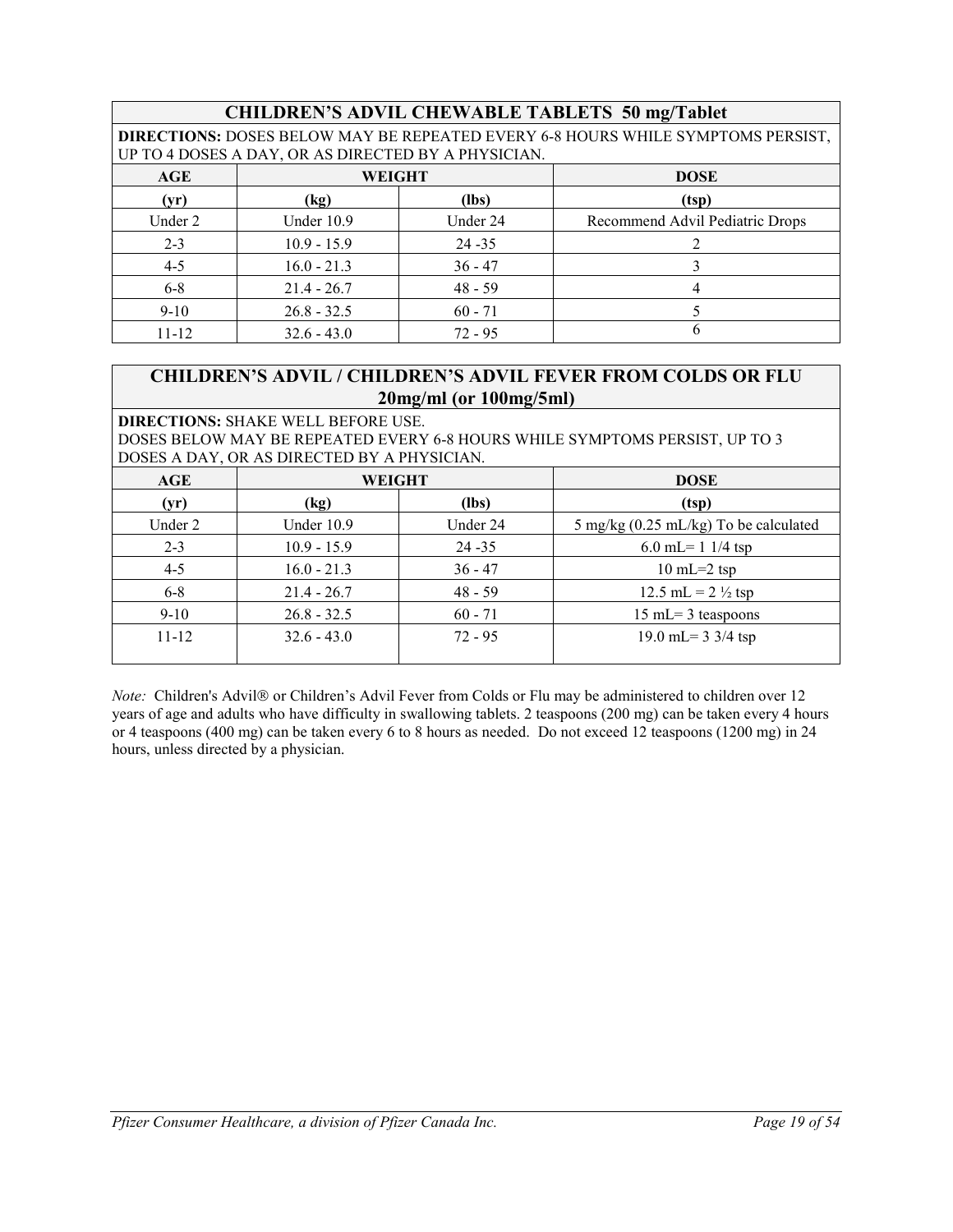| **CHILDREN'S ADVIL CHEWABLE TABLETS 50 mg/Tablet** | | | |
|---|---|---|---|
| **DIRECTIONS:** DOSES BELOW MAY BE REPEATED EVERY 6-8 HOURS WHILE SYMPTOMS PERSIST, UP TO 4 DOSES A DAY, OR AS DIRECTED BY A PHYSICIAN. | | | |
| **AGE** | **WEIGHT** | | **DOSE** |
| **(yr)** | **(kg)** | **(lbs)** | **(tsp)** |
| Under 2 | Under 10.9 | Under 24 | Recommend Advil Pediatric Drops |
| 2-3 | 10.9 - 15.9 | 24 -35 | 2 |
| 4-5 | 16.0 - 21.3 | 36 - 47 | 3 |
| 6-8 | 21.4 - 26.7 | 48 - 59 | 4 |
| 9-10 | 26.8 - 32.5 | 60 - 71 | 5 |
| 11-12 | 32.6 - 43.0 | 72 - 95 | 6 |

| **CHILDREN'S ADVIL / CHILDREN'S ADVIL FEVER FROM COLDS OR FLU 20mg/ml (or 100mg/5ml)** | | | |
|---|---|---|---|
| **DIRECTIONS:** SHAKE WELL BEFORE USE. DOSES BELOW MAY BE REPEATED EVERY 6-8 HOURS WHILE SYMPTOMS PERSIST, UP TO 3 DOSES A DAY, OR AS DIRECTED BY A PHYSICIAN. | | | |
| **AGE** | **WEIGHT** | | **DOSE** |
| **(yr)** | **(kg)** | **(lbs)** | **(tsp)** |
| Under 2 | Under 10.9 | Under 24 | 5 mg/kg (0.25 mL/kg) To be calculated |
| 2-3 | 10.9 - 15.9 | 24 -35 | 6.0 mL= 1 1/4 tsp |
| 4-5 | 16.0 - 21.3 | 36 - 47 | 10 mL=2 tsp |
| 6-8 | 21.4 - 26.7 | 48 - 59 | 12.5 mL = 2 ½ tsp |
| 9-10 | 26.8 - 32.5 | 60 - 71 | 15 mL= 3 teaspoons |
| 11-12 | 32.6 - 43.0 | 72 - 95 | 19.0 mL= 3 3/4 tsp |

*Note:* Children's Advil® or Children's Advil Fever from Colds or Flu may be administered to children over 12 years of age and adults who have difficulty in swallowing tablets. 2 teaspoons (200 mg) can be taken every 4 hours or 4 teaspoons (400 mg) can be taken every 6 to 8 hours as needed. Do not exceed 12 teaspoons (1200 mg) in 24 hours, unless directed by a physician.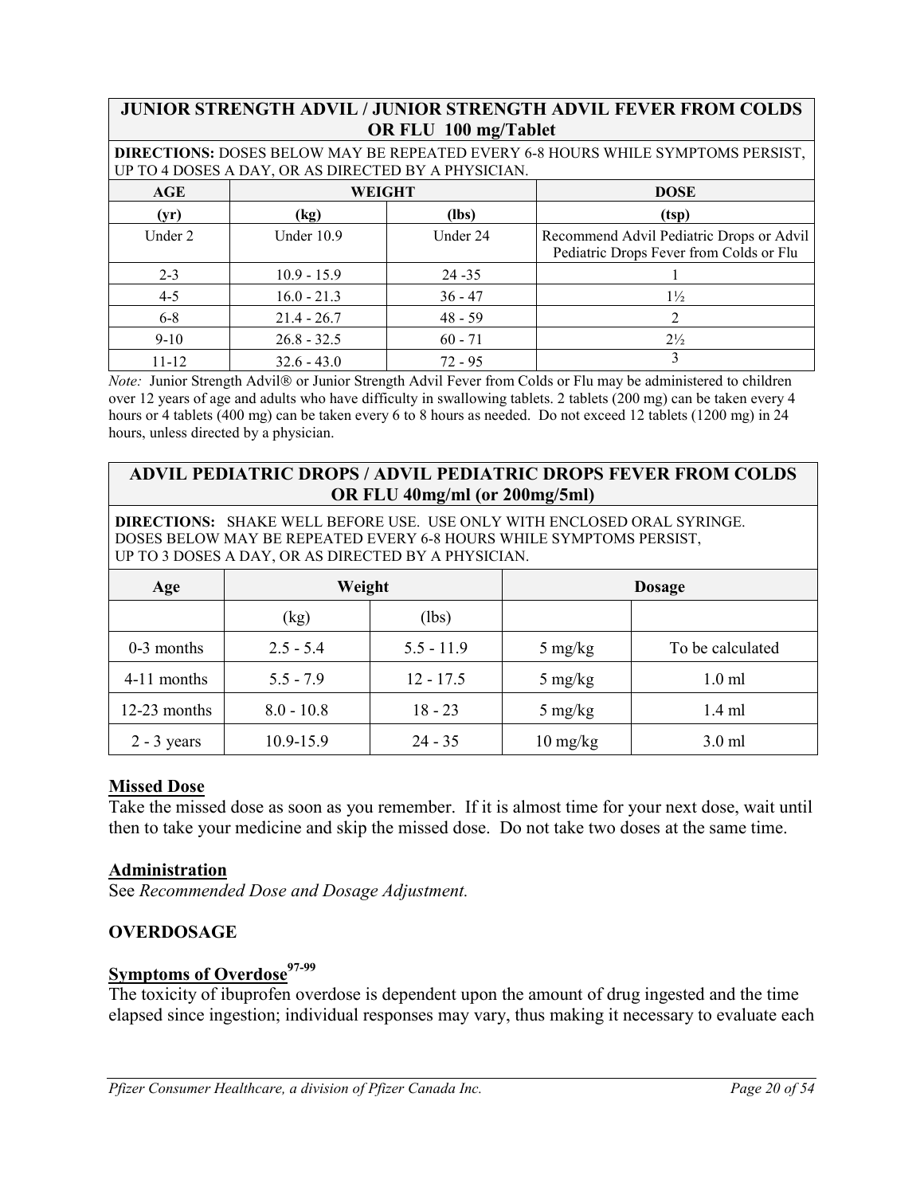| JUNIOR STRENGTH ADVIL / JUNIOR STRENGTH ADVIL FEVER FROM COLDS OR FLU 100 mg/Tablet | | | |
|---|---|---|---|
| **DIRECTIONS:** DOSES BELOW MAY BE REPEATED EVERY 6-8 HOURS WHILE SYMPTOMS PERSIST, UP TO 4 DOSES A DAY, OR AS DIRECTED BY A PHYSICIAN. | | | |
| **AGE** | **WEIGHT** | | **DOSE** |
| **(yr)** | **(kg)** | **(lbs)** | **(tsp)** |
| Under 2 | Under 10.9 | Under 24 | Recommend Advil Pediatric Drops or Advil Pediatric Drops Fever from Colds or Flu |
| 2-3 | 10.9 - 15.9 | 24 -35 | 1 |
| 4-5 | 16.0 - 21.3 | 36 - 47 | 1½ |
| 6-8 | 21.4 - 26.7 | 48 - 59 | 2 |
| 9-10 | 26.8 - 32.5 | 60 - 71 | 2½ |
| 11-12 | 32.6 - 43.0 | 72 - 95 | 3 |

*Note:* Junior Strength Advil® or Junior Strength Advil Fever from Colds or Flu may be administered to children over 12 years of age and adults who have difficulty in swallowing tablets. 2 tablets (200 mg) can be taken every 4 hours or 4 tablets (400 mg) can be taken every 6 to 8 hours as needed. Do not exceed 12 tablets (1200 mg) in 24 hours, unless directed by a physician.

| ADVIL PEDIATRIC DROPS / ADVIL PEDIATRIC DROPS FEVER FROM COLDS OR FLU 40mg/ml (or 200mg/5ml) | | | | |
|---|---|---|---|---|
| **DIRECTIONS:** SHAKE WELL BEFORE USE. USE ONLY WITH ENCLOSED ORAL SYRINGE. DOSES BELOW MAY BE REPEATED EVERY 6-8 HOURS WHILE SYMPTOMS PERSIST, UP TO 3 DOSES A DAY, OR AS DIRECTED BY A PHYSICIAN. | | | | |
| **Age** | **Weight** | | **Dosage** | |
| | (kg) | (lbs) | | |
| 0-3 months | 2.5 - 5.4 | 5.5 - 11.9 | 5 mg/kg | To be calculated |
| 4-11 months | 5.5 - 7.9 | 12 - 17.5 | 5 mg/kg | 1.0 ml |
| 12-23 months | 8.0 - 10.8 | 18 - 23 | 5 mg/kg | 1.4 ml |
| 2 - 3 years | 10.9-15.9 | 24 - 35 | 10 mg/kg | 3.0 ml |

## Missed Dose

Take the missed dose as soon as you remember. If it is almost time for your next dose, wait until then to take your medicine and skip the missed dose. Do not take two doses at the same time.

## Administration

See *Recommended Dose and Dosage Adjustment.*

# OVERDOSAGE

## Symptoms of Overdose[97-99]

The toxicity of ibuprofen overdose is dependent upon the amount of drug ingested and the time elapsed since ingestion; individual responses may vary, thus making it necessary to evaluate each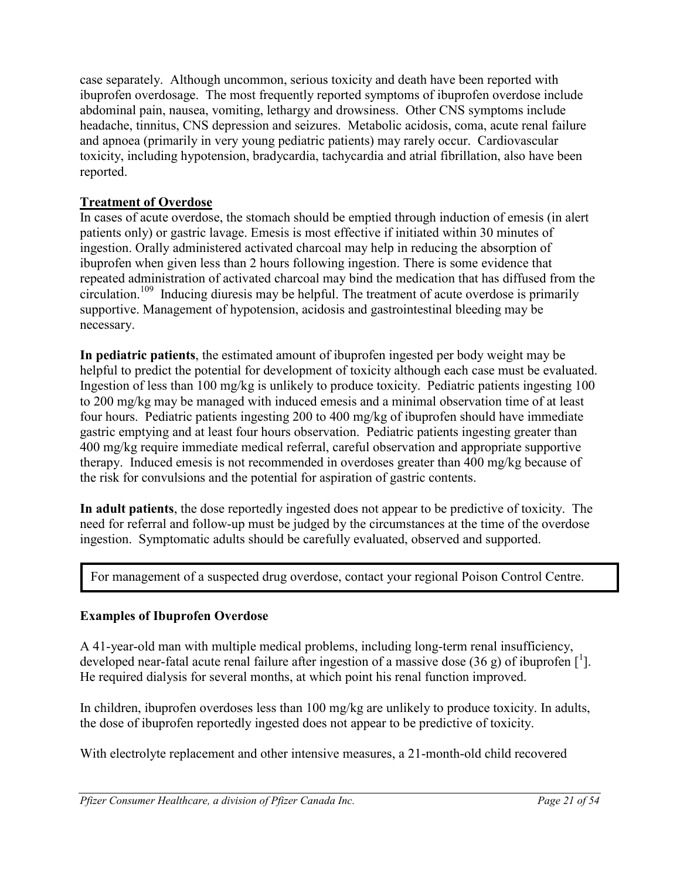case separately. Although uncommon, serious toxicity and death have been reported with ibuprofen overdosage. The most frequently reported symptoms of ibuprofen overdose include abdominal pain, nausea, vomiting, lethargy and drowsiness. Other CNS symptoms include headache, tinnitus, CNS depression and seizures. Metabolic acidosis, coma, acute renal failure and apnoea (primarily in very young pediatric patients) may rarely occur. Cardiovascular toxicity, including hypotension, bradycardia, tachycardia and atrial fibrillation, also have been reported.

## Treatment of Overdose

In cases of acute overdose, the stomach should be emptied through induction of emesis (in alert patients only) or gastric lavage. Emesis is most effective if initiated within 30 minutes of ingestion. Orally administered activated charcoal may help in reducing the absorption of ibuprofen when given less than 2 hours following ingestion. There is some evidence that repeated administration of activated charcoal may bind the medication that has diffused from the circulation.[109] Inducing diuresis may be helpful. The treatment of acute overdose is primarily supportive. Management of hypotension, acidosis and gastrointestinal bleeding may be necessary.

**In pediatric patients**, the estimated amount of ibuprofen ingested per body weight may be helpful to predict the potential for development of toxicity although each case must be evaluated. Ingestion of less than 100 mg/kg is unlikely to produce toxicity. Pediatric patients ingesting 100 to 200 mg/kg may be managed with induced emesis and a minimal observation time of at least four hours. Pediatric patients ingesting 200 to 400 mg/kg of ibuprofen should have immediate gastric emptying and at least four hours observation. Pediatric patients ingesting greater than 400 mg/kg require immediate medical referral, careful observation and appropriate supportive therapy. Induced emesis is not recommended in overdoses greater than 400 mg/kg because of the risk for convulsions and the potential for aspiration of gastric contents.

**In adult patients**, the dose reportedly ingested does not appear to be predictive of toxicity. The need for referral and follow-up must be judged by the circumstances at the time of the overdose ingestion. Symptomatic adults should be carefully evaluated, observed and supported.

> For management of a suspected drug overdose, contact your regional Poison Control Centre.

### Examples of Ibuprofen Overdose

A 41-year-old man with multiple medical problems, including long-term renal insufficiency, developed near-fatal acute renal failure after ingestion of a massive dose (36 g) of ibuprofen [1]. He required dialysis for several months, at which point his renal function improved.

In children, ibuprofen overdoses less than 100 mg/kg are unlikely to produce toxicity. In adults, the dose of ibuprofen reportedly ingested does not appear to be predictive of toxicity.

With electrolyte replacement and other intensive measures, a 21-month-old child recovered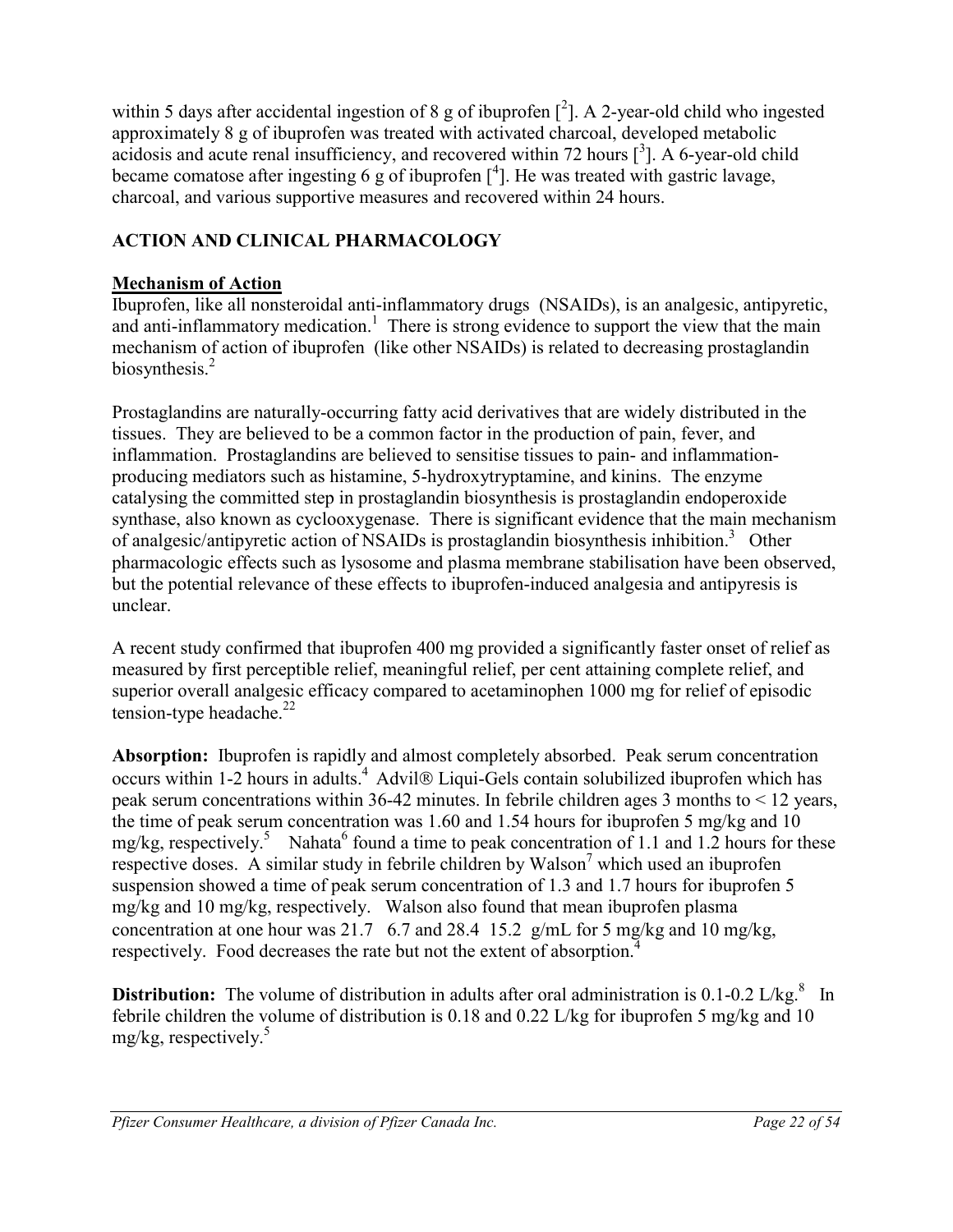within 5 days after accidental ingestion of 8 g of ibuprofen [2]. A 2-year-old child who ingested approximately 8 g of ibuprofen was treated with activated charcoal, developed metabolic acidosis and acute renal insufficiency, and recovered within 72 hours [3]. A 6-year-old child became comatose after ingesting 6 g of ibuprofen [4]. He was treated with gastric lavage, charcoal, and various supportive measures and recovered within 24 hours.

## ACTION AND CLINICAL PHARMACOLOGY

### Mechanism of Action

Ibuprofen, like all nonsteroidal anti-inflammatory drugs (NSAIDs), is an analgesic, antipyretic, and anti-inflammatory medication.[1] There is strong evidence to support the view that the main mechanism of action of ibuprofen (like other NSAIDs) is related to decreasing prostaglandin biosynthesis.[2]

Prostaglandins are naturally-occurring fatty acid derivatives that are widely distributed in the tissues. They are believed to be a common factor in the production of pain, fever, and inflammation. Prostaglandins are believed to sensitise tissues to pain- and inflammation-producing mediators such as histamine, 5-hydroxytryptamine, and kinins. The enzyme catalysing the committed step in prostaglandin biosynthesis is prostaglandin endoperoxide synthase, also known as cyclooxygenase. There is significant evidence that the main mechanism of analgesic/antipyretic action of NSAIDs is prostaglandin biosynthesis inhibition.[3] Other pharmacologic effects such as lysosome and plasma membrane stabilisation have been observed, but the potential relevance of these effects to ibuprofen-induced analgesia and antipyresis is unclear.

A recent study confirmed that ibuprofen 400 mg provided a significantly faster onset of relief as measured by first perceptible relief, meaningful relief, per cent attaining complete relief, and superior overall analgesic efficacy compared to acetaminophen 1000 mg for relief of episodic tension-type headache.[22]

**Absorption:** Ibuprofen is rapidly and almost completely absorbed. Peak serum concentration occurs within 1-2 hours in adults.[4] Advil® Liqui-Gels contain solubilized ibuprofen which has peak serum concentrations within 36-42 minutes. In febrile children ages 3 months to < 12 years, the time of peak serum concentration was 1.60 and 1.54 hours for ibuprofen 5 mg/kg and 10 mg/kg, respectively.[5] Nahata[6] found a time to peak concentration of 1.1 and 1.2 hours for these respective doses. A similar study in febrile children by Walson[7] which used an ibuprofen suspension showed a time of peak serum concentration of 1.3 and 1.7 hours for ibuprofen 5 mg/kg and 10 mg/kg, respectively. Walson also found that mean ibuprofen plasma concentration at one hour was 21.7 6.7 and 28.4 15.2 g/mL for 5 mg/kg and 10 mg/kg, respectively. Food decreases the rate but not the extent of absorption.[4]

**Distribution:** The volume of distribution in adults after oral administration is 0.1-0.2 L/kg.[8] In febrile children the volume of distribution is 0.18 and 0.22 L/kg for ibuprofen 5 mg/kg and 10 mg/kg, respectively.[5]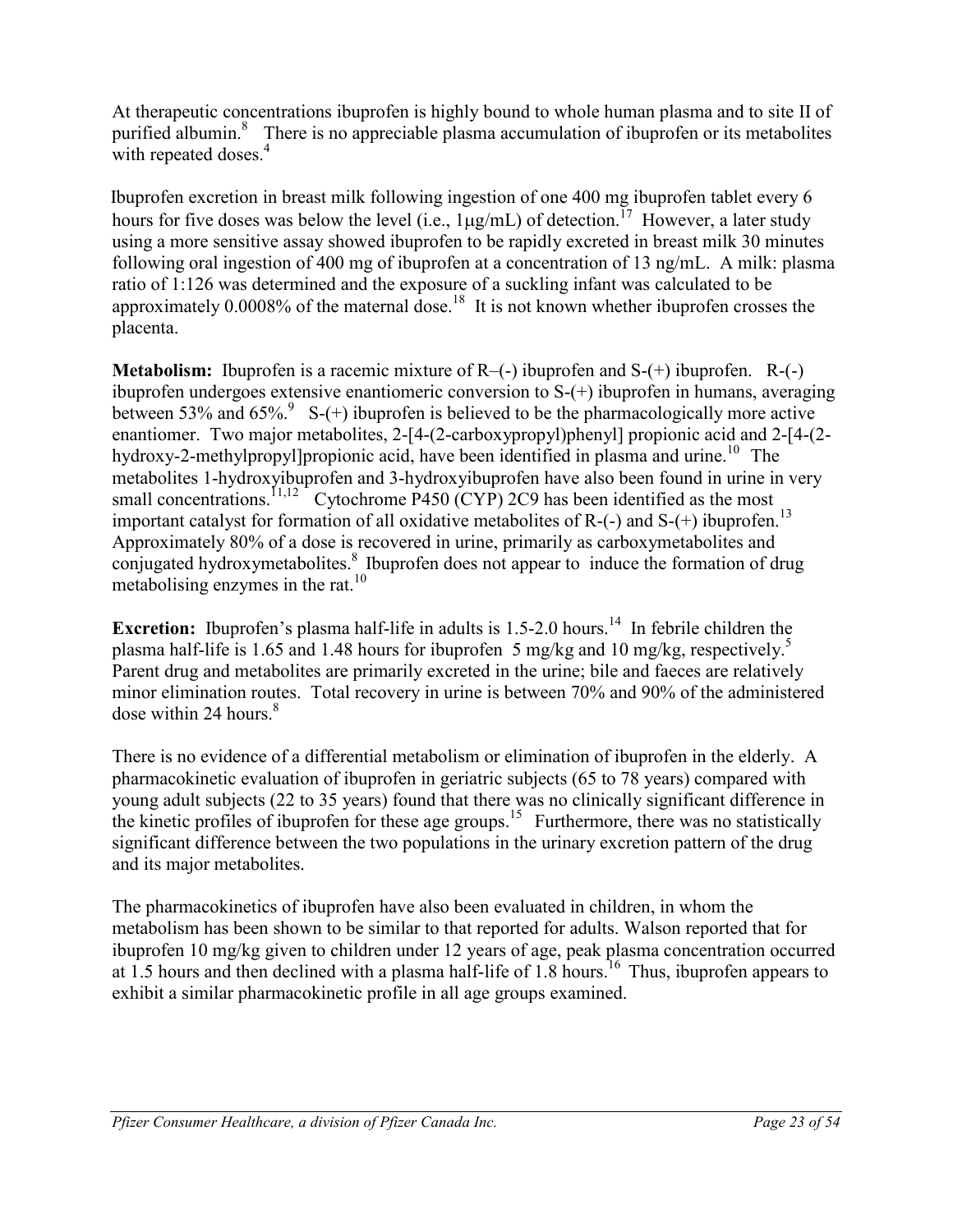At therapeutic concentrations ibuprofen is highly bound to whole human plasma and to site II of purified albumin.[8] There is no appreciable plasma accumulation of ibuprofen or its metabolites with repeated doses.[4]

Ibuprofen excretion in breast milk following ingestion of one 400 mg ibuprofen tablet every 6 hours for five doses was below the level (i.e., 1µg/mL) of detection.[17] However, a later study using a more sensitive assay showed ibuprofen to be rapidly excreted in breast milk 30 minutes following oral ingestion of 400 mg of ibuprofen at a concentration of 13 ng/mL. A milk: plasma ratio of 1:126 was determined and the exposure of a suckling infant was calculated to be approximately 0.0008% of the maternal dose.[18] It is not known whether ibuprofen crosses the placenta.

**Metabolism:** Ibuprofen is a racemic mixture of R–(-) ibuprofen and S-(+) ibuprofen. R-(-) ibuprofen undergoes extensive enantiomeric conversion to S-(+) ibuprofen in humans, averaging between 53% and 65%.[9] S-(+) ibuprofen is believed to be the pharmacologically more active enantiomer. Two major metabolites, 2-[4-(2-carboxypropyl)phenyl] propionic acid and 2-[4-(2-hydroxy-2-methylpropyl]propionic acid, have been identified in plasma and urine.[10] The metabolites 1-hydroxyibuprofen and 3-hydroxyibuprofen have also been found in urine in very small concentrations.[11,12] Cytochrome P450 (CYP) 2C9 has been identified as the most important catalyst for formation of all oxidative metabolites of R-(-) and S-(+) ibuprofen.[13] Approximately 80% of a dose is recovered in urine, primarily as carboxymetabolites and conjugated hydroxymetabolites.[8] Ibuprofen does not appear to induce the formation of drug metabolising enzymes in the rat.[10]

**Excretion:** Ibuprofen's plasma half-life in adults is 1.5-2.0 hours.[14] In febrile children the plasma half-life is 1.65 and 1.48 hours for ibuprofen 5 mg/kg and 10 mg/kg, respectively.[5] Parent drug and metabolites are primarily excreted in the urine; bile and faeces are relatively minor elimination routes. Total recovery in urine is between 70% and 90% of the administered dose within 24 hours.[8]

There is no evidence of a differential metabolism or elimination of ibuprofen in the elderly. A pharmacokinetic evaluation of ibuprofen in geriatric subjects (65 to 78 years) compared with young adult subjects (22 to 35 years) found that there was no clinically significant difference in the kinetic profiles of ibuprofen for these age groups.[15] Furthermore, there was no statistically significant difference between the two populations in the urinary excretion pattern of the drug and its major metabolites.

The pharmacokinetics of ibuprofen have also been evaluated in children, in whom the metabolism has been shown to be similar to that reported for adults. Walson reported that for ibuprofen 10 mg/kg given to children under 12 years of age, peak plasma concentration occurred at 1.5 hours and then declined with a plasma half-life of 1.8 hours.[16] Thus, ibuprofen appears to exhibit a similar pharmacokinetic profile in all age groups examined.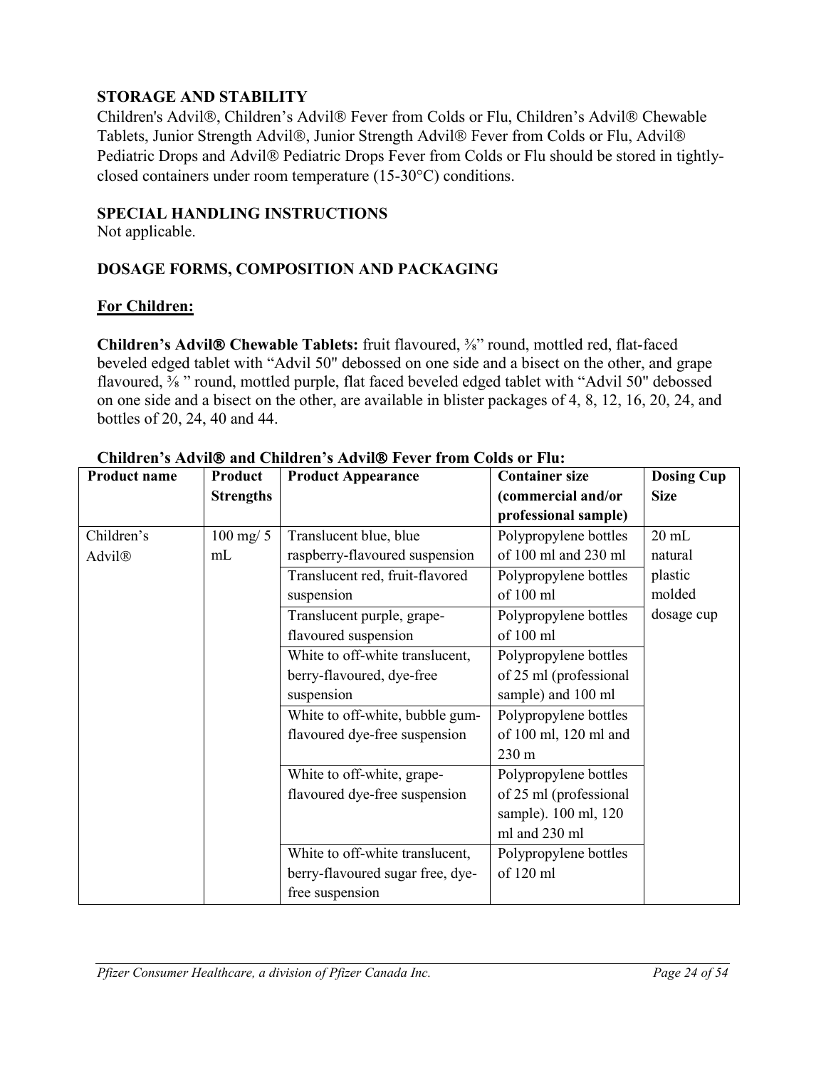## STORAGE AND STABILITY

Children's Advil®, Children's Advil® Fever from Colds or Flu, Children's Advil® Chewable Tablets, Junior Strength Advil®, Junior Strength Advil® Fever from Colds or Flu, Advil® Pediatric Drops and Advil® Pediatric Drops Fever from Colds or Flu should be stored in tightly-closed containers under room temperature (15-30°C) conditions.

## SPECIAL HANDLING INSTRUCTIONS

Not applicable.

## DOSAGE FORMS, COMPOSITION AND PACKAGING

### For Children:

**Children's Advil® Chewable Tablets:** fruit flavoured, ⅜" round, mottled red, flat-faced beveled edged tablet with "Advil 50" debossed on one side and a bisect on the other, and grape flavoured, ⅜ " round, mottled purple, flat faced beveled edged tablet with "Advil 50" debossed on one side and a bisect on the other, are available in blister packages of 4, 8, 12, 16, 20, 24, and bottles of 20, 24, 40 and 44.

**Children's Advil® and Children's Advil® Fever from Colds or Flu:**

| Product name | Product Strengths | Product Appearance | Container size (commercial and/or professional sample) | Dosing Cup Size |
|---|---|---|---|---|
| Children's Advil® | 100 mg/ 5 mL | Translucent blue, blue raspberry-flavoured suspension | Polypropylene bottles of 100 ml and 230 ml | 20 mL natural plastic molded dosage cup |
| | | Translucent red, fruit-flavored suspension | Polypropylene bottles of 100 ml | |
| | | Translucent purple, grape-flavoured suspension | Polypropylene bottles of 100 ml | |
| | | White to off-white translucent, berry-flavoured, dye-free suspension | Polypropylene bottles of 25 ml (professional sample) and 100 ml | |
| | | White to off-white, bubble gum-flavoured dye-free suspension | Polypropylene bottles of 100 ml, 120 ml and 230 m | |
| | | White to off-white, grape-flavoured dye-free suspension | Polypropylene bottles of 25 ml (professional sample). 100 ml, 120 ml and 230 ml | |
| | | White to off-white translucent, berry-flavoured sugar free, dye-free suspension | Polypropylene bottles of 120 ml | |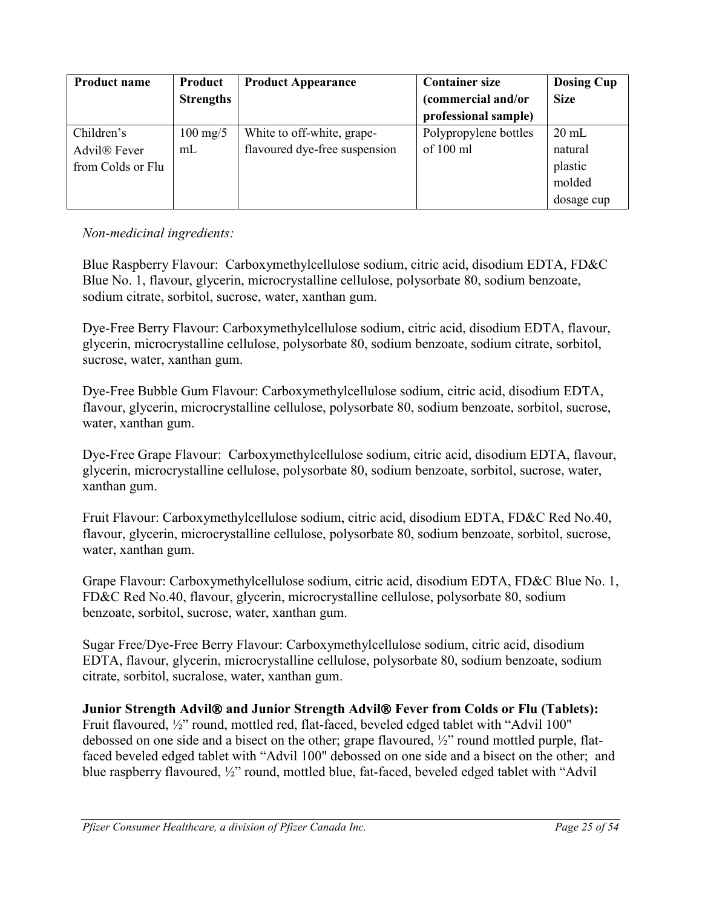| Product name | Product Strengths | Product Appearance | Container size (commercial and/or professional sample) | Dosing Cup Size |
|---|---|---|---|---|
| Children's Advil® Fever from Colds or Flu | 100 mg/5 mL | White to off-white, grape-flavoured dye-free suspension | Polypropylene bottles of 100 ml | 20 mL natural plastic molded dosage cup |

*Non-medicinal ingredients:*

Blue Raspberry Flavour: Carboxymethylcellulose sodium, citric acid, disodium EDTA, FD&C Blue No. 1, flavour, glycerin, microcrystalline cellulose, polysorbate 80, sodium benzoate, sodium citrate, sorbitol, sucrose, water, xanthan gum.

Dye-Free Berry Flavour: Carboxymethylcellulose sodium, citric acid, disodium EDTA, flavour, glycerin, microcrystalline cellulose, polysorbate 80, sodium benzoate, sodium citrate, sorbitol, sucrose, water, xanthan gum.

Dye-Free Bubble Gum Flavour: Carboxymethylcellulose sodium, citric acid, disodium EDTA, flavour, glycerin, microcrystalline cellulose, polysorbate 80, sodium benzoate, sorbitol, sucrose, water, xanthan gum.

Dye-Free Grape Flavour: Carboxymethylcellulose sodium, citric acid, disodium EDTA, flavour, glycerin, microcrystalline cellulose, polysorbate 80, sodium benzoate, sorbitol, sucrose, water, xanthan gum.

Fruit Flavour: Carboxymethylcellulose sodium, citric acid, disodium EDTA, FD&C Red No.40, flavour, glycerin, microcrystalline cellulose, polysorbate 80, sodium benzoate, sorbitol, sucrose, water, xanthan gum.

Grape Flavour: Carboxymethylcellulose sodium, citric acid, disodium EDTA, FD&C Blue No. 1, FD&C Red No.40, flavour, glycerin, microcrystalline cellulose, polysorbate 80, sodium benzoate, sorbitol, sucrose, water, xanthan gum.

Sugar Free/Dye-Free Berry Flavour: Carboxymethylcellulose sodium, citric acid, disodium EDTA, flavour, glycerin, microcrystalline cellulose, polysorbate 80, sodium benzoate, sodium citrate, sorbitol, sucralose, water, xanthan gum.

**Junior Strength Advil® and Junior Strength Advil® Fever from Colds or Flu (Tablets):** Fruit flavoured, ½" round, mottled red, flat-faced, beveled edged tablet with "Advil 100" debossed on one side and a bisect on the other; grape flavoured, ½" round mottled purple, flat-faced beveled edged tablet with "Advil 100" debossed on one side and a bisect on the other; and blue raspberry flavoured, ½" round, mottled blue, fat-faced, beveled edged tablet with "Advil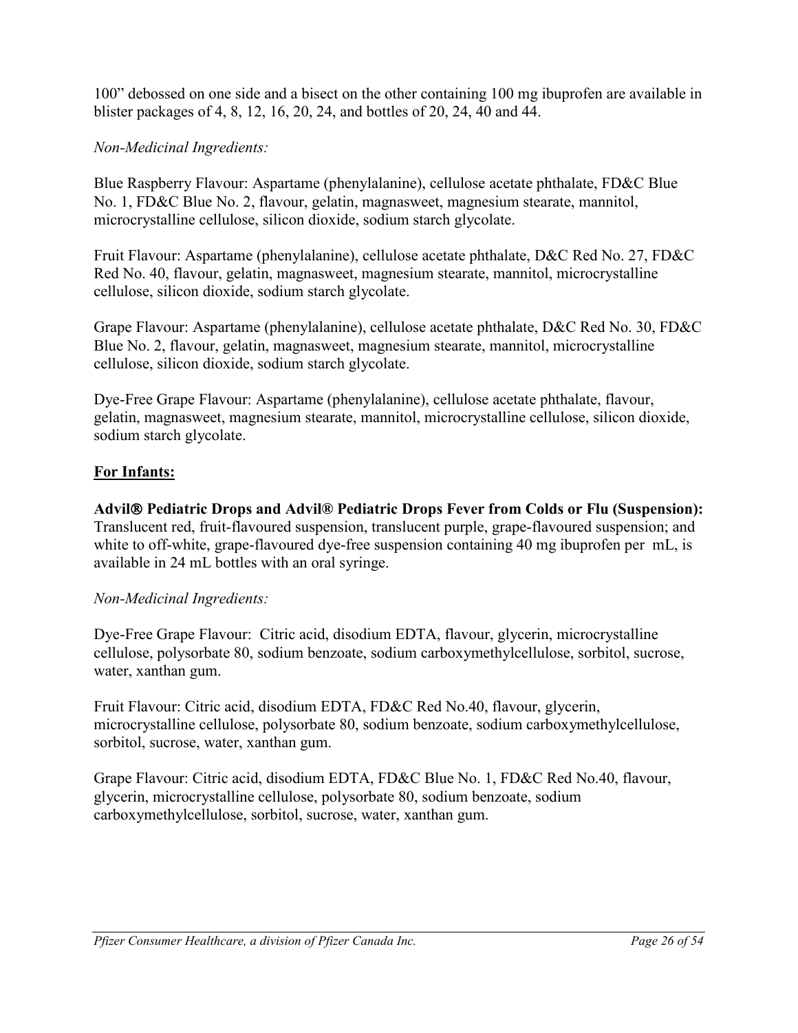100" debossed on one side and a bisect on the other containing 100 mg ibuprofen are available in blister packages of 4, 8, 12, 16, 20, 24, and bottles of 20, 24, 40 and 44.

*Non-Medicinal Ingredients:*

Blue Raspberry Flavour: Aspartame (phenylalanine), cellulose acetate phthalate, FD&C Blue No. 1, FD&C Blue No. 2, flavour, gelatin, magnasweet, magnesium stearate, mannitol, microcrystalline cellulose, silicon dioxide, sodium starch glycolate.

Fruit Flavour: Aspartame (phenylalanine), cellulose acetate phthalate, D&C Red No. 27, FD&C Red No. 40, flavour, gelatin, magnasweet, magnesium stearate, mannitol, microcrystalline cellulose, silicon dioxide, sodium starch glycolate.

Grape Flavour: Aspartame (phenylalanine), cellulose acetate phthalate, D&C Red No. 30, FD&C Blue No. 2, flavour, gelatin, magnasweet, magnesium stearate, mannitol, microcrystalline cellulose, silicon dioxide, sodium starch glycolate.

Dye-Free Grape Flavour: Aspartame (phenylalanine), cellulose acetate phthalate, flavour, gelatin, magnasweet, magnesium stearate, mannitol, microcrystalline cellulose, silicon dioxide, sodium starch glycolate.

**For Infants:**

**Advil® Pediatric Drops and Advil® Pediatric Drops Fever from Colds or Flu (Suspension):** Translucent red, fruit-flavoured suspension, translucent purple, grape-flavoured suspension; and white to off-white, grape-flavoured dye-free suspension containing 40 mg ibuprofen per mL, is available in 24 mL bottles with an oral syringe.

*Non-Medicinal Ingredients:*

Dye-Free Grape Flavour: Citric acid, disodium EDTA, flavour, glycerin, microcrystalline cellulose, polysorbate 80, sodium benzoate, sodium carboxymethylcellulose, sorbitol, sucrose, water, xanthan gum.

Fruit Flavour: Citric acid, disodium EDTA, FD&C Red No.40, flavour, glycerin, microcrystalline cellulose, polysorbate 80, sodium benzoate, sodium carboxymethylcellulose, sorbitol, sucrose, water, xanthan gum.

Grape Flavour: Citric acid, disodium EDTA, FD&C Blue No. 1, FD&C Red No.40, flavour, glycerin, microcrystalline cellulose, polysorbate 80, sodium benzoate, sodium carboxymethylcellulose, sorbitol, sucrose, water, xanthan gum.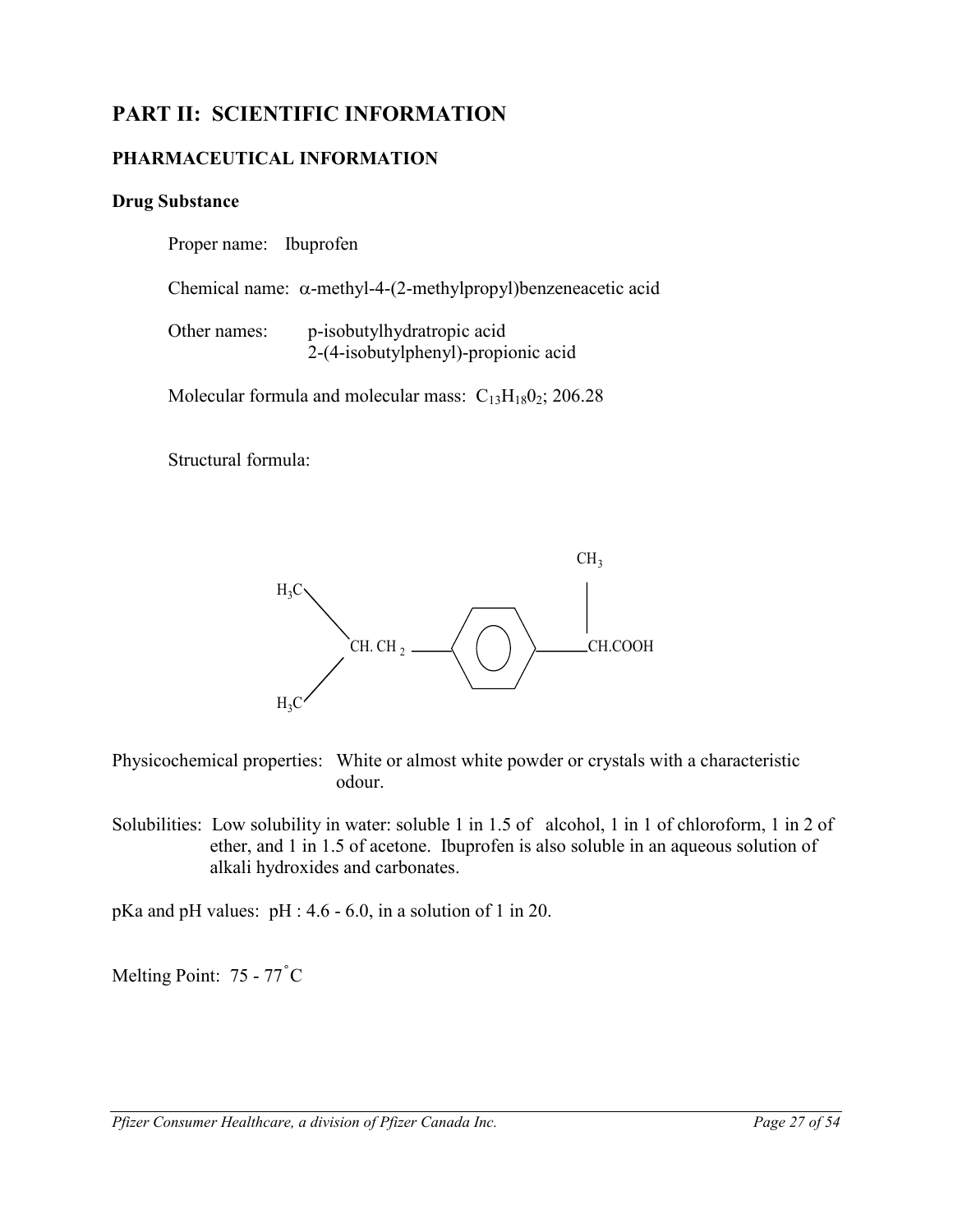# PART II: SCIENTIFIC INFORMATION

## PHARMACEUTICAL INFORMATION

### Drug Substance

Proper name: Ibuprofen

Chemical name: α-methyl-4-(2-methylpropyl)benzeneacetic acid

Other names: p-isobutylhydratropic acid
2-(4-isobutylphenyl)-propionic acid

Molecular formula and molecular mass: $C_{13}H_{18}O_2$; 206.28

Structural formula:

Physicochemical properties: White or almost white powder or crystals with a characteristic odour.

Solubilities: Low solubility in water: soluble 1 in 1.5 of alcohol, 1 in 1 of chloroform, 1 in 2 of ether, and 1 in 1.5 of acetone. Ibuprofen is also soluble in an aqueous solution of alkali hydroxides and carbonates.

pKa and pH values: pH : 4.6 - 6.0, in a solution of 1 in 20.

Melting Point: 75 - 77˚C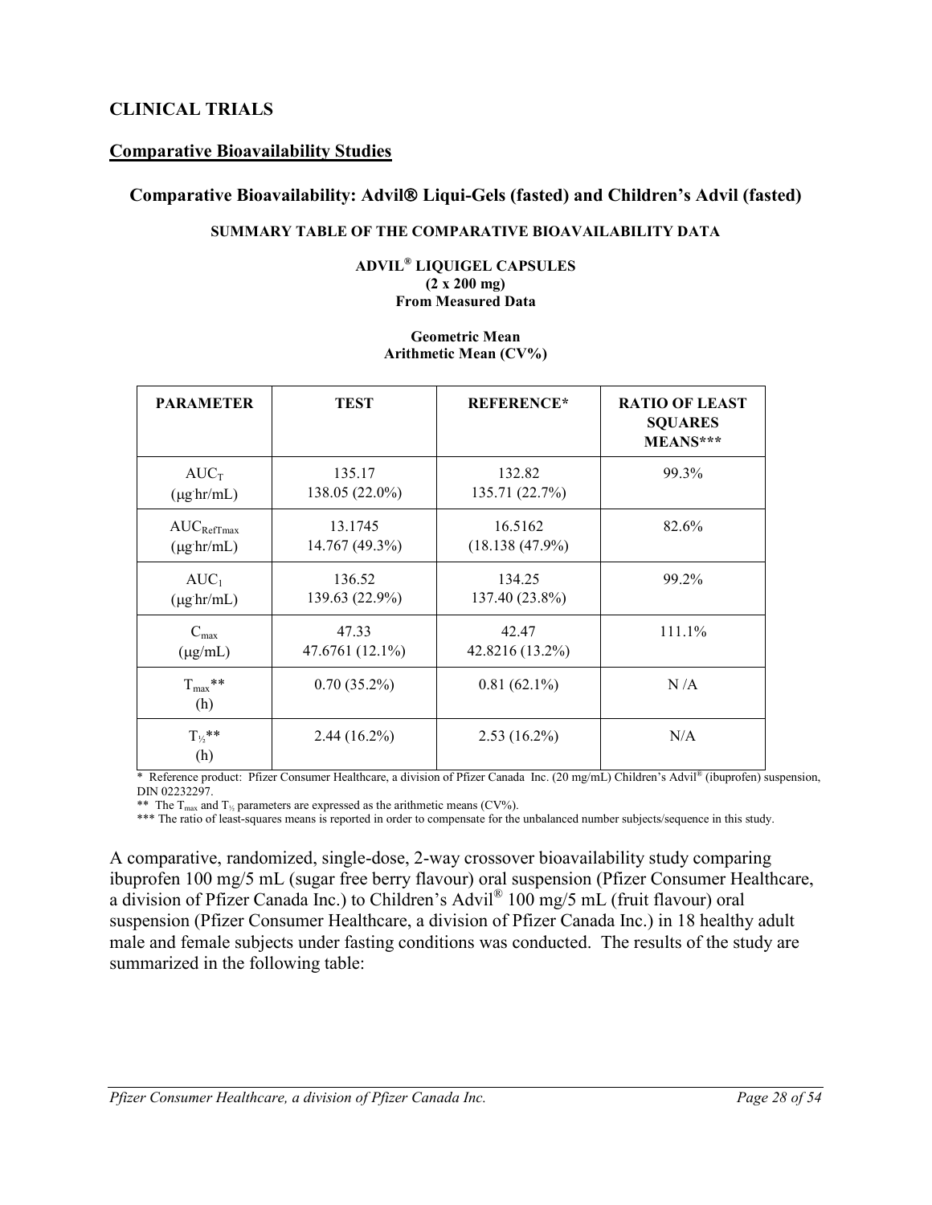## CLINICAL TRIALS

### Comparative Bioavailability Studies

### Comparative Bioavailability: Advil® Liqui-Gels (fasted) and Children's Advil (fasted)

**SUMMARY TABLE OF THE COMPARATIVE BIOAVAILABILITY DATA**

**ADVIL® LIQUIGEL CAPSULES**
**(2 x 200 mg)**
**From Measured Data**

**Geometric Mean**
**Arithmetic Mean (CV%)**

| PARAMETER | TEST | REFERENCE* | RATIO OF LEAST SQUARES MEANS*** |
|---|---|---|---|
| $AUC_T$ (μg·hr/mL) | 135.17<br>138.05 (22.0%) | 132.82<br>135.71 (22.7%) | 99.3% |
| $AUC_{RefTmax}$ (μg·hr/mL) | 13.1745<br>14.767 (49.3%) | 16.5162<br>(18.138 (47.9%) | 82.6% |
| $AUC_I$ (μg·hr/mL) | 136.52<br>139.63 (22.9%) | 134.25<br>137.40 (23.8%) | 99.2% |
| $C_{max}$ (μg/mL) | 47.33<br>47.6761 (12.1%) | 42.47<br>42.8216 (13.2%) | 111.1% |
| $T_{max}$** (h) | 0.70 (35.2%) | 0.81 (62.1%) | N /A |
| $T_{½}$** (h) | 2.44 (16.2%) | 2.53 (16.2%) | N/A |

\* Reference product: Pfizer Consumer Healthcare, a division of Pfizer Canada Inc. (20 mg/mL) Children's Advil® (ibuprofen) suspension, DIN 02232297.

** The $T_{max}$ and $T_{½}$ parameters are expressed as the arithmetic means (CV%).

*** The ratio of least-squares means is reported in order to compensate for the unbalanced number subjects/sequence in this study.

A comparative, randomized, single-dose, 2-way crossover bioavailability study comparing ibuprofen 100 mg/5 mL (sugar free berry flavour) oral suspension (Pfizer Consumer Healthcare, a division of Pfizer Canada Inc.) to Children's Advil® 100 mg/5 mL (fruit flavour) oral suspension (Pfizer Consumer Healthcare, a division of Pfizer Canada Inc.) in 18 healthy adult male and female subjects under fasting conditions was conducted. The results of the study are summarized in the following table: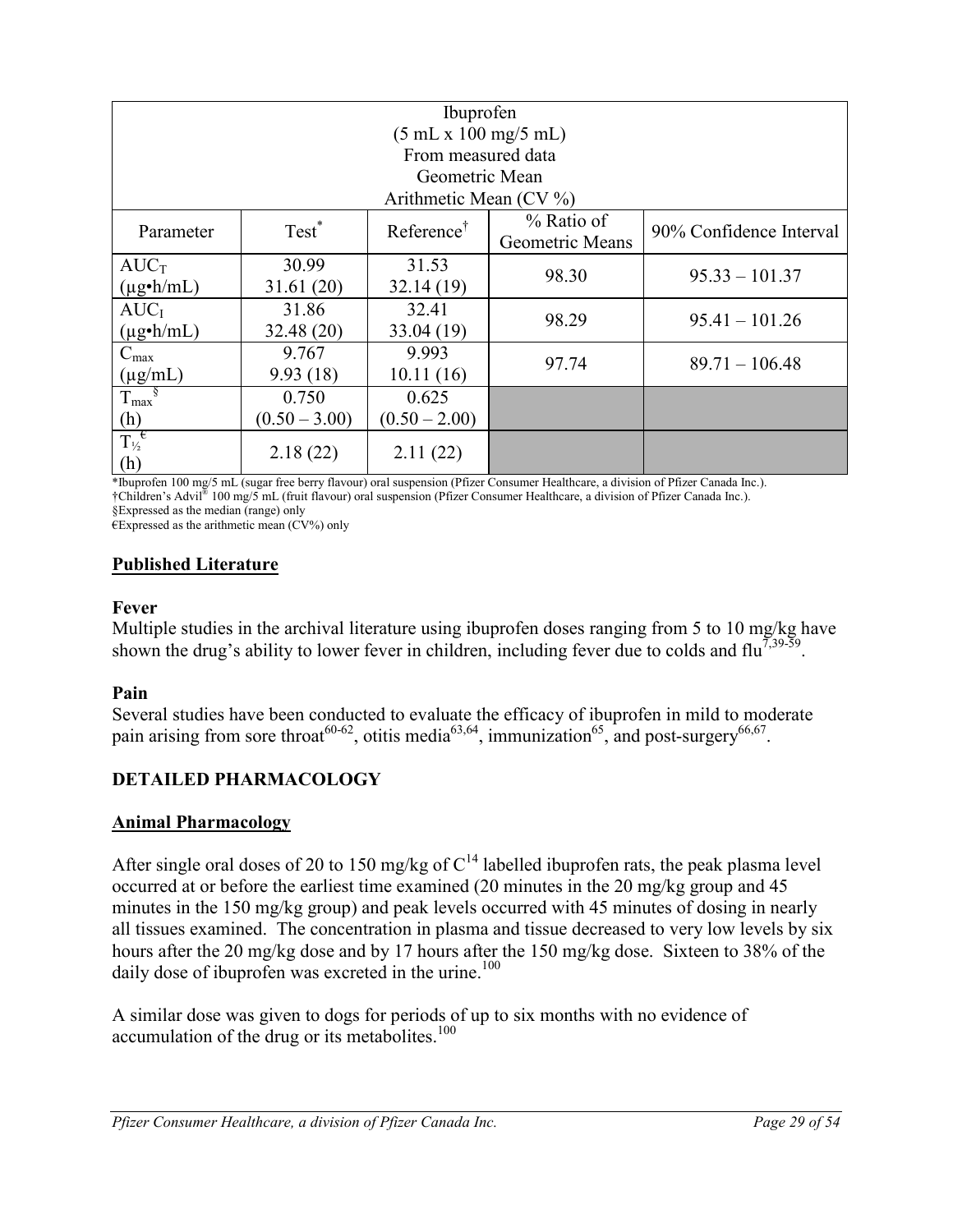| Ibuprofen (5 mL x 100 mg/5 mL) From measured data Geometric Mean Arithmetic Mean (CV %) | | | | |
|---|---|---|---|---|
| Parameter | Test* | Reference† | % Ratio of Geometric Means | 90% Confidence Interval |
| $AUC_T$ (µg•h/mL) | 30.99 31.61 (20) | 31.53 32.14 (19) | 98.30 | 95.33 – 101.37 |
| $AUC_I$ (µg•h/mL) | 31.86 32.48 (20) | 32.41 33.04 (19) | 98.29 | 95.41 – 101.26 |
| $C_{max}$ (µg/mL) | 9.767 9.93 (18) | 9.993 10.11 (16) | 97.74 | 89.71 – 106.48 |
| $T_{max}$§ (h) | 0.750 (0.50 – 3.00) | 0.625 (0.50 – 2.00) | | |
| $T_{½}$€ (h) | 2.18 (22) | 2.11 (22) | | |

*Ibuprofen 100 mg/5 mL (sugar free berry flavour) oral suspension (Pfizer Consumer Healthcare, a division of Pfizer Canada Inc.).
†Children's Advil® 100 mg/5 mL (fruit flavour) oral suspension (Pfizer Consumer Healthcare, a division of Pfizer Canada Inc.).
§Expressed as the median (range) only
€Expressed as the arithmetic mean (CV%) only

## Published Literature

### Fever

Multiple studies in the archival literature using ibuprofen doses ranging from 5 to 10 mg/kg have shown the drug's ability to lower fever in children, including fever due to colds and flu[7,39-59].

### Pain

Several studies have been conducted to evaluate the efficacy of ibuprofen in mild to moderate pain arising from sore throat[60-62], otitis media[63,64], immunization[65], and post-surgery[66,67].

## DETAILED PHARMACOLOGY

### Animal Pharmacology

After single oral doses of 20 to 150 mg/kg of $C^{14}$ labelled ibuprofen rats, the peak plasma level occurred at or before the earliest time examined (20 minutes in the 20 mg/kg group and 45 minutes in the 150 mg/kg group) and peak levels occurred with 45 minutes of dosing in nearly all tissues examined. The concentration in plasma and tissue decreased to very low levels by six hours after the 20 mg/kg dose and by 17 hours after the 150 mg/kg dose. Sixteen to 38% of the daily dose of ibuprofen was excreted in the urine.[100]

A similar dose was given to dogs for periods of up to six months with no evidence of accumulation of the drug or its metabolites.[100]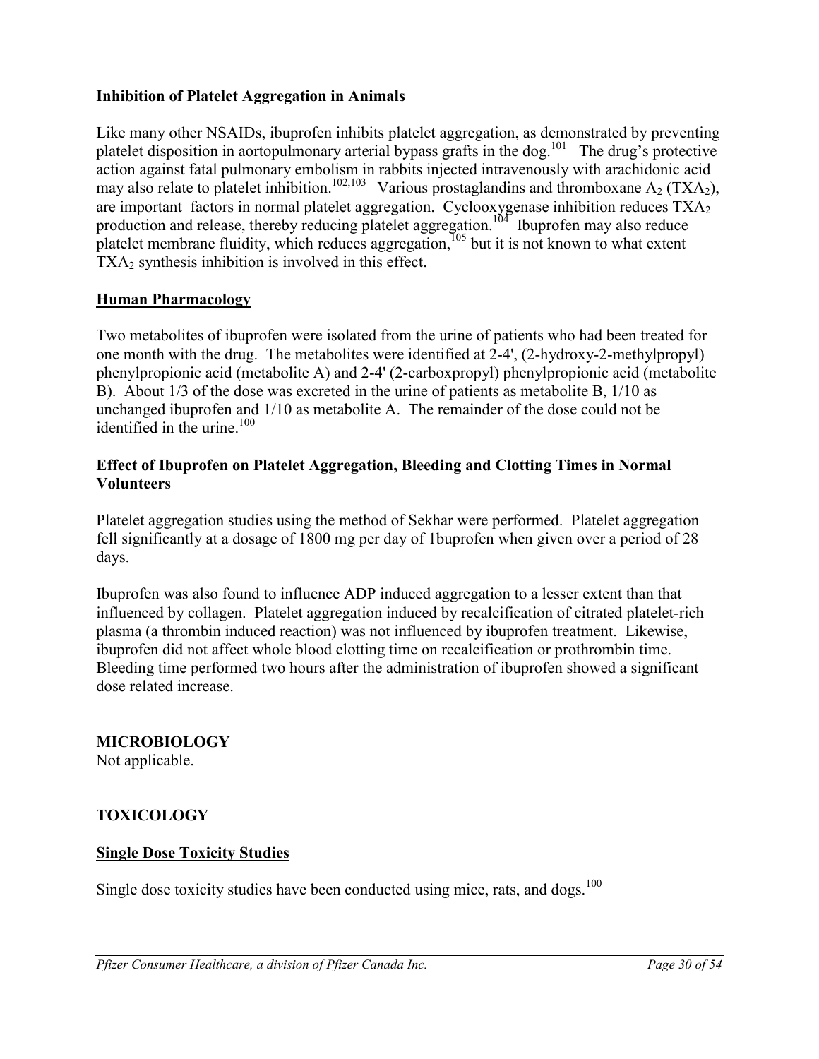**Inhibition of Platelet Aggregation in Animals**

Like many other NSAIDs, ibuprofen inhibits platelet aggregation, as demonstrated by preventing platelet disposition in aortopulmonary arterial bypass grafts in the dog.[101] The drug's protective action against fatal pulmonary embolism in rabbits injected intravenously with arachidonic acid may also relate to platelet inhibition.[102,103] Various prostaglandins and thromboxane $A_2$ ($TXA_2$), are important factors in normal platelet aggregation. Cyclooxygenase inhibition reduces $TXA_2$ production and release, thereby reducing platelet aggregation.[104] Ibuprofen may also reduce platelet membrane fluidity, which reduces aggregation,[105] but it is not known to what extent $TXA_2$ synthesis inhibition is involved in this effect.

## Human Pharmacology

Two metabolites of ibuprofen were isolated from the urine of patients who had been treated for one month with the drug. The metabolites were identified at 2-4', (2-hydroxy-2-methylpropyl) phenylpropionic acid (metabolite A) and 2-4' (2-carboxpropyl) phenylpropionic acid (metabolite B). About 1/3 of the dose was excreted in the urine of patients as metabolite B, 1/10 as unchanged ibuprofen and 1/10 as metabolite A. The remainder of the dose could not be identified in the urine.[100]

**Effect of Ibuprofen on Platelet Aggregation, Bleeding and Clotting Times in Normal Volunteers**

Platelet aggregation studies using the method of Sekhar were performed. Platelet aggregation fell significantly at a dosage of 1800 mg per day of 1buprofen when given over a period of 28 days.

Ibuprofen was also found to influence ADP induced aggregation to a lesser extent than that influenced by collagen. Platelet aggregation induced by recalcification of citrated platelet-rich plasma (a thrombin induced reaction) was not influenced by ibuprofen treatment. Likewise, ibuprofen did not affect whole blood clotting time on recalcification or prothrombin time. Bleeding time performed two hours after the administration of ibuprofen showed a significant dose related increase.

## MICROBIOLOGY

Not applicable.

## TOXICOLOGY

### Single Dose Toxicity Studies

Single dose toxicity studies have been conducted using mice, rats, and dogs.[100]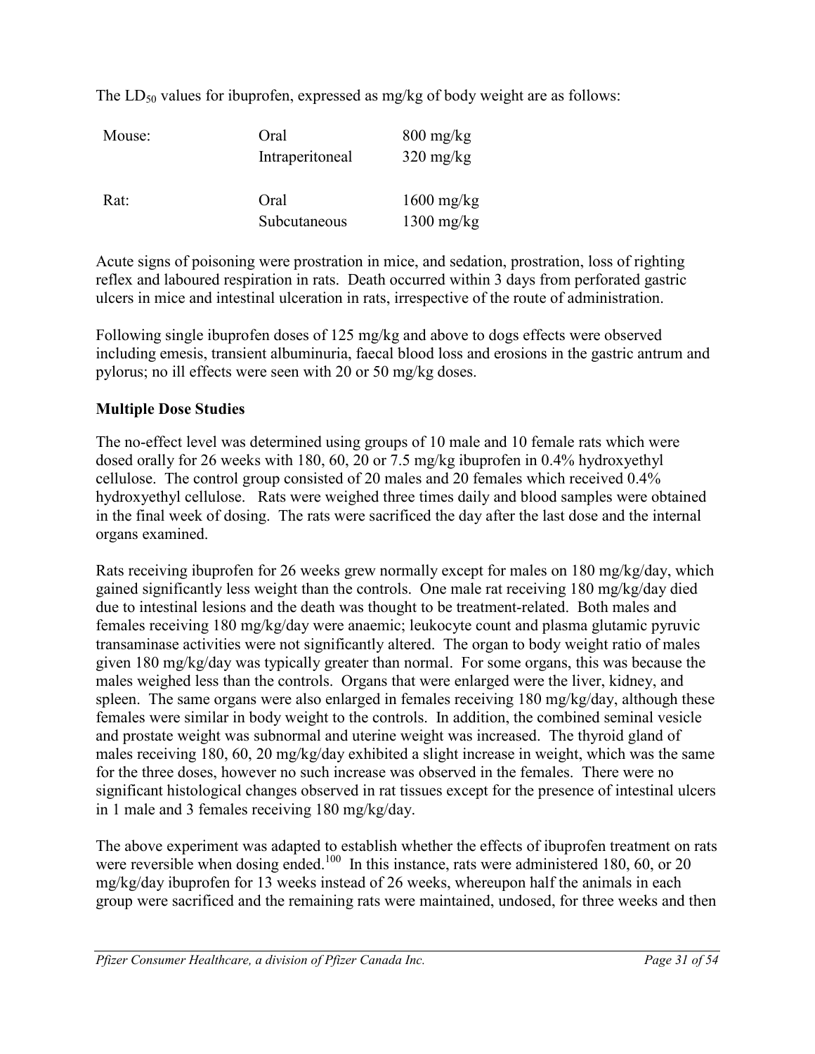The $LD_{50}$ values for ibuprofen, expressed as mg/kg of body weight are as follows:

| | | |
|---|---|---|
| Mouse: | Oral | 800 mg/kg |
| | Intraperitoneal | 320 mg/kg |
| Rat: | Oral | 1600 mg/kg |
| | Subcutaneous | 1300 mg/kg |

Acute signs of poisoning were prostration in mice, and sedation, prostration, loss of righting reflex and laboured respiration in rats. Death occurred within 3 days from perforated gastric ulcers in mice and intestinal ulceration in rats, irrespective of the route of administration.

Following single ibuprofen doses of 125 mg/kg and above to dogs effects were observed including emesis, transient albuminuria, faecal blood loss and erosions in the gastric antrum and pylorus; no ill effects were seen with 20 or 50 mg/kg doses.

**Multiple Dose Studies**

The no-effect level was determined using groups of 10 male and 10 female rats which were dosed orally for 26 weeks with 180, 60, 20 or 7.5 mg/kg ibuprofen in 0.4% hydroxyethyl cellulose. The control group consisted of 20 males and 20 females which received 0.4% hydroxyethyl cellulose. Rats were weighed three times daily and blood samples were obtained in the final week of dosing. The rats were sacrificed the day after the last dose and the internal organs examined.

Rats receiving ibuprofen for 26 weeks grew normally except for males on 180 mg/kg/day, which gained significantly less weight than the controls. One male rat receiving 180 mg/kg/day died due to intestinal lesions and the death was thought to be treatment-related. Both males and females receiving 180 mg/kg/day were anaemic; leukocyte count and plasma glutamic pyruvic transaminase activities were not significantly altered. The organ to body weight ratio of males given 180 mg/kg/day was typically greater than normal. For some organs, this was because the males weighed less than the controls. Organs that were enlarged were the liver, kidney, and spleen. The same organs were also enlarged in females receiving 180 mg/kg/day, although these females were similar in body weight to the controls. In addition, the combined seminal vesicle and prostate weight was subnormal and uterine weight was increased. The thyroid gland of males receiving 180, 60, 20 mg/kg/day exhibited a slight increase in weight, which was the same for the three doses, however no such increase was observed in the females. There were no significant histological changes observed in rat tissues except for the presence of intestinal ulcers in 1 male and 3 females receiving 180 mg/kg/day.

The above experiment was adapted to establish whether the effects of ibuprofen treatment on rats were reversible when dosing ended.[100] In this instance, rats were administered 180, 60, or 20 mg/kg/day ibuprofen for 13 weeks instead of 26 weeks, whereupon half the animals in each group were sacrificed and the remaining rats were maintained, undosed, for three weeks and then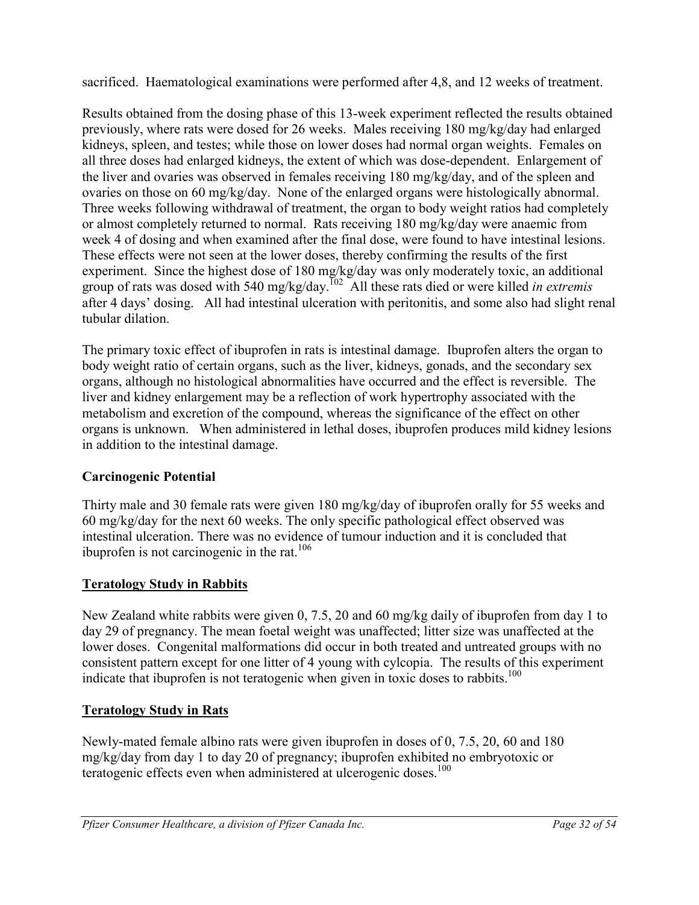sacrificed. Haematological examinations were performed after 4,8, and 12 weeks of treatment.

Results obtained from the dosing phase of this 13-week experiment reflected the results obtained previously, where rats were dosed for 26 weeks. Males receiving 180 mg/kg/day had enlarged kidneys, spleen, and testes; while those on lower doses had normal organ weights. Females on all three doses had enlarged kidneys, the extent of which was dose-dependent. Enlargement of the liver and ovaries was observed in females receiving 180 mg/kg/day, and of the spleen and ovaries on those on 60 mg/kg/day. None of the enlarged organs were histologically abnormal. Three weeks following withdrawal of treatment, the organ to body weight ratios had completely or almost completely returned to normal. Rats receiving 180 mg/kg/day were anaemic from week 4 of dosing and when examined after the final dose, were found to have intestinal lesions. These effects were not seen at the lower doses, thereby confirming the results of the first experiment. Since the highest dose of 180 mg/kg/day was only moderately toxic, an additional group of rats was dosed with 540 mg/kg/day.[102] All these rats died or were killed *in extremis* after 4 days' dosing. All had intestinal ulceration with peritonitis, and some also had slight renal tubular dilation.

The primary toxic effect of ibuprofen in rats is intestinal damage. Ibuprofen alters the organ to body weight ratio of certain organs, such as the liver, kidneys, gonads, and the secondary sex organs, although no histological abnormalities have occurred and the effect is reversible. The liver and kidney enlargement may be a reflection of work hypertrophy associated with the metabolism and excretion of the compound, whereas the significance of the effect on other organs is unknown. When administered in lethal doses, ibuprofen produces mild kidney lesions in addition to the intestinal damage.

**Carcinogenic Potential**

Thirty male and 30 female rats were given 180 mg/kg/day of ibuprofen orally for 55 weeks and 60 mg/kg/day for the next 60 weeks. The only specific pathological effect observed was intestinal ulceration. There was no evidence of tumour induction and it is concluded that ibuprofen is not carcinogenic in the rat.[106]

**Teratology Study in Rabbits**

New Zealand white rabbits were given 0, 7.5, 20 and 60 mg/kg daily of ibuprofen from day 1 to day 29 of pregnancy. The mean foetal weight was unaffected; litter size was unaffected at the lower doses. Congenital malformations did occur in both treated and untreated groups with no consistent pattern except for one litter of 4 young with cylcopia. The results of this experiment indicate that ibuprofen is not teratogenic when given in toxic doses to rabbits.[100]

**Teratology Study in Rats**

Newly-mated female albino rats were given ibuprofen in doses of 0, 7.5, 20, 60 and 180 mg/kg/day from day 1 to day 20 of pregnancy; ibuprofen exhibited no embryotoxic or teratogenic effects even when administered at ulcerogenic doses.[100]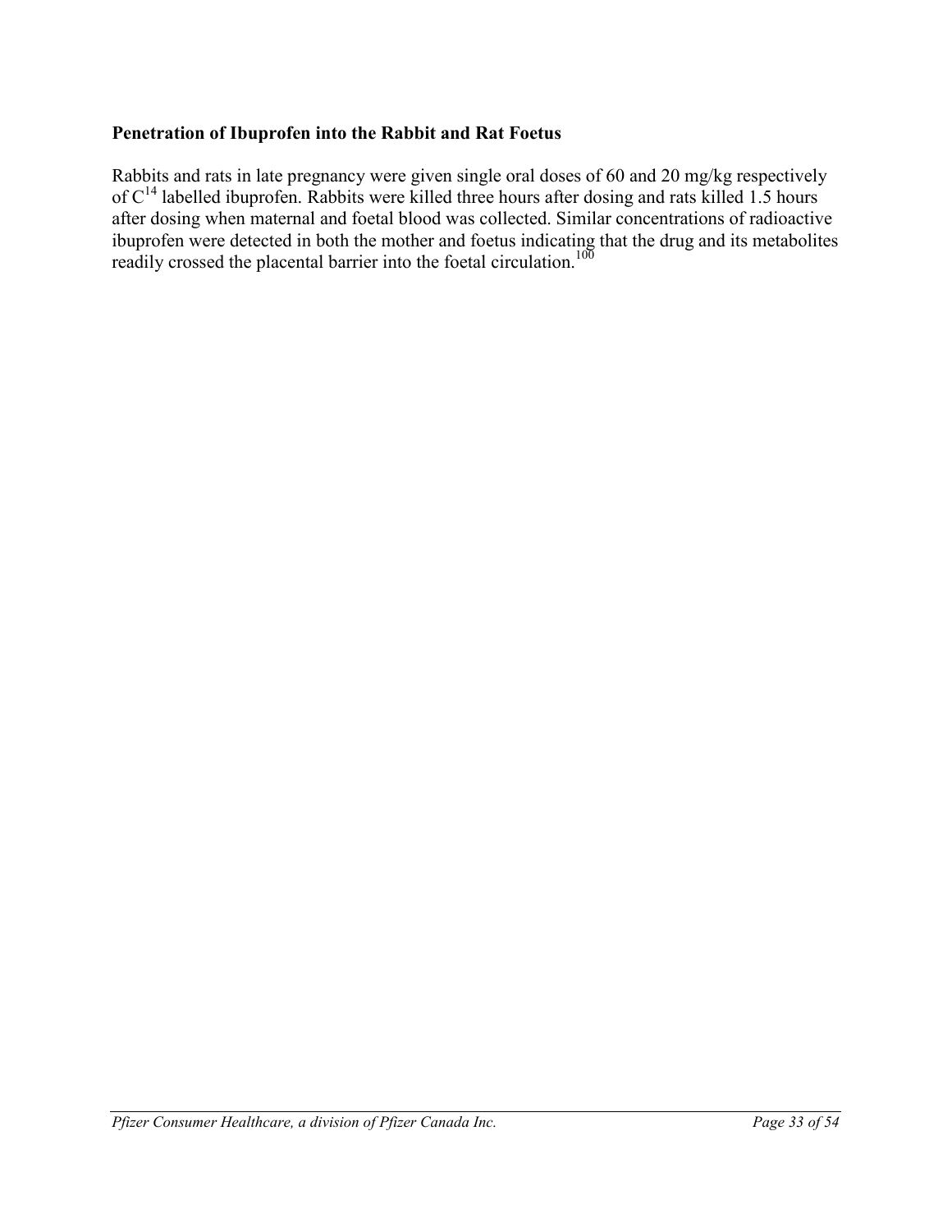**Penetration of Ibuprofen into the Rabbit and Rat Foetus**

Rabbits and rats in late pregnancy were given single oral doses of 60 and 20 mg/kg respectively of $C^{14}$ labelled ibuprofen. Rabbits were killed three hours after dosing and rats killed 1.5 hours after dosing when maternal and foetal blood was collected. Similar concentrations of radioactive ibuprofen were detected in both the mother and foetus indicating that the drug and its metabolites readily crossed the placental barrier into the foetal circulation.[100]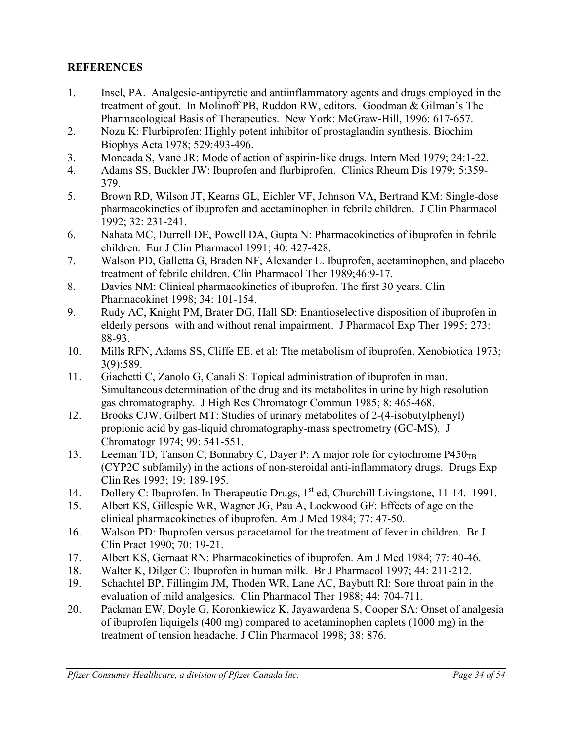## REFERENCES

1. Insel, PA. Analgesic-antipyretic and antiinflammatory agents and drugs employed in the treatment of gout. In Molinoff PB, Ruddon RW, editors. Goodman & Gilman's The Pharmacological Basis of Therapeutics. New York: McGraw-Hill, 1996: 617-657.
2. Nozu K: Flurbiprofen: Highly potent inhibitor of prostaglandin synthesis. Biochim Biophys Acta 1978; 529:493-496.
3. Moncada S, Vane JR: Mode of action of aspirin-like drugs. Intern Med 1979; 24:1-22.
4. Adams SS, Buckler JW: Ibuprofen and flurbiprofen. Clinics Rheum Dis 1979; 5:359-379.
5. Brown RD, Wilson JT, Kearns GL, Eichler VF, Johnson VA, Bertrand KM: Single-dose pharmacokinetics of ibuprofen and acetaminophen in febrile children. J Clin Pharmacol 1992; 32: 231-241.
6. Nahata MC, Durrell DE, Powell DA, Gupta N: Pharmacokinetics of ibuprofen in febrile children. Eur J Clin Pharmacol 1991; 40: 427-428.
7. Walson PD, Galletta G, Braden NF, Alexander L. Ibuprofen, acetaminophen, and placebo treatment of febrile children. Clin Pharmacol Ther 1989;46:9-17.
8. Davies NM: Clinical pharmacokinetics of ibuprofen. The first 30 years. Clin Pharmacokinet 1998; 34: 101-154.
9. Rudy AC, Knight PM, Brater DG, Hall SD: Enantioselective disposition of ibuprofen in elderly persons with and without renal impairment. J Pharmacol Exp Ther 1995; 273: 88-93.
10. Mills RFN, Adams SS, Cliffe EE, et al: The metabolism of ibuprofen. Xenobiotica 1973; 3(9):589.
11. Giachetti C, Zanolo G, Canali S: Topical administration of ibuprofen in man. Simultaneous determination of the drug and its metabolites in urine by high resolution gas chromatography. J High Res Chromatogr Commun 1985; 8: 465-468.
12. Brooks CJW, Gilbert MT: Studies of urinary metabolites of 2-(4-isobutylphenyl) propionic acid by gas-liquid chromatography-mass spectrometry (GC-MS). J Chromatogr 1974; 99: 541-551.
13. Leeman TD, Tanson C, Bonnabry C, Dayer P: A major role for cytochrome $P450_{TB}$ (CYP2C subfamily) in the actions of non-steroidal anti-inflammatory drugs. Drugs Exp Clin Res 1993; 19: 189-195.
14. Dollery C: Ibuprofen. In Therapeutic Drugs, 1st ed, Churchill Livingstone, 11-14. 1991.
15. Albert KS, Gillespie WR, Wagner JG, Pau A, Lockwood GF: Effects of age on the clinical pharmacokinetics of ibuprofen. Am J Med 1984; 77: 47-50.
16. Walson PD: Ibuprofen versus paracetamol for the treatment of fever in children. Br J Clin Pract 1990; 70: 19-21.
17. Albert KS, Gernaat RN: Pharmacokinetics of ibuprofen. Am J Med 1984; 77: 40-46.
18. Walter K, Dilger C: Ibuprofen in human milk. Br J Pharmacol 1997; 44: 211-212.
19. Schachtel BP, Fillingim JM, Thoden WR, Lane AC, Baybutt RI: Sore throat pain in the evaluation of mild analgesics. Clin Pharmacol Ther 1988; 44: 704-711.
20. Packman EW, Doyle G, Koronkiewicz K, Jayawardena S, Cooper SA: Onset of analgesia of ibuprofen liquigels (400 mg) compared to acetaminophen caplets (1000 mg) in the treatment of tension headache. J Clin Pharmacol 1998; 38: 876.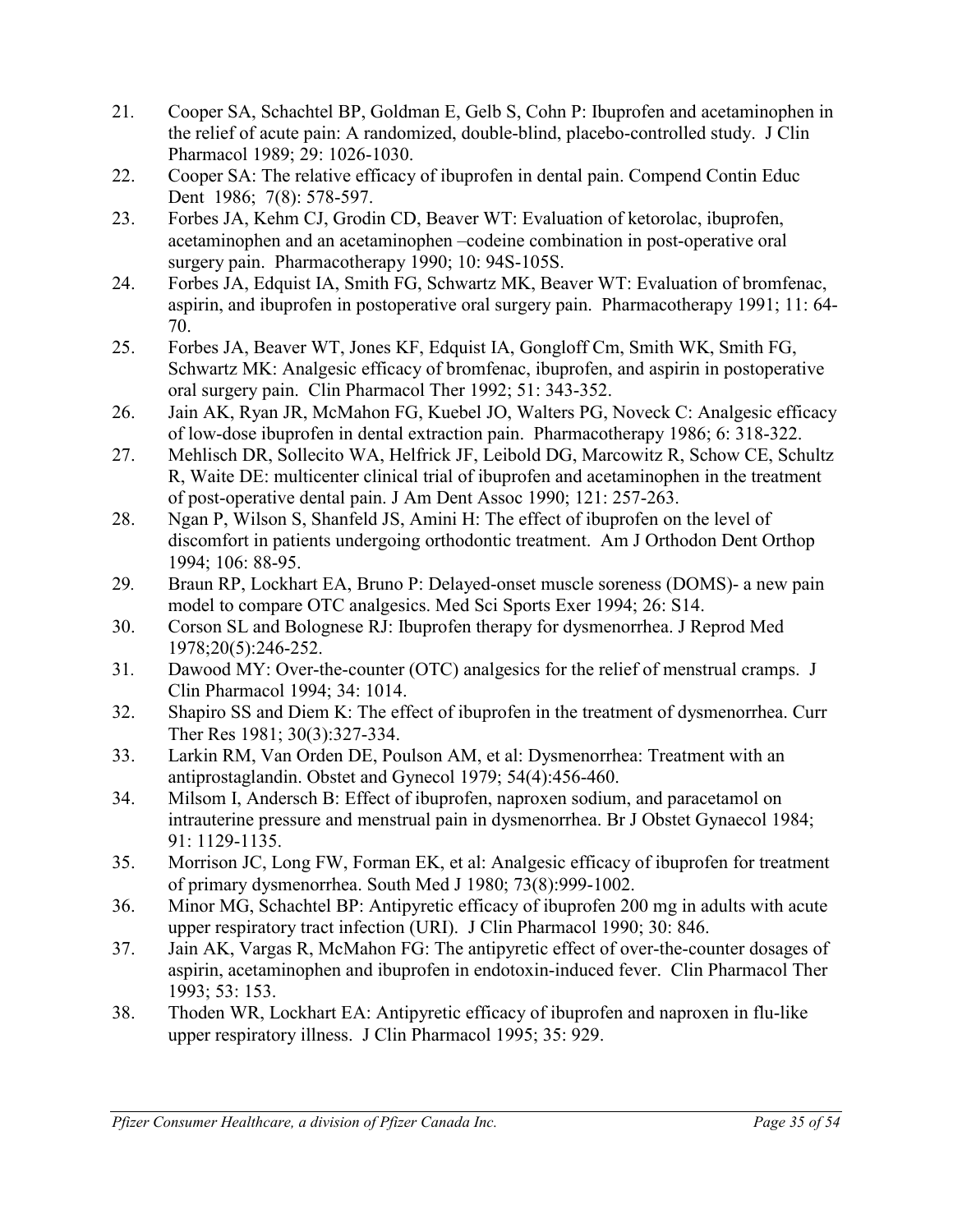21. Cooper SA, Schachtel BP, Goldman E, Gelb S, Cohn P: Ibuprofen and acetaminophen in the relief of acute pain: A randomized, double-blind, placebo-controlled study. J Clin Pharmacol 1989; 29: 1026-1030.
22. Cooper SA: The relative efficacy of ibuprofen in dental pain. Compend Contin Educ Dent 1986; 7(8): 578-597.
23. Forbes JA, Kehm CJ, Grodin CD, Beaver WT: Evaluation of ketorolac, ibuprofen, acetaminophen and an acetaminophen –codeine combination in post-operative oral surgery pain. Pharmacotherapy 1990; 10: 94S-105S.
24. Forbes JA, Edquist IA, Smith FG, Schwartz MK, Beaver WT: Evaluation of bromfenac, aspirin, and ibuprofen in postoperative oral surgery pain. Pharmacotherapy 1991; 11: 64-70.
25. Forbes JA, Beaver WT, Jones KF, Edquist IA, Gongloff Cm, Smith WK, Smith FG, Schwartz MK: Analgesic efficacy of bromfenac, ibuprofen, and aspirin in postoperative oral surgery pain. Clin Pharmacol Ther 1992; 51: 343-352.
26. Jain AK, Ryan JR, McMahon FG, Kuebel JO, Walters PG, Noveck C: Analgesic efficacy of low-dose ibuprofen in dental extraction pain. Pharmacotherapy 1986; 6: 318-322.
27. Mehlisch DR, Sollecito WA, Helfrick JF, Leibold DG, Marcowitz R, Schow CE, Schultz R, Waite DE: multicenter clinical trial of ibuprofen and acetaminophen in the treatment of post-operative dental pain. J Am Dent Assoc 1990; 121: 257-263.
28. Ngan P, Wilson S, Shanfeld JS, Amini H: The effect of ibuprofen on the level of discomfort in patients undergoing orthodontic treatment. Am J Orthodon Dent Orthop 1994; 106: 88-95.
29. Braun RP, Lockhart EA, Bruno P: Delayed-onset muscle soreness (DOMS)- a new pain model to compare OTC analgesics. Med Sci Sports Exer 1994; 26: S14.
30. Corson SL and Bolognese RJ: Ibuprofen therapy for dysmenorrhea. J Reprod Med 1978;20(5):246-252.
31. Dawood MY: Over-the-counter (OTC) analgesics for the relief of menstrual cramps. J Clin Pharmacol 1994; 34: 1014.
32. Shapiro SS and Diem K: The effect of ibuprofen in the treatment of dysmenorrhea. Curr Ther Res 1981; 30(3):327-334.
33. Larkin RM, Van Orden DE, Poulson AM, et al: Dysmenorrhea: Treatment with an antiprostaglandin. Obstet and Gynecol 1979; 54(4):456-460.
34. Milsom I, Andersch B: Effect of ibuprofen, naproxen sodium, and paracetamol on intrauterine pressure and menstrual pain in dysmenorrhea. Br J Obstet Gynaecol 1984; 91: 1129-1135.
35. Morrison JC, Long FW, Forman EK, et al: Analgesic efficacy of ibuprofen for treatment of primary dysmenorrhea. South Med J 1980; 73(8):999-1002.
36. Minor MG, Schachtel BP: Antipyretic efficacy of ibuprofen 200 mg in adults with acute upper respiratory tract infection (URI). J Clin Pharmacol 1990; 30: 846.
37. Jain AK, Vargas R, McMahon FG: The antipyretic effect of over-the-counter dosages of aspirin, acetaminophen and ibuprofen in endotoxin-induced fever. Clin Pharmacol Ther 1993; 53: 153.
38. Thoden WR, Lockhart EA: Antipyretic efficacy of ibuprofen and naproxen in flu-like upper respiratory illness. J Clin Pharmacol 1995; 35: 929.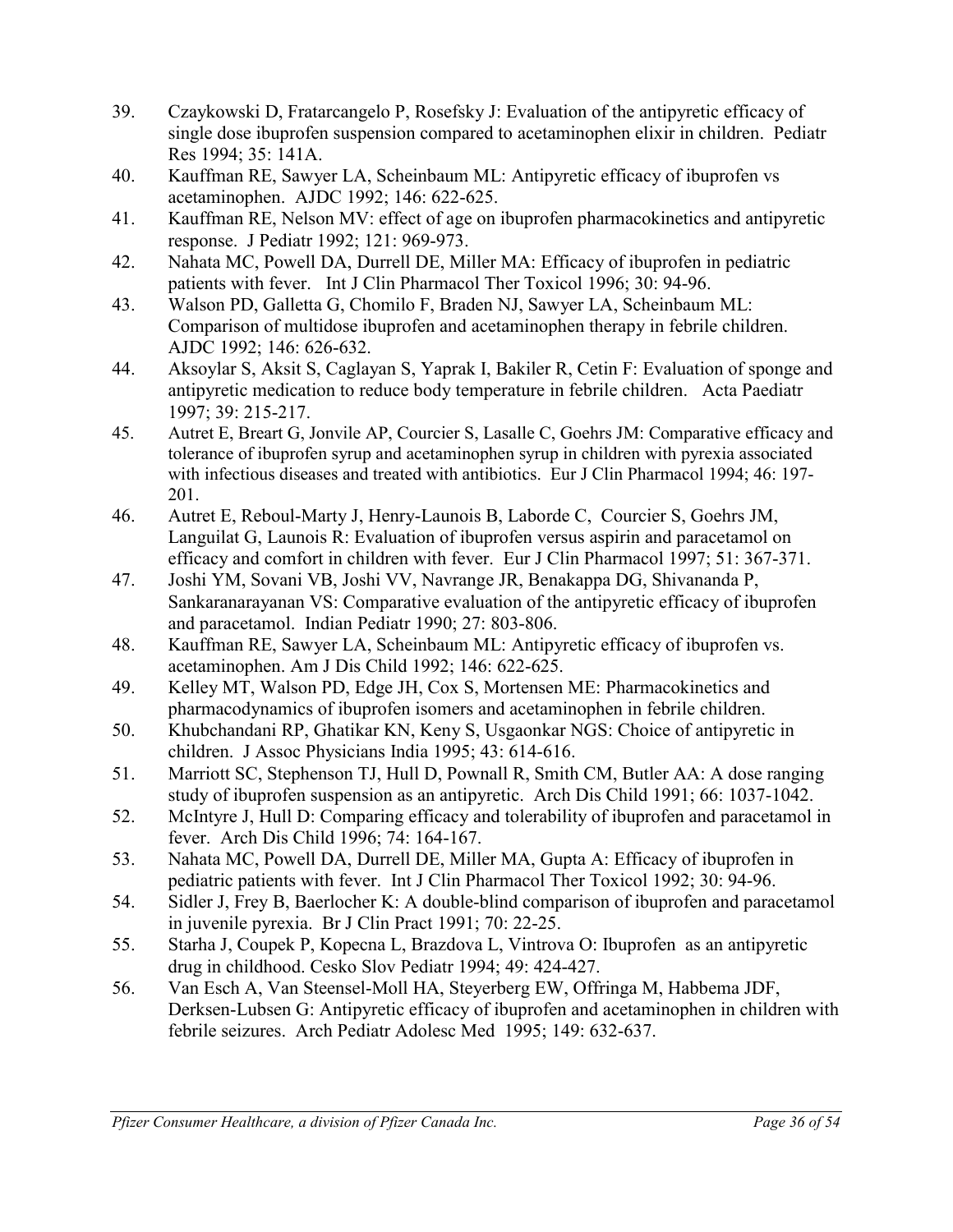39. Czaykowski D, Fratarcangelo P, Rosefsky J: Evaluation of the antipyretic efficacy of single dose ibuprofen suspension compared to acetaminophen elixir in children. Pediatr Res 1994; 35: 141A.
40. Kauffman RE, Sawyer LA, Scheinbaum ML: Antipyretic efficacy of ibuprofen vs acetaminophen. AJDC 1992; 146: 622-625.
41. Kauffman RE, Nelson MV: effect of age on ibuprofen pharmacokinetics and antipyretic response. J Pediatr 1992; 121: 969-973.
42. Nahata MC, Powell DA, Durrell DE, Miller MA: Efficacy of ibuprofen in pediatric patients with fever. Int J Clin Pharmacol Ther Toxicol 1996; 30: 94-96.
43. Walson PD, Galletta G, Chomilo F, Braden NJ, Sawyer LA, Scheinbaum ML: Comparison of multidose ibuprofen and acetaminophen therapy in febrile children. AJDC 1992; 146: 626-632.
44. Aksoylar S, Aksit S, Caglayan S, Yaprak I, Bakiler R, Cetin F: Evaluation of sponge and antipyretic medication to reduce body temperature in febrile children. Acta Paediatr 1997; 39: 215-217.
45. Autret E, Breart G, Jonvile AP, Courcier S, Lasalle C, Goehrs JM: Comparative efficacy and tolerance of ibuprofen syrup and acetaminophen syrup in children with pyrexia associated with infectious diseases and treated with antibiotics. Eur J Clin Pharmacol 1994; 46: 197-201.
46. Autret E, Reboul-Marty J, Henry-Launois B, Laborde C, Courcier S, Goehrs JM, Languilat G, Launois R: Evaluation of ibuprofen versus aspirin and paracetamol on efficacy and comfort in children with fever. Eur J Clin Pharmacol 1997; 51: 367-371.
47. Joshi YM, Sovani VB, Joshi VV, Navrange JR, Benakappa DG, Shivananda P, Sankaranarayanan VS: Comparative evaluation of the antipyretic efficacy of ibuprofen and paracetamol. Indian Pediatr 1990; 27: 803-806.
48. Kauffman RE, Sawyer LA, Scheinbaum ML: Antipyretic efficacy of ibuprofen vs. acetaminophen. Am J Dis Child 1992; 146: 622-625.
49. Kelley MT, Walson PD, Edge JH, Cox S, Mortensen ME: Pharmacokinetics and pharmacodynamics of ibuprofen isomers and acetaminophen in febrile children.
50. Khubchandani RP, Ghatikar KN, Keny S, Usgaonkar NGS: Choice of antipyretic in children. J Assoc Physicians India 1995; 43: 614-616.
51. Marriott SC, Stephenson TJ, Hull D, Pownall R, Smith CM, Butler AA: A dose ranging study of ibuprofen suspension as an antipyretic. Arch Dis Child 1991; 66: 1037-1042.
52. McIntyre J, Hull D: Comparing efficacy and tolerability of ibuprofen and paracetamol in fever. Arch Dis Child 1996; 74: 164-167.
53. Nahata MC, Powell DA, Durrell DE, Miller MA, Gupta A: Efficacy of ibuprofen in pediatric patients with fever. Int J Clin Pharmacol Ther Toxicol 1992; 30: 94-96.
54. Sidler J, Frey B, Baerlocher K: A double-blind comparison of ibuprofen and paracetamol in juvenile pyrexia. Br J Clin Pract 1991; 70: 22-25.
55. Starha J, Coupek P, Kopecna L, Brazdova L, Vintrova O: Ibuprofen as an antipyretic drug in childhood. Cesko Slov Pediatr 1994; 49: 424-427.
56. Van Esch A, Van Steensel-Moll HA, Steyerberg EW, Offringa M, Habbema JDF, Derksen-Lubsen G: Antipyretic efficacy of ibuprofen and acetaminophen in children with febrile seizures. Arch Pediatr Adolesc Med 1995; 149: 632-637.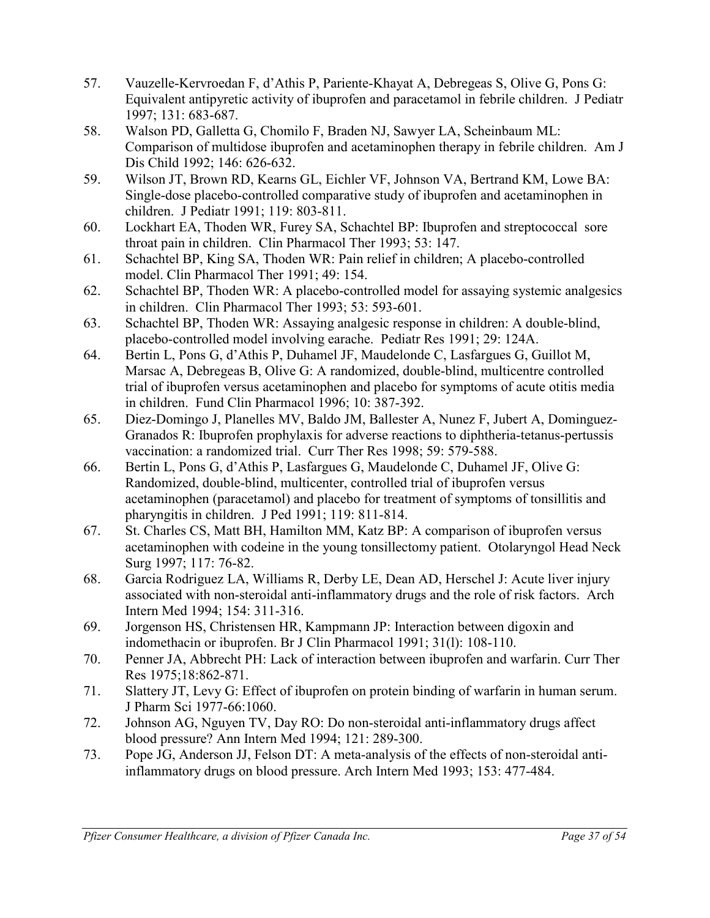57. Vauzelle-Kervroedan F, d'Athis P, Pariente-Khayat A, Debregeas S, Olive G, Pons G: Equivalent antipyretic activity of ibuprofen and paracetamol in febrile children. J Pediatr 1997; 131: 683-687.
58. Walson PD, Galletta G, Chomilo F, Braden NJ, Sawyer LA, Scheinbaum ML: Comparison of multidose ibuprofen and acetaminophen therapy in febrile children. Am J Dis Child 1992; 146: 626-632.
59. Wilson JT, Brown RD, Kearns GL, Eichler VF, Johnson VA, Bertrand KM, Lowe BA: Single-dose placebo-controlled comparative study of ibuprofen and acetaminophen in children. J Pediatr 1991; 119: 803-811.
60. Lockhart EA, Thoden WR, Furey SA, Schachtel BP: Ibuprofen and streptococcal sore throat pain in children. Clin Pharmacol Ther 1993; 53: 147.
61. Schachtel BP, King SA, Thoden WR: Pain relief in children; A placebo-controlled model. Clin Pharmacol Ther 1991; 49: 154.
62. Schachtel BP, Thoden WR: A placebo-controlled model for assaying systemic analgesics in children. Clin Pharmacol Ther 1993; 53: 593-601.
63. Schachtel BP, Thoden WR: Assaying analgesic response in children: A double-blind, placebo-controlled model involving earache. Pediatr Res 1991; 29: 124A.
64. Bertin L, Pons G, d'Athis P, Duhamel JF, Maudelonde C, Lasfargues G, Guillot M, Marsac A, Debregeas B, Olive G: A randomized, double-blind, multicentre controlled trial of ibuprofen versus acetaminophen and placebo for symptoms of acute otitis media in children. Fund Clin Pharmacol 1996; 10: 387-392.
65. Diez-Domingo J, Planelles MV, Baldo JM, Ballester A, Nunez F, Jubert A, Dominguez-Granados R: Ibuprofen prophylaxis for adverse reactions to diphtheria-tetanus-pertussis vaccination: a randomized trial. Curr Ther Res 1998; 59: 579-588.
66. Bertin L, Pons G, d'Athis P, Lasfargues G, Maudelonde C, Duhamel JF, Olive G: Randomized, double-blind, multicenter, controlled trial of ibuprofen versus acetaminophen (paracetamol) and placebo for treatment of symptoms of tonsillitis and pharyngitis in children. J Ped 1991; 119: 811-814.
67. St. Charles CS, Matt BH, Hamilton MM, Katz BP: A comparison of ibuprofen versus acetaminophen with codeine in the young tonsillectomy patient. Otolaryngol Head Neck Surg 1997; 117: 76-82.
68. Garcia Rodriguez LA, Williams R, Derby LE, Dean AD, Herschel J: Acute liver injury associated with non-steroidal anti-inflammatory drugs and the role of risk factors. Arch Intern Med 1994; 154: 311-316.
69. Jorgenson HS, Christensen HR, Kampmann JP: Interaction between digoxin and indomethacin or ibuprofen. Br J Clin Pharmacol 1991; 31(l): 108-110.
70. Penner JA, Abbrecht PH: Lack of interaction between ibuprofen and warfarin. Curr Ther Res 1975;18:862-871.
71. Slattery JT, Levy G: Effect of ibuprofen on protein binding of warfarin in human serum. J Pharm Sci 1977-66:1060.
72. Johnson AG, Nguyen TV, Day RO: Do non-steroidal anti-inflammatory drugs affect blood pressure? Ann Intern Med 1994; 121: 289-300.
73. Pope JG, Anderson JJ, Felson DT: A meta-analysis of the effects of non-steroidal anti-inflammatory drugs on blood pressure. Arch Intern Med 1993; 153: 477-484.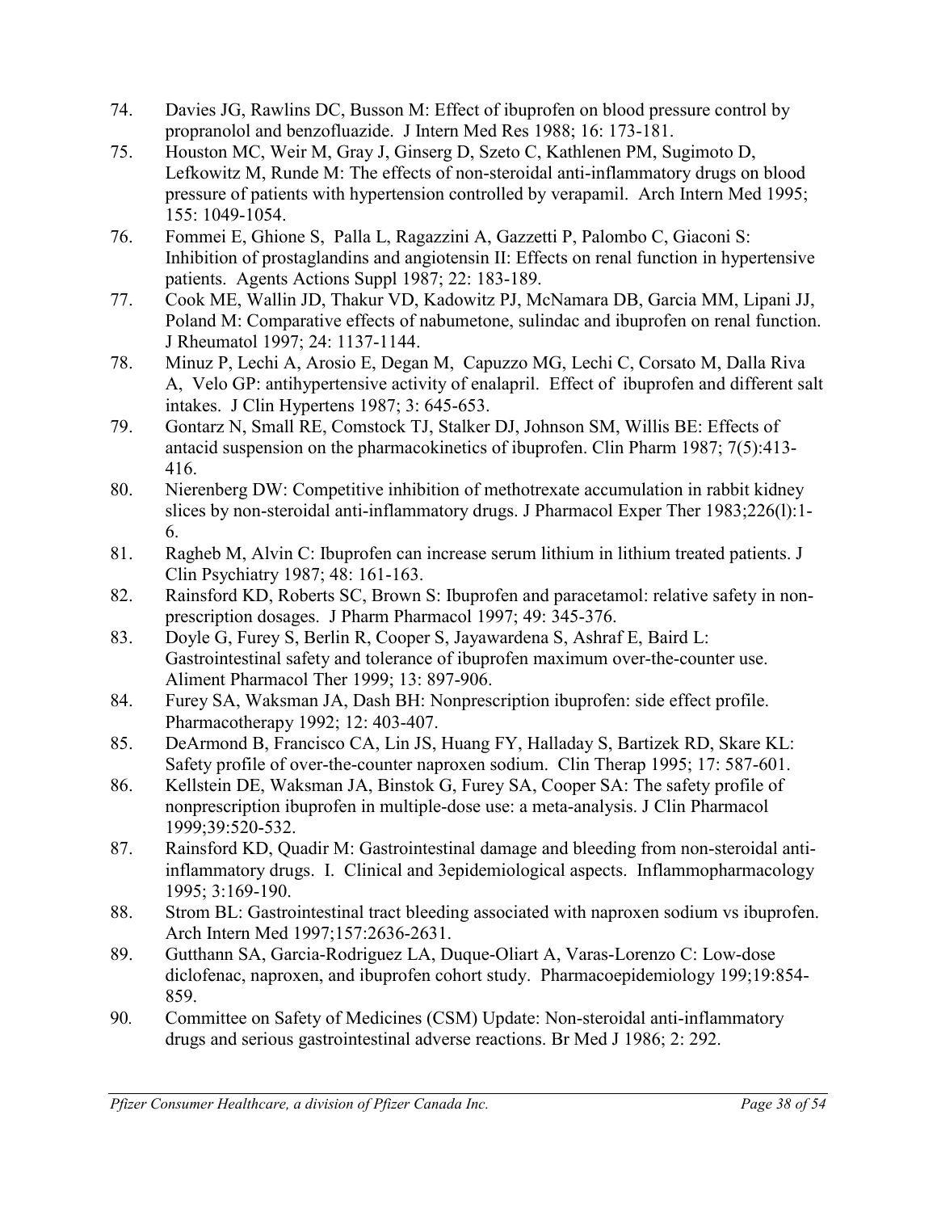74. Davies JG, Rawlins DC, Busson M: Effect of ibuprofen on blood pressure control by propranolol and benzofluazide. J Intern Med Res 1988; 16: 173-181.
75. Houston MC, Weir M, Gray J, Ginserg D, Szeto C, Kathlenen PM, Sugimoto D, Lefkowitz M, Runde M: The effects of non-steroidal anti-inflammatory drugs on blood pressure of patients with hypertension controlled by verapamil. Arch Intern Med 1995; 155: 1049-1054.
76. Fommei E, Ghione S, Palla L, Ragazzini A, Gazzetti P, Palombo C, Giaconi S: Inhibition of prostaglandins and angiotensin II: Effects on renal function in hypertensive patients. Agents Actions Suppl 1987; 22: 183-189.
77. Cook ME, Wallin JD, Thakur VD, Kadowitz PJ, McNamara DB, Garcia MM, Lipani JJ, Poland M: Comparative effects of nabumetone, sulindac and ibuprofen on renal function. J Rheumatol 1997; 24: 1137-1144.
78. Minuz P, Lechi A, Arosio E, Degan M, Capuzzo MG, Lechi C, Corsato M, Dalla Riva A, Velo GP: antihypertensive activity of enalapril. Effect of ibuprofen and different salt intakes. J Clin Hypertens 1987; 3: 645-653.
79. Gontarz N, Small RE, Comstock TJ, Stalker DJ, Johnson SM, Willis BE: Effects of antacid suspension on the pharmacokinetics of ibuprofen. Clin Pharm 1987; 7(5):413-416.
80. Nierenberg DW: Competitive inhibition of methotrexate accumulation in rabbit kidney slices by non-steroidal anti-inflammatory drugs. J Pharmacol Exper Ther 1983;226(l):1-6.
81. Ragheb M, Alvin C: Ibuprofen can increase serum lithium in lithium treated patients. J Clin Psychiatry 1987; 48: 161-163.
82. Rainsford KD, Roberts SC, Brown S: Ibuprofen and paracetamol: relative safety in non-prescription dosages. J Pharm Pharmacol 1997; 49: 345-376.
83. Doyle G, Furey S, Berlin R, Cooper S, Jayawardena S, Ashraf E, Baird L: Gastrointestinal safety and tolerance of ibuprofen maximum over-the-counter use. Aliment Pharmacol Ther 1999; 13: 897-906.
84. Furey SA, Waksman JA, Dash BH: Nonprescription ibuprofen: side effect profile. Pharmacotherapy 1992; 12: 403-407.
85. DeArmond B, Francisco CA, Lin JS, Huang FY, Halladay S, Bartizek RD, Skare KL: Safety profile of over-the-counter naproxen sodium. Clin Therap 1995; 17: 587-601.
86. Kellstein DE, Waksman JA, Binstok G, Furey SA, Cooper SA: The safety profile of nonprescription ibuprofen in multiple-dose use: a meta-analysis. J Clin Pharmacol 1999;39:520-532.
87. Rainsford KD, Quadir M: Gastrointestinal damage and bleeding from non-steroidal anti-inflammatory drugs. I. Clinical and 3epidemiological aspects. Inflammopharmacology 1995; 3:169-190.
88. Strom BL: Gastrointestinal tract bleeding associated with naproxen sodium vs ibuprofen. Arch Intern Med 1997;157:2636-2631.
89. Gutthann SA, Garcia-Rodriguez LA, Duque-Oliart A, Varas-Lorenzo C: Low-dose diclofenac, naproxen, and ibuprofen cohort study. Pharmacoepidemiology 199;19:854-859.
90. Committee on Safety of Medicines (CSM) Update: Non-steroidal anti-inflammatory drugs and serious gastrointestinal adverse reactions. Br Med J 1986; 2: 292.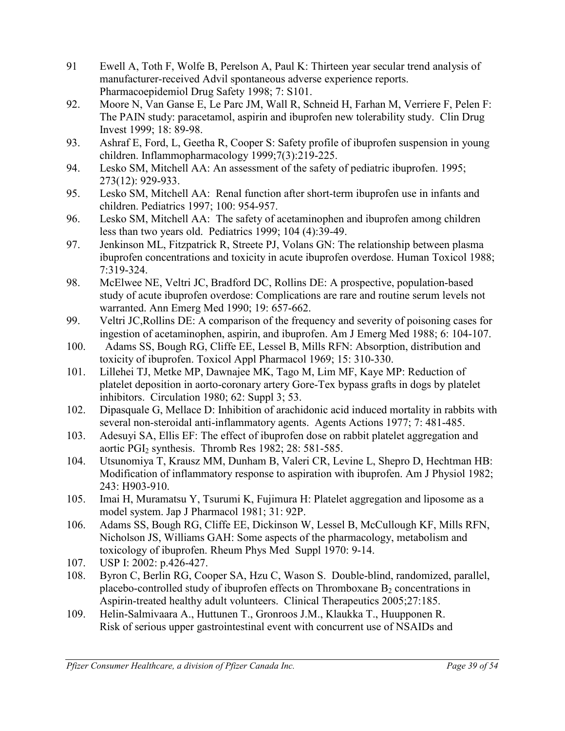91 Ewell A, Toth F, Wolfe B, Perelson A, Paul K: Thirteen year secular trend analysis of manufacturer-received Advil spontaneous adverse experience reports. Pharmacoepidemiol Drug Safety 1998; 7: S101.

92. Moore N, Van Ganse E, Le Parc JM, Wall R, Schneid H, Farhan M, Verriere F, Pelen F: The PAIN study: paracetamol, aspirin and ibuprofen new tolerability study. Clin Drug Invest 1999; 18: 89-98.

93. Ashraf E, Ford, L, Geetha R, Cooper S: Safety profile of ibuprofen suspension in young children. Inflammopharmacology 1999;7(3):219-225.

94. Lesko SM, Mitchell AA: An assessment of the safety of pediatric ibuprofen. 1995; 273(12): 929-933.

95. Lesko SM, Mitchell AA: Renal function after short-term ibuprofen use in infants and children. Pediatrics 1997; 100: 954-957.

96. Lesko SM, Mitchell AA: The safety of acetaminophen and ibuprofen among children less than two years old. Pediatrics 1999; 104 (4):39-49.

97. Jenkinson ML, Fitzpatrick R, Streete PJ, Volans GN: The relationship between plasma ibuprofen concentrations and toxicity in acute ibuprofen overdose. Human Toxicol 1988; 7:319-324.

98. McElwee NE, Veltri JC, Bradford DC, Rollins DE: A prospective, population-based study of acute ibuprofen overdose: Complications are rare and routine serum levels not warranted. Ann Emerg Med 1990; 19: 657-662.

99. Veltri JC,Rollins DE: A comparison of the frequency and severity of poisoning cases for ingestion of acetaminophen, aspirin, and ibuprofen. Am J Emerg Med 1988; 6: 104-107.

100. Adams SS, Bough RG, Cliffe EE, Lessel B, Mills RFN: Absorption, distribution and toxicity of ibuprofen. Toxicol Appl Pharmacol 1969; 15: 310-330.

101. Lillehei TJ, Metke MP, Dawnajee MK, Tago M, Lim MF, Kaye MP: Reduction of platelet deposition in aorto-coronary artery Gore-Tex bypass grafts in dogs by platelet inhibitors. Circulation 1980; 62: Suppl 3; 53.

102. Dipasquale G, Mellace D: Inhibition of arachidonic acid induced mortality in rabbits with several non-steroidal anti-inflammatory agents. Agents Actions 1977; 7: 481-485.

103. Adesuyi SA, Ellis EF: The effect of ibuprofen dose on rabbit platelet aggregation and aortic $PGI_2$ synthesis. Thromb Res 1982; 28: 581-585.

104. Utsunomiya T, Krausz MM, Dunham B, Valeri CR, Levine L, Shepro D, Hechtman HB: Modification of inflammatory response to aspiration with ibuprofen. Am J Physiol 1982; 243: H903-910.

105. Imai H, Muramatsu Y, Tsurumi K, Fujimura H: Platelet aggregation and liposome as a model system. Jap J Pharmacol 1981; 31: 92P.

106. Adams SS, Bough RG, Cliffe EE, Dickinson W, Lessel B, McCullough KF, Mills RFN, Nicholson JS, Williams GAH: Some aspects of the pharmacology, metabolism and toxicology of ibuprofen. Rheum Phys Med Suppl 1970: 9-14.

107. USP I: 2002: p.426-427.

108. Byron C, Berlin RG, Cooper SA, Hzu C, Wason S. Double-blind, randomized, parallel, placebo-controlled study of ibuprofen effects on Thromboxane $B_2$ concentrations in Aspirin-treated healthy adult volunteers. Clinical Therapeutics 2005;27:185.

109. Helin-Salmivaara A., Huttunen T., Gronroos J.M., Klaukka T., Huupponen R. Risk of serious upper gastrointestinal event with concurrent use of NSAIDs and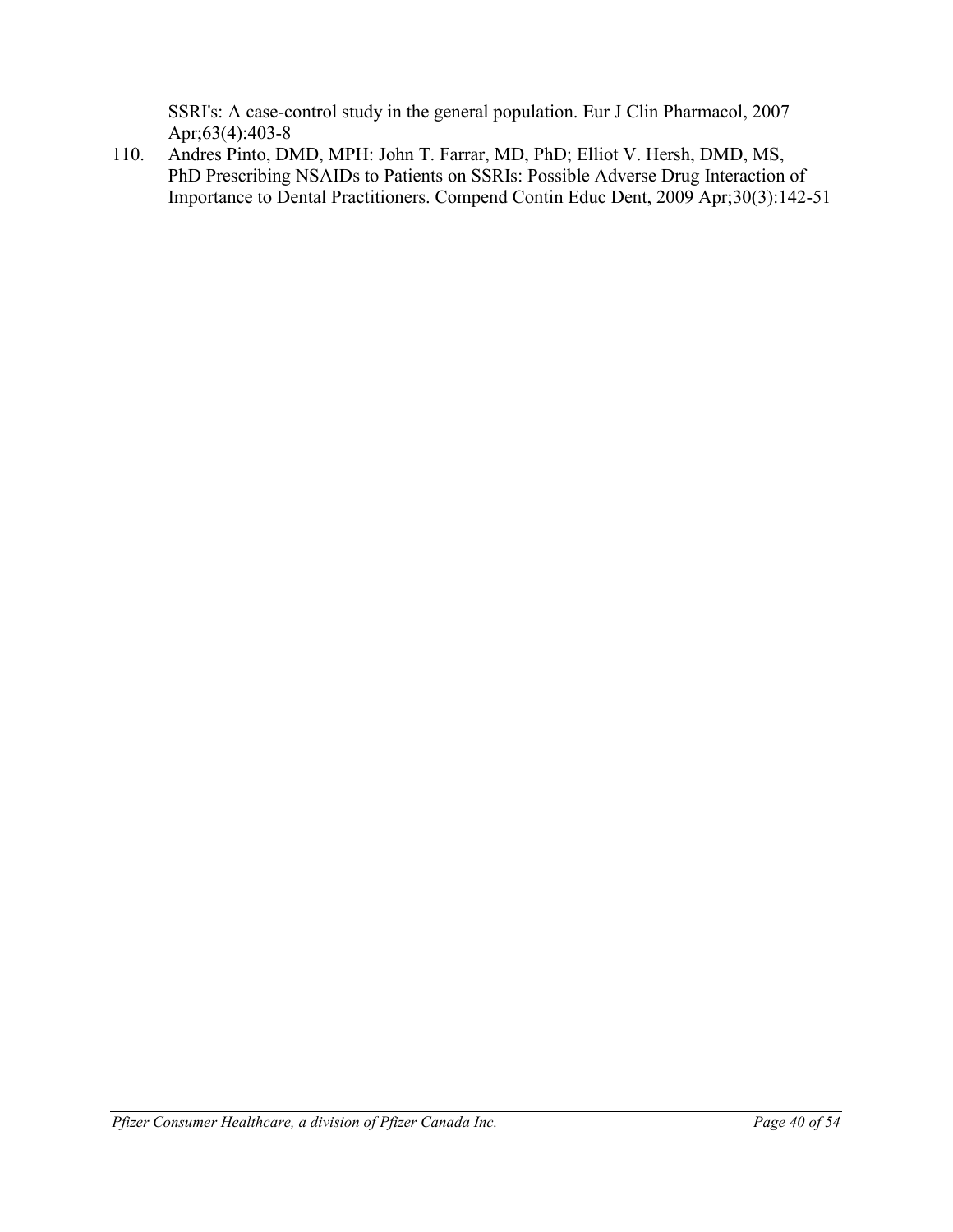SSRI's: A case-control study in the general population. Eur J Clin Pharmacol, 2007 Apr;63(4):403-8

110. Andres Pinto, DMD, MPH: John T. Farrar, MD, PhD; Elliot V. Hersh, DMD, MS, PhD Prescribing NSAIDs to Patients on SSRIs: Possible Adverse Drug Interaction of Importance to Dental Practitioners. Compend Contin Educ Dent, 2009 Apr;30(3):142-51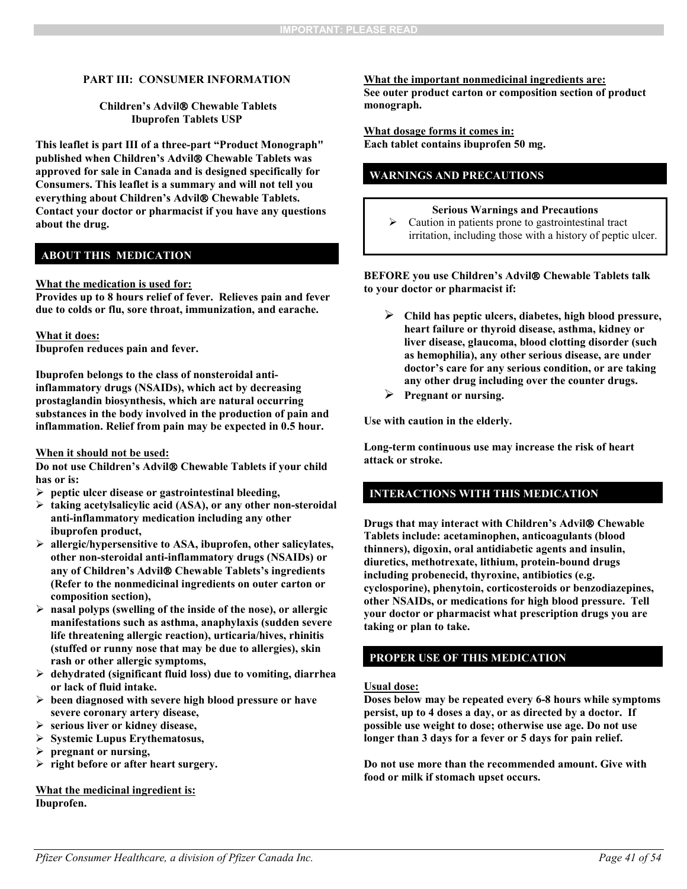## PART III: CONSUMER INFORMATION

**Children's Advil® Chewable Tablets**
**Ibuprofen Tablets USP**

**This leaflet is part III of a three-part "Product Monograph" published when Children's Advil® Chewable Tablets was approved for sale in Canada and is designed specifically for Consumers. This leaflet is a summary and will not tell you everything about Children's Advil® Chewable Tablets. Contact your doctor or pharmacist if you have any questions about the drug.**

### ABOUT THIS MEDICATION

**What the medication is used for:**
**Provides up to 8 hours relief of fever. Relieves pain and fever due to colds or flu, sore throat, immunization, and earache.**

**What it does:**
**Ibuprofen reduces pain and fever.**

**Ibuprofen belongs to the class of nonsteroidal anti-inflammatory drugs (NSAIDs), which act by decreasing prostaglandin biosynthesis, which are natural occurring substances in the body involved in the production of pain and inflammation. Relief from pain may be expected in 0.5 hour.**

**When it should not be used:**
**Do not use Children's Advil® Chewable Tablets if your child has or is:**

- **peptic ulcer disease or gastrointestinal bleeding,**
- **taking acetylsalicylic acid (ASA), or any other non-steroidal anti-inflammatory medication including any other ibuprofen product,**
- **allergic/hypersensitive to ASA, ibuprofen, other salicylates, other non-steroidal anti-inflammatory drugs (NSAIDs) or any of Children's Advil® Chewable Tablets's ingredients (Refer to the nonmedicinal ingredients on outer carton or composition section),**
- **nasal polyps (swelling of the inside of the nose), or allergic manifestations such as asthma, anaphylaxis (sudden severe life threatening allergic reaction), urticaria/hives, rhinitis (stuffed or runny nose that may be due to allergies), skin rash or other allergic symptoms,**
- **dehydrated (significant fluid loss) due to vomiting, diarrhea or lack of fluid intake.**
- **been diagnosed with severe high blood pressure or have severe coronary artery disease,**
- **serious liver or kidney disease,**
- **Systemic Lupus Erythematosus,**
- **pregnant or nursing,**
- **right before or after heart surgery.**

**What the medicinal ingredient is:**
**Ibuprofen.**

**What the important nonmedicinal ingredients are:**
**See outer product carton or composition section of product monograph.**

**What dosage forms it comes in:**
**Each tablet contains ibuprofen 50 mg.**

### WARNINGS AND PRECAUTIONS

**Serious Warnings and Precautions**

- Caution in patients prone to gastrointestinal tract irritation, including those with a history of peptic ulcer.

**BEFORE you use Children's Advil® Chewable Tablets talk to your doctor or pharmacist if:**

- **Child has peptic ulcers, diabetes, high blood pressure, heart failure or thyroid disease, asthma, kidney or liver disease, glaucoma, blood clotting disorder (such as hemophilia), any other serious disease, are under doctor's care for any serious condition, or are taking any other drug including over the counter drugs.**
- **Pregnant or nursing.**

**Use with caution in the elderly.**

**Long-term continuous use may increase the risk of heart attack or stroke.**

### INTERACTIONS WITH THIS MEDICATION

**Drugs that may interact with Children's Advil® Chewable Tablets include: acetaminophen, anticoagulants (blood thinners), digoxin, oral antidiabetic agents and insulin, diuretics, methotrexate, lithium, protein-bound drugs including probenecid, thyroxine, antibiotics (e.g. cyclosporine), phenytoin, corticosteroids or benzodiazepines, other NSAIDs, or medications for high blood pressure. Tell your doctor or pharmacist what prescription drugs you are taking or plan to take.**

### PROPER USE OF THIS MEDICATION

**Usual dose:**
**Doses below may be repeated every 6-8 hours while symptoms persist, up to 4 doses a day, or as directed by a doctor. If possible use weight to dose; otherwise use age. Do not use longer than 3 days for a fever or 5 days for pain relief.**

**Do not use more than the recommended amount. Give with food or milk if stomach upset occurs.**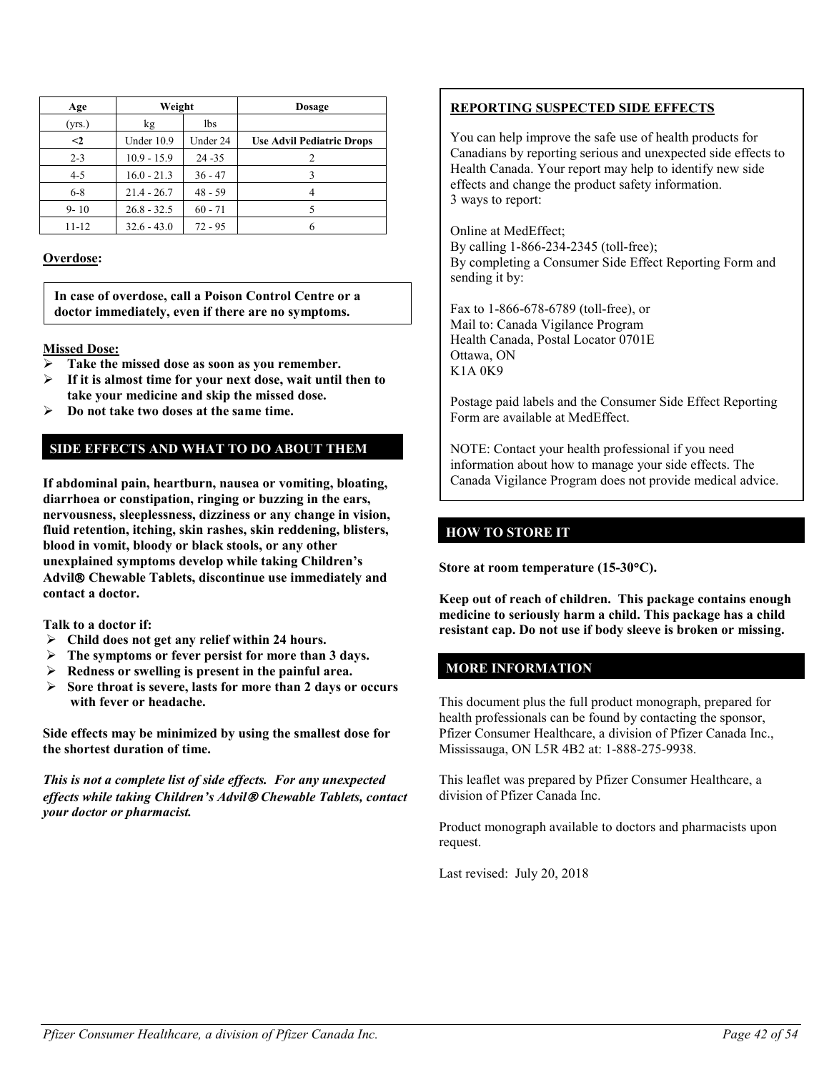| Age | Weight | | Dosage |
|---|---|---|---|
| (yrs.) | kg | lbs | |
| **<2** | Under 10.9 | Under 24 | **Use Advil Pediatric Drops** |
| 2-3 | 10.9 - 15.9 | 24 -35 | 2 |
| 4-5 | 16.0 - 21.3 | 36 - 47 | 3 |
| 6-8 | 21.4 - 26.7 | 48 - 59 | 4 |
| 9- 10 | 26.8 - 32.5 | 60 - 71 | 5 |
| 11-12 | 32.6 - 43.0 | 72 - 95 | 6 |

**Overdose:**

**In case of overdose, call a Poison Control Centre or a doctor immediately, even if there are no symptoms.**

**Missed Dose:**

- **Take the missed dose as soon as you remember.**
- **If it is almost time for your next dose, wait until then to take your medicine and skip the missed dose.**
- **Do not take two doses at the same time.**

## SIDE EFFECTS AND WHAT TO DO ABOUT THEM

**If abdominal pain, heartburn, nausea or vomiting, bloating, diarrhoea or constipation, ringing or buzzing in the ears, nervousness, sleeplessness, dizziness or any change in vision, fluid retention, itching, skin rashes, skin reddening, blisters, blood in vomit, bloody or black stools, or any other unexplained symptoms develop while taking Children's Advil® Chewable Tablets, discontinue use immediately and contact a doctor.**

**Talk to a doctor if:**

- **Child does not get any relief within 24 hours.**
- **The symptoms or fever persist for more than 3 days.**
- **Redness or swelling is present in the painful area.**
- **Sore throat is severe, lasts for more than 2 days or occurs with fever or headache.**

**Side effects may be minimized by using the smallest dose for the shortest duration of time.**

***This is not a complete list of side effects. For any unexpected effects while taking Children's Advil® Chewable Tablets, contact your doctor or pharmacist.***

**REPORTING SUSPECTED SIDE EFFECTS**

You can help improve the safe use of health products for Canadians by reporting serious and unexpected side effects to Health Canada. Your report may help to identify new side effects and change the product safety information.
3 ways to report:

Online at MedEffect;
By calling 1-866-234-2345 (toll-free);
By completing a Consumer Side Effect Reporting Form and sending it by:

Fax to 1-866-678-6789 (toll-free), or
Mail to: Canada Vigilance Program
Health Canada, Postal Locator 0701E
Ottawa, ON
K1A 0K9

Postage paid labels and the Consumer Side Effect Reporting Form are available at MedEffect.

NOTE: Contact your health professional if you need information about how to manage your side effects. The Canada Vigilance Program does not provide medical advice.

## HOW TO STORE IT

**Store at room temperature (15-30°C).**

**Keep out of reach of children. This package contains enough medicine to seriously harm a child. This package has a child resistant cap. Do not use if body sleeve is broken or missing.**

## MORE INFORMATION

This document plus the full product monograph, prepared for health professionals can be found by contacting the sponsor, Pfizer Consumer Healthcare, a division of Pfizer Canada Inc., Mississauga, ON L5R 4B2 at: 1-888-275-9938.

This leaflet was prepared by Pfizer Consumer Healthcare, a division of Pfizer Canada Inc.

Product monograph available to doctors and pharmacists upon request.

Last revised: July 20, 2018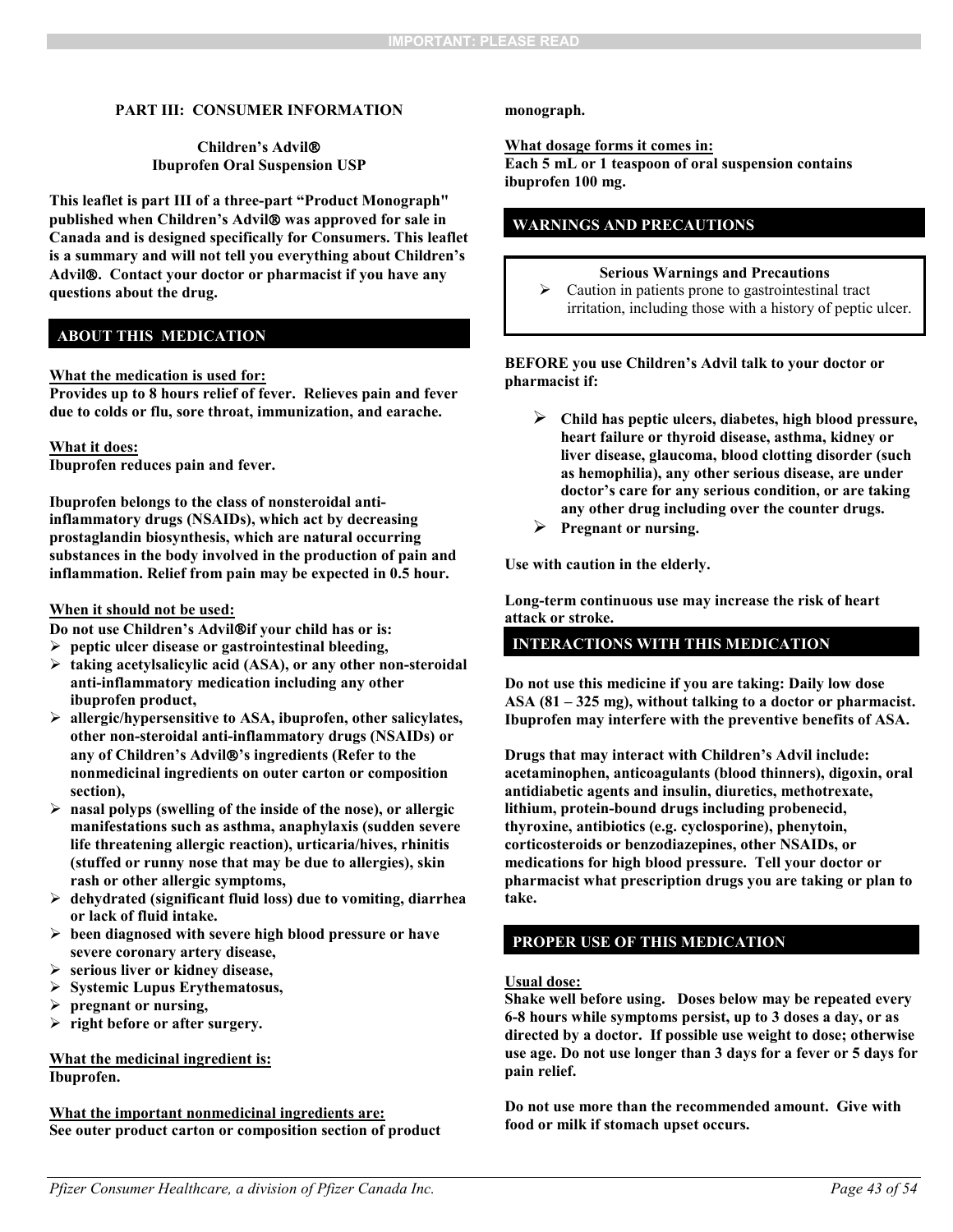## PART III: CONSUMER INFORMATION

**Children's Advil®**
**Ibuprofen Oral Suspension USP**

**This leaflet is part III of a three-part "Product Monograph" published when Children's Advil® was approved for sale in Canada and is designed specifically for Consumers. This leaflet is a summary and will not tell you everything about Children's Advil®. Contact your doctor or pharmacist if you have any questions about the drug.**

### ABOUT THIS MEDICATION

**What the medication is used for:**
**Provides up to 8 hours relief of fever. Relieves pain and fever due to colds or flu, sore throat, immunization, and earache.**

**What it does:**
**Ibuprofen reduces pain and fever.**

**Ibuprofen belongs to the class of nonsteroidal anti-inflammatory drugs (NSAIDs), which act by decreasing prostaglandin biosynthesis, which are natural occurring substances in the body involved in the production of pain and inflammation. Relief from pain may be expected in 0.5 hour.**

**When it should not be used:**
**Do not use Children's Advil®if your child has or is:**

- **peptic ulcer disease or gastrointestinal bleeding,**
- **taking acetylsalicylic acid (ASA), or any other non-steroidal anti-inflammatory medication including any other ibuprofen product,**
- **allergic/hypersensitive to ASA, ibuprofen, other salicylates, other non-steroidal anti-inflammatory drugs (NSAIDs) or any of Children's Advil®'s ingredients (Refer to the nonmedicinal ingredients on outer carton or composition section),**
- **nasal polyps (swelling of the inside of the nose), or allergic manifestations such as asthma, anaphylaxis (sudden severe life threatening allergic reaction), urticaria/hives, rhinitis (stuffed or runny nose that may be due to allergies), skin rash or other allergic symptoms,**
- **dehydrated (significant fluid loss) due to vomiting, diarrhea or lack of fluid intake.**
- **been diagnosed with severe high blood pressure or have severe coronary artery disease,**
- **serious liver or kidney disease,**
- **Systemic Lupus Erythematosus,**
- **pregnant or nursing,**
- **right before or after surgery.**

**What the medicinal ingredient is:**
**Ibuprofen.**

**What the important nonmedicinal ingredients are:**
**See outer product carton or composition section of product monograph.**

**What dosage forms it comes in:**
**Each 5 mL or 1 teaspoon of oral suspension contains ibuprofen 100 mg.**

### WARNINGS AND PRECAUTIONS

**Serious Warnings and Precautions**

- Caution in patients prone to gastrointestinal tract irritation, including those with a history of peptic ulcer.

**BEFORE you use Children's Advil talk to your doctor or pharmacist if:**

- **Child has peptic ulcers, diabetes, high blood pressure, heart failure or thyroid disease, asthma, kidney or liver disease, glaucoma, blood clotting disorder (such as hemophilia), any other serious disease, are under doctor's care for any serious condition, or are taking any other drug including over the counter drugs.**
- **Pregnant or nursing.**

**Use with caution in the elderly.**

**Long-term continuous use may increase the risk of heart attack or stroke.**

### INTERACTIONS WITH THIS MEDICATION

**Do not use this medicine if you are taking: Daily low dose ASA (81 – 325 mg), without talking to a doctor or pharmacist. Ibuprofen may interfere with the preventive benefits of ASA.**

**Drugs that may interact with Children's Advil include: acetaminophen, anticoagulants (blood thinners), digoxin, oral antidiabetic agents and insulin, diuretics, methotrexate, lithium, protein-bound drugs including probenecid, thyroxine, antibiotics (e.g. cyclosporine), phenytoin, corticosteroids or benzodiazepines, other NSAIDs, or medications for high blood pressure. Tell your doctor or pharmacist what prescription drugs you are taking or plan to take.**

### PROPER USE OF THIS MEDICATION

**Usual dose:**
**Shake well before using. Doses below may be repeated every 6-8 hours while symptoms persist, up to 3 doses a day, or as directed by a doctor. If possible use weight to dose; otherwise use age. Do not use longer than 3 days for a fever or 5 days for pain relief.**

**Do not use more than the recommended amount. Give with food or milk if stomach upset occurs.**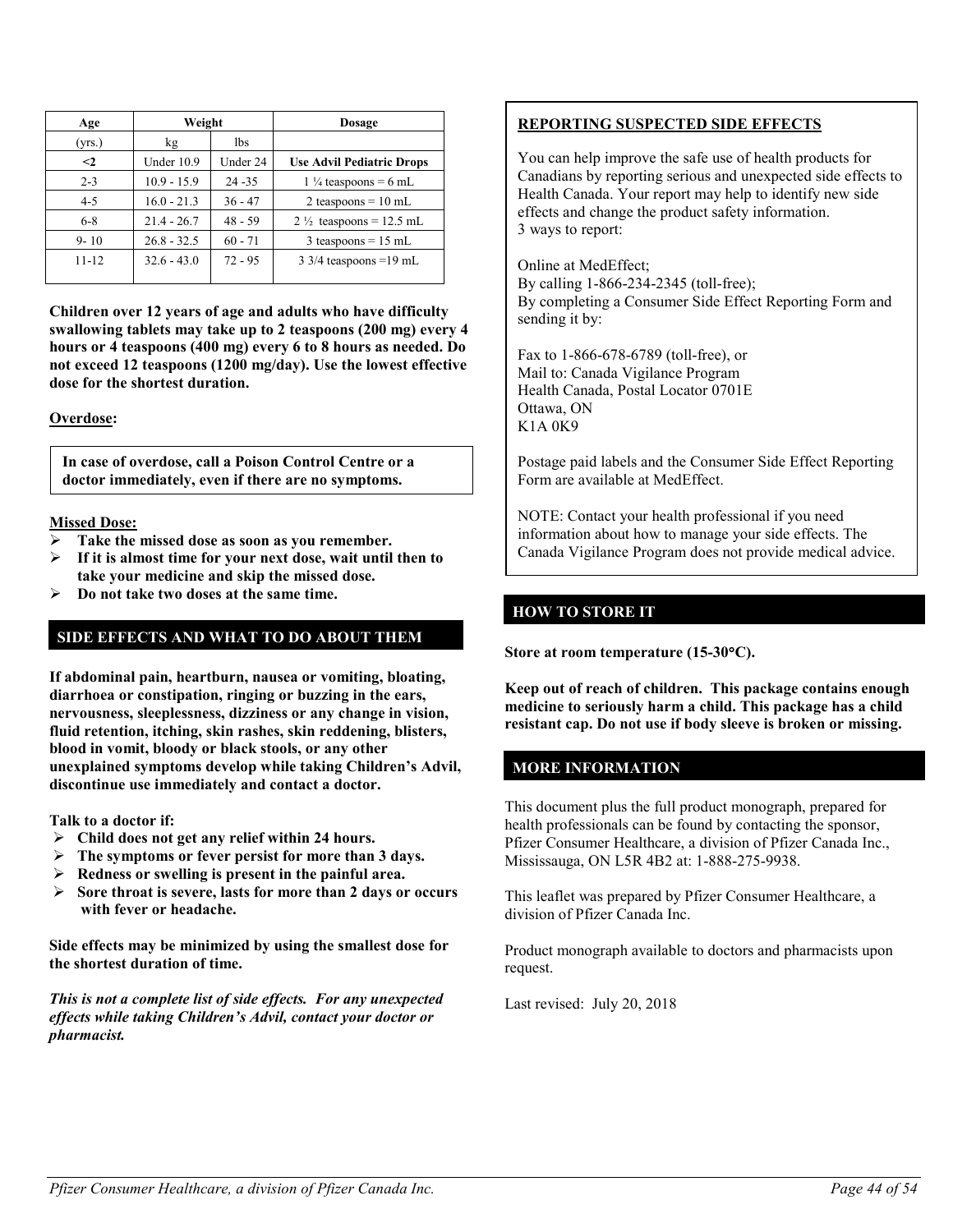| Age | Weight | | Dosage |
|---|---|---|---|
| (yrs.) | kg | lbs | |
| **<2** | Under 10.9 | Under 24 | **Use Advil Pediatric Drops** |
| 2-3 | 10.9 - 15.9 | 24 -35 | 1 ¼ teaspoons = 6 mL |
| 4-5 | 16.0 - 21.3 | 36 - 47 | 2 teaspoons = 10 mL |
| 6-8 | 21.4 - 26.7 | 48 - 59 | 2 ½ teaspoons = 12.5 mL |
| 9- 10 | 26.8 - 32.5 | 60 - 71 | 3 teaspoons = 15 mL |
| 11-12 | 32.6 - 43.0 | 72 - 95 | 3 3/4 teaspoons =19 mL |

**Children over 12 years of age and adults who have difficulty swallowing tablets may take up to 2 teaspoons (200 mg) every 4 hours or 4 teaspoons (400 mg) every 6 to 8 hours as needed. Do not exceed 12 teaspoons (1200 mg/day). Use the lowest effective dose for the shortest duration.**

**Overdose:**

**In case of overdose, call a Poison Control Centre or a doctor immediately, even if there are no symptoms.**

**Missed Dose:**

- **Take the missed dose as soon as you remember.**
- **If it is almost time for your next dose, wait until then to take your medicine and skip the missed dose.**
- **Do not take two doses at the same time.**

## SIDE EFFECTS AND WHAT TO DO ABOUT THEM

**If abdominal pain, heartburn, nausea or vomiting, bloating, diarrhoea or constipation, ringing or buzzing in the ears, nervousness, sleeplessness, dizziness or any change in vision, fluid retention, itching, skin rashes, skin reddening, blisters, blood in vomit, bloody or black stools, or any other unexplained symptoms develop while taking Children's Advil, discontinue use immediately and contact a doctor.**

**Talk to a doctor if:**

- **Child does not get any relief within 24 hours.**
- **The symptoms or fever persist for more than 3 days.**
- **Redness or swelling is present in the painful area.**
- **Sore throat is severe, lasts for more than 2 days or occurs with fever or headache.**

**Side effects may be minimized by using the smallest dose for the shortest duration of time.**

***This is not a complete list of side effects. For any unexpected effects while taking Children's Advil, contact your doctor or pharmacist.***

**REPORTING SUSPECTED SIDE EFFECTS**

You can help improve the safe use of health products for Canadians by reporting serious and unexpected side effects to Health Canada. Your report may help to identify new side effects and change the product safety information.
3 ways to report:

Online at MedEffect;
By calling 1-866-234-2345 (toll-free);
By completing a Consumer Side Effect Reporting Form and sending it by:

Fax to 1-866-678-6789 (toll-free), or
Mail to: Canada Vigilance Program
Health Canada, Postal Locator 0701E
Ottawa, ON
K1A 0K9

Postage paid labels and the Consumer Side Effect Reporting Form are available at MedEffect.

NOTE: Contact your health professional if you need information about how to manage your side effects. The Canada Vigilance Program does not provide medical advice.

## HOW TO STORE IT

**Store at room temperature (15-30°C).**

**Keep out of reach of children. This package contains enough medicine to seriously harm a child. This package has a child resistant cap. Do not use if body sleeve is broken or missing.**

## MORE INFORMATION

This document plus the full product monograph, prepared for health professionals can be found by contacting the sponsor, Pfizer Consumer Healthcare, a division of Pfizer Canada Inc., Mississauga, ON L5R 4B2 at: 1-888-275-9938.

This leaflet was prepared by Pfizer Consumer Healthcare, a division of Pfizer Canada Inc.

Product monograph available to doctors and pharmacists upon request.

Last revised: July 20, 2018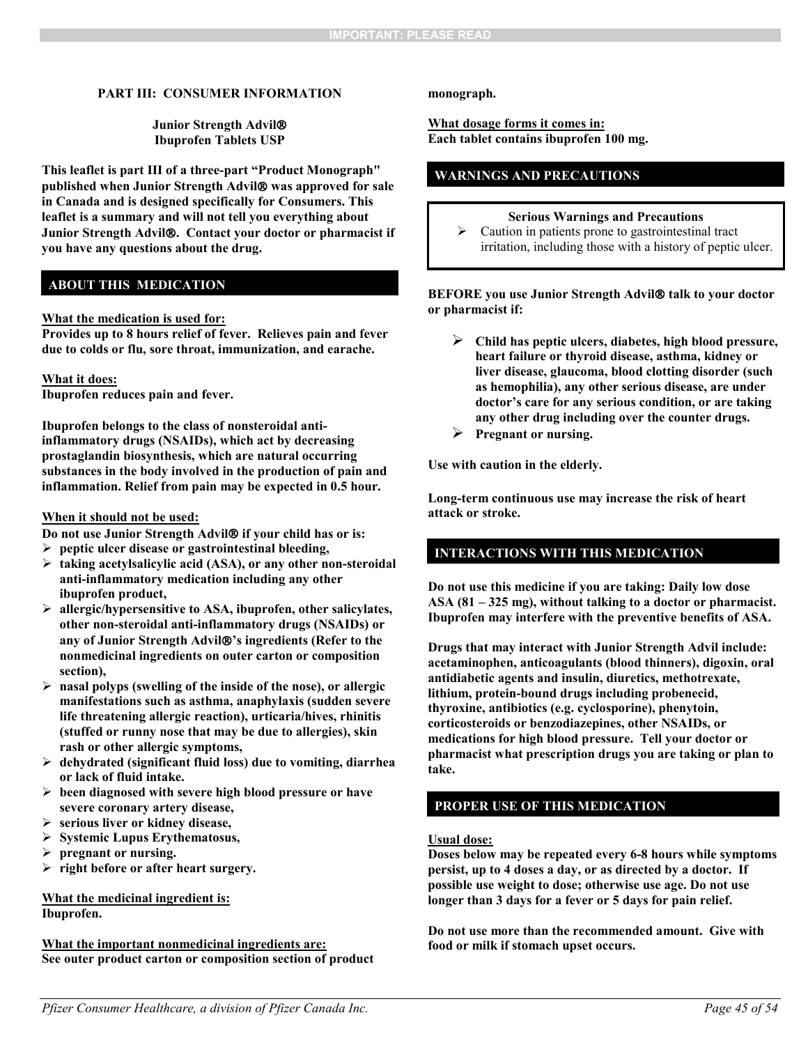## PART III: CONSUMER INFORMATION

**Junior Strength Advil®**
**Ibuprofen Tablets USP**

**This leaflet is part III of a three-part "Product Monograph" published when Junior Strength Advil® was approved for sale in Canada and is designed specifically for Consumers. This leaflet is a summary and will not tell you everything about Junior Strength Advil®. Contact your doctor or pharmacist if you have any questions about the drug.**

### ABOUT THIS MEDICATION

**What the medication is used for:**
**Provides up to 8 hours relief of fever. Relieves pain and fever due to colds or flu, sore throat, immunization, and earache.**

**What it does:**
**Ibuprofen reduces pain and fever.**

**Ibuprofen belongs to the class of nonsteroidal anti-inflammatory drugs (NSAIDs), which act by decreasing prostaglandin biosynthesis, which are natural occurring substances in the body involved in the production of pain and inflammation. Relief from pain may be expected in 0.5 hour.**

**When it should not be used:**
**Do not use Junior Strength Advil® if your child has or is:**

- **peptic ulcer disease or gastrointestinal bleeding,**
- **taking acetylsalicylic acid (ASA), or any other non-steroidal anti-inflammatory medication including any other ibuprofen product,**
- **allergic/hypersensitive to ASA, ibuprofen, other salicylates, other non-steroidal anti-inflammatory drugs (NSAIDs) or any of Junior Strength Advil®'s ingredients (Refer to the nonmedicinal ingredients on outer carton or composition section),**
- **nasal polyps (swelling of the inside of the nose), or allergic manifestations such as asthma, anaphylaxis (sudden severe life threatening allergic reaction), urticaria/hives, rhinitis (stuffed or runny nose that may be due to allergies), skin rash or other allergic symptoms,**
- **dehydrated (significant fluid loss) due to vomiting, diarrhea or lack of fluid intake.**
- **been diagnosed with severe high blood pressure or have severe coronary artery disease,**
- **serious liver or kidney disease,**
- **Systemic Lupus Erythematosus,**
- **pregnant or nursing.**
- **right before or after heart surgery.**

**What the medicinal ingredient is:**
**Ibuprofen.**

**What the important nonmedicinal ingredients are:**
**See outer product carton or composition section of product monograph.**

**What dosage forms it comes in:**
**Each tablet contains ibuprofen 100 mg.**

### WARNINGS AND PRECAUTIONS

**Serious Warnings and Precautions**

- Caution in patients prone to gastrointestinal tract irritation, including those with a history of peptic ulcer.

**BEFORE you use Junior Strength Advil® talk to your doctor or pharmacist if:**

- **Child has peptic ulcers, diabetes, high blood pressure, heart failure or thyroid disease, asthma, kidney or liver disease, glaucoma, blood clotting disorder (such as hemophilia), any other serious disease, are under doctor's care for any serious condition, or are taking any other drug including over the counter drugs.**
- **Pregnant or nursing.**

**Use with caution in the elderly.**

**Long-term continuous use may increase the risk of heart attack or stroke.**

### INTERACTIONS WITH THIS MEDICATION

**Do not use this medicine if you are taking: Daily low dose ASA (81 – 325 mg), without talking to a doctor or pharmacist. Ibuprofen may interfere with the preventive benefits of ASA.**

**Drugs that may interact with Junior Strength Advil include: acetaminophen, anticoagulants (blood thinners), digoxin, oral antidiabetic agents and insulin, diuretics, methotrexate, lithium, protein-bound drugs including probenecid, thyroxine, antibiotics (e.g. cyclosporine), phenytoin, corticosteroids or benzodiazepines, other NSAIDs, or medications for high blood pressure. Tell your doctor or pharmacist what prescription drugs you are taking or plan to take.**

### PROPER USE OF THIS MEDICATION

**Usual dose:**
**Doses below may be repeated every 6-8 hours while symptoms persist, up to 4 doses a day, or as directed by a doctor. If possible use weight to dose; otherwise use age. Do not use longer than 3 days for a fever or 5 days for pain relief.**

**Do not use more than the recommended amount. Give with food or milk if stomach upset occurs.**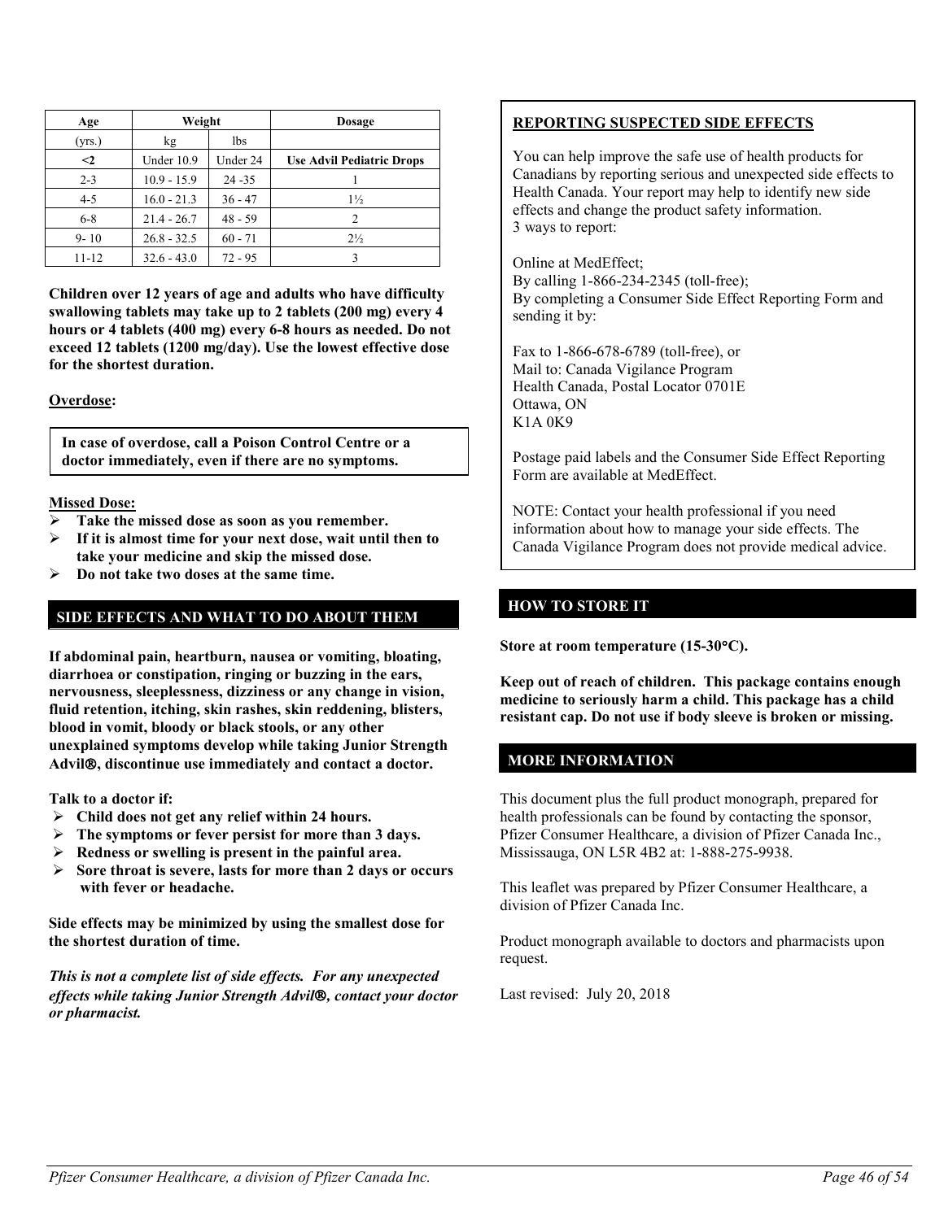| Age | Weight | | Dosage |
|---|---|---|---|
| (yrs.) | kg | lbs | |
| **<2** | Under 10.9 | Under 24 | **Use Advil Pediatric Drops** |
| 2-3 | 10.9 - 15.9 | 24 -35 | 1 |
| 4-5 | 16.0 - 21.3 | 36 - 47 | 1½ |
| 6-8 | 21.4 - 26.7 | 48 - 59 | 2 |
| 9- 10 | 26.8 - 32.5 | 60 - 71 | 2½ |
| 11-12 | 32.6 - 43.0 | 72 - 95 | 3 |

**Children over 12 years of age and adults who have difficulty swallowing tablets may take up to 2 tablets (200 mg) every 4 hours or 4 tablets (400 mg) every 6-8 hours as needed. Do not exceed 12 tablets (1200 mg/day). Use the lowest effective dose for the shortest duration.**

**Overdose:**

**In case of overdose, call a Poison Control Centre or a doctor immediately, even if there are no symptoms.**

**Missed Dose:**

- **Take the missed dose as soon as you remember.**
- **If it is almost time for your next dose, wait until then to take your medicine and skip the missed dose.**
- **Do not take two doses at the same time.**

## SIDE EFFECTS AND WHAT TO DO ABOUT THEM

**If abdominal pain, heartburn, nausea or vomiting, bloating, diarrhoea or constipation, ringing or buzzing in the ears, nervousness, sleeplessness, dizziness or any change in vision, fluid retention, itching, skin rashes, skin reddening, blisters, blood in vomit, bloody or black stools, or any other unexplained symptoms develop while taking Junior Strength Advil®, discontinue use immediately and contact a doctor.**

**Talk to a doctor if:**

- **Child does not get any relief within 24 hours.**
- **The symptoms or fever persist for more than 3 days.**
- **Redness or swelling is present in the painful area.**
- **Sore throat is severe, lasts for more than 2 days or occurs with fever or headache.**

**Side effects may be minimized by using the smallest dose for the shortest duration of time.**

***This is not a complete list of side effects. For any unexpected effects while taking Junior Strength Advil®, contact your doctor or pharmacist.***

**REPORTING SUSPECTED SIDE EFFECTS**

You can help improve the safe use of health products for Canadians by reporting serious and unexpected side effects to Health Canada. Your report may help to identify new side effects and change the product safety information.
3 ways to report:

Online at MedEffect;
By calling 1-866-234-2345 (toll-free);
By completing a Consumer Side Effect Reporting Form and sending it by:

Fax to 1-866-678-6789 (toll-free), or
Mail to: Canada Vigilance Program
Health Canada, Postal Locator 0701E
Ottawa, ON
K1A 0K9

Postage paid labels and the Consumer Side Effect Reporting Form are available at MedEffect.

NOTE: Contact your health professional if you need information about how to manage your side effects. The Canada Vigilance Program does not provide medical advice.

## HOW TO STORE IT

**Store at room temperature (15-30°C).**

**Keep out of reach of children. This package contains enough medicine to seriously harm a child. This package has a child resistant cap. Do not use if body sleeve is broken or missing.**

## MORE INFORMATION

This document plus the full product monograph, prepared for health professionals can be found by contacting the sponsor, Pfizer Consumer Healthcare, a division of Pfizer Canada Inc., Mississauga, ON L5R 4B2 at: 1-888-275-9938.

This leaflet was prepared by Pfizer Consumer Healthcare, a division of Pfizer Canada Inc.

Product monograph available to doctors and pharmacists upon request.

Last revised: July 20, 2018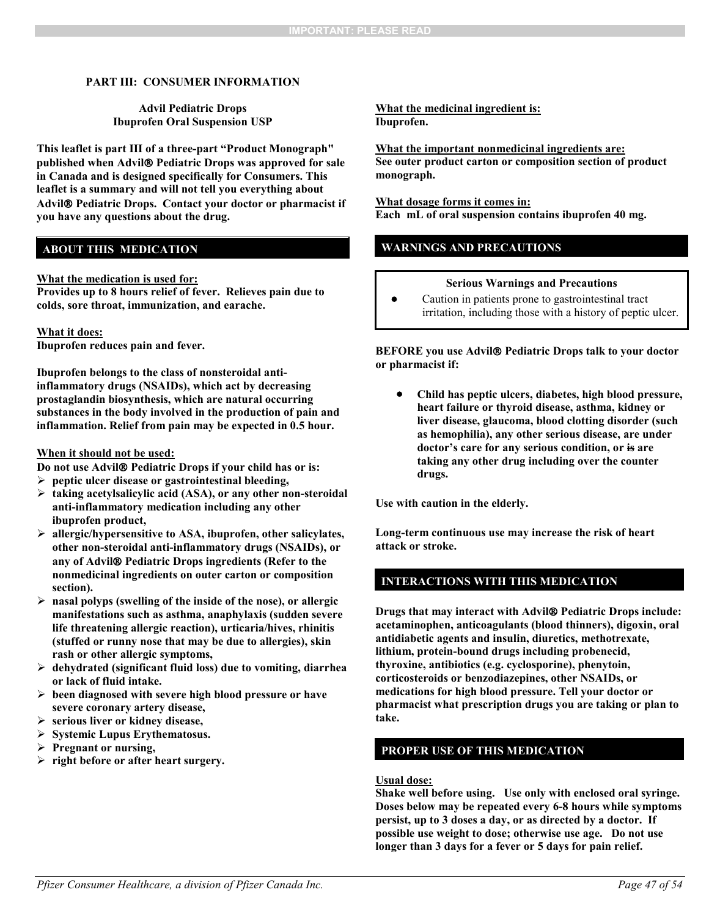**PART III: CONSUMER INFORMATION**

**Advil Pediatric Drops**
**Ibuprofen Oral Suspension USP**

**This leaflet is part III of a three-part "Product Monograph" published when Advil® Pediatric Drops was approved for sale in Canada and is designed specifically for Consumers. This leaflet is a summary and will not tell you everything about Advil® Pediatric Drops. Contact your doctor or pharmacist if you have any questions about the drug.**

## ABOUT THIS MEDICATION

**What the medication is used for:**
**Provides up to 8 hours relief of fever. Relieves pain due to colds, sore throat, immunization, and earache.**

**What it does:**
**Ibuprofen reduces pain and fever.**

**Ibuprofen belongs to the class of nonsteroidal anti-inflammatory drugs (NSAIDs), which act by decreasing prostaglandin biosynthesis, which are natural occurring substances in the body involved in the production of pain and inflammation. Relief from pain may be expected in 0.5 hour.**

**When it should not be used:**
**Do not use Advil® Pediatric Drops if your child has or is:**

- **peptic ulcer disease or gastrointestinal bleeding,**
- **taking acetylsalicylic acid (ASA), or any other non-steroidal anti-inflammatory medication including any other ibuprofen product,**
- **allergic/hypersensitive to ASA, ibuprofen, other salicylates, other non-steroidal anti-inflammatory drugs (NSAIDs), or any of Advil® Pediatric Drops ingredients (Refer to the nonmedicinal ingredients on outer carton or composition section).**
- **nasal polyps (swelling of the inside of the nose), or allergic manifestations such as asthma, anaphylaxis (sudden severe life threatening allergic reaction), urticaria/hives, rhinitis (stuffed or runny nose that may be due to allergies), skin rash or other allergic symptoms,**
- **dehydrated (significant fluid loss) due to vomiting, diarrhea or lack of fluid intake.**
- **been diagnosed with severe high blood pressure or have severe coronary artery disease,**
- **serious liver or kidney disease,**
- **Systemic Lupus Erythematosus.**
- **Pregnant or nursing,**
- **right before or after heart surgery.**

**What the medicinal ingredient is:**
**Ibuprofen.**

**What the important nonmedicinal ingredients are:**
**See outer product carton or composition section of product monograph.**

**What dosage forms it comes in:**
**Each mL of oral suspension contains ibuprofen 40 mg.**

## WARNINGS AND PRECAUTIONS

**Serious Warnings and Precautions**

- Caution in patients prone to gastrointestinal tract irritation, including those with a history of peptic ulcer.

**BEFORE you use Advil® Pediatric Drops talk to your doctor or pharmacist if:**

- **Child has peptic ulcers, diabetes, high blood pressure, heart failure or thyroid disease, asthma, kidney or liver disease, glaucoma, blood clotting disorder (such as hemophilia), any other serious disease, are under doctor's care for any serious condition, or is are taking any other drug including over the counter drugs.**

**Use with caution in the elderly.**

**Long-term continuous use may increase the risk of heart attack or stroke.**

## INTERACTIONS WITH THIS MEDICATION

**Drugs that may interact with Advil® Pediatric Drops include: acetaminophen, anticoagulants (blood thinners), digoxin, oral antidiabetic agents and insulin, diuretics, methotrexate, lithium, protein-bound drugs including probenecid, thyroxine, antibiotics (e.g. cyclosporine), phenytoin, corticosteroids or benzodiazepines, other NSAIDs, or medications for high blood pressure. Tell your doctor or pharmacist what prescription drugs you are taking or plan to take.**

## PROPER USE OF THIS MEDICATION

**Usual dose:**
**Shake well before using. Use only with enclosed oral syringe. Doses below may be repeated every 6-8 hours while symptoms persist, up to 3 doses a day, or as directed by a doctor. If possible use weight to dose; otherwise use age. Do not use longer than 3 days for a fever or 5 days for pain relief.**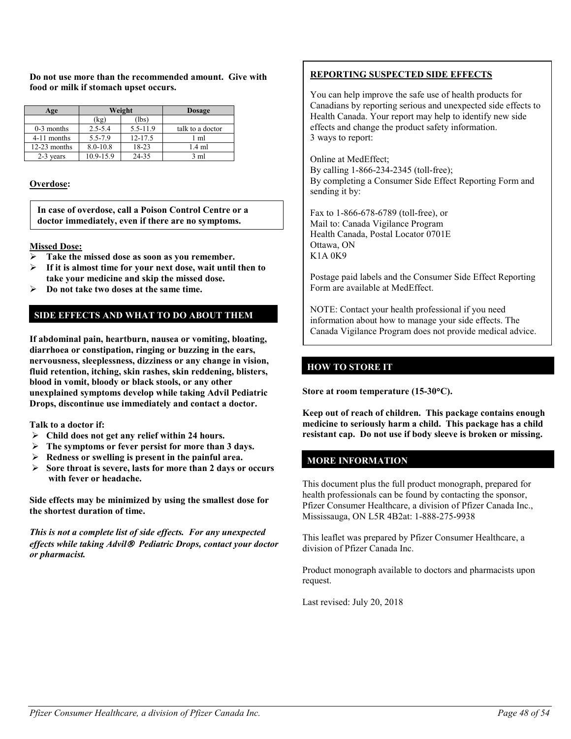**Do not use more than the recommended amount. Give with food or milk if stomach upset occurs.**

| Age | Weight | | Dosage |
|---|---|---|---|
| | (kg) | (lbs) | |
| 0-3 months | 2.5-5.4 | 5.5-11.9 | talk to a doctor |
| 4-11 months | 5.5-7.9 | 12-17.5 | 1 ml |
| 12-23 months | 8.0-10.8 | 18-23 | 1.4 ml |
| 2-3 years | 10.9-15.9 | 24-35 | 3 ml |

**Overdose:**

**In case of overdose, call a Poison Control Centre or a doctor immediately, even if there are no symptoms.**

**Missed Dose:**

- **Take the missed dose as soon as you remember.**
- **If it is almost time for your next dose, wait until then to take your medicine and skip the missed dose.**
- **Do not take two doses at the same time.**

## SIDE EFFECTS AND WHAT TO DO ABOUT THEM

**If abdominal pain, heartburn, nausea or vomiting, bloating, diarrhoea or constipation, ringing or buzzing in the ears, nervousness, sleeplessness, dizziness or any change in vision, fluid retention, itching, skin rashes, skin reddening, blisters, blood in vomit, bloody or black stools, or any other unexplained symptoms develop while taking Advil Pediatric Drops, discontinue use immediately and contact a doctor.**

**Talk to a doctor if:**

- **Child does not get any relief within 24 hours.**
- **The symptoms or fever persist for more than 3 days.**
- **Redness or swelling is present in the painful area.**
- **Sore throat is severe, lasts for more than 2 days or occurs with fever or headache.**

**Side effects may be minimized by using the smallest dose for the shortest duration of time.**

***This is not a complete list of side effects. For any unexpected effects while taking Advil® Pediatric Drops, contact your doctor or pharmacist.***

**REPORTING SUSPECTED SIDE EFFECTS**

You can help improve the safe use of health products for Canadians by reporting serious and unexpected side effects to Health Canada. Your report may help to identify new side effects and change the product safety information.
3 ways to report:

Online at MedEffect;
By calling 1-866-234-2345 (toll-free);
By completing a Consumer Side Effect Reporting Form and sending it by:

Fax to 1-866-678-6789 (toll-free), or
Mail to: Canada Vigilance Program
Health Canada, Postal Locator 0701E
Ottawa, ON
K1A 0K9

Postage paid labels and the Consumer Side Effect Reporting Form are available at MedEffect.

NOTE: Contact your health professional if you need information about how to manage your side effects. The Canada Vigilance Program does not provide medical advice.

## HOW TO STORE IT

**Store at room temperature (15-30°C).**

**Keep out of reach of children. This package contains enough medicine to seriously harm a child. This package has a child resistant cap. Do not use if body sleeve is broken or missing.**

## MORE INFORMATION

This document plus the full product monograph, prepared for health professionals can be found by contacting the sponsor, Pfizer Consumer Healthcare, a division of Pfizer Canada Inc., Mississauga, ON L5R 4B2at: 1-888-275-9938

This leaflet was prepared by Pfizer Consumer Healthcare, a division of Pfizer Canada Inc.

Product monograph available to doctors and pharmacists upon request.

Last revised: July 20, 2018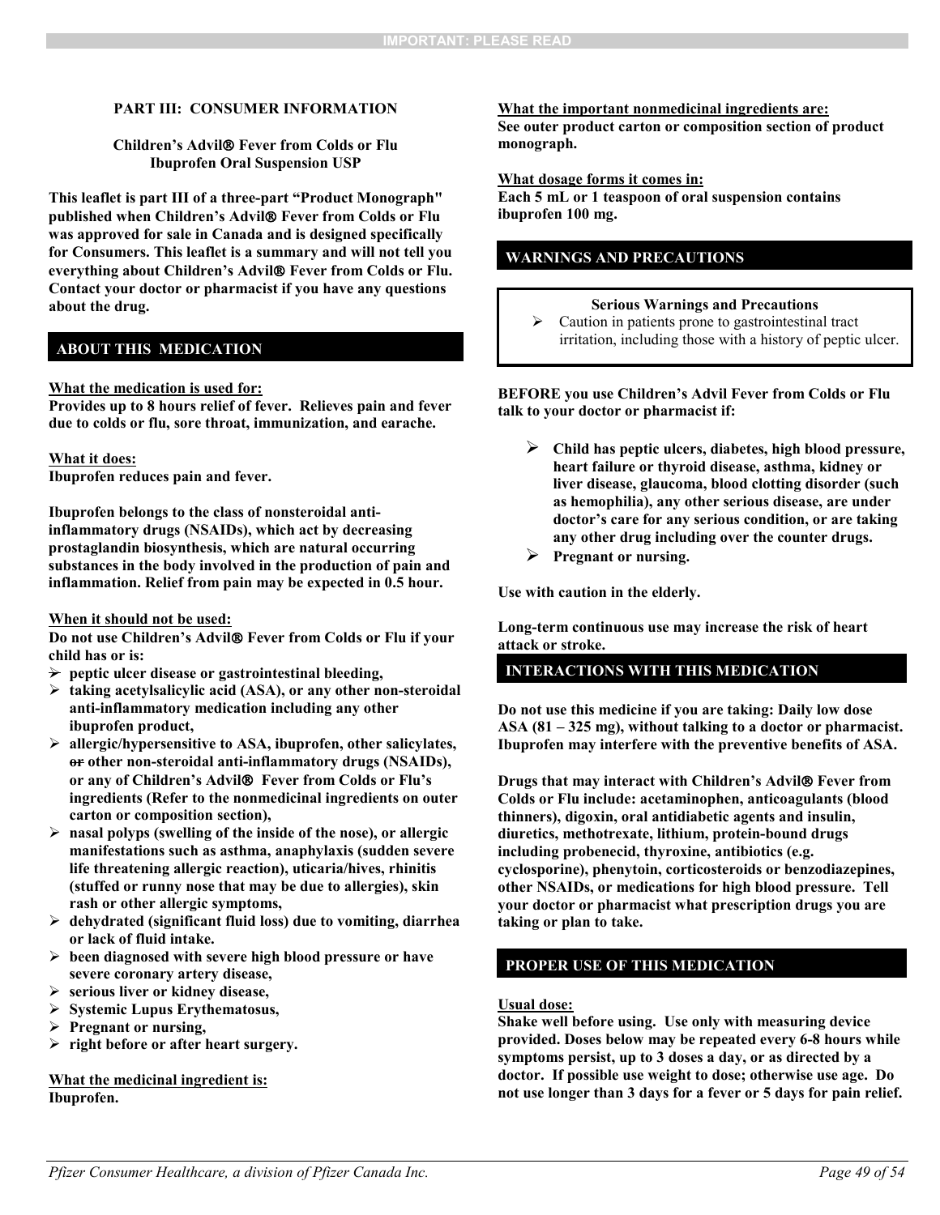## PART III: CONSUMER INFORMATION

**Children's Advil® Fever from Colds or Flu**
**Ibuprofen Oral Suspension USP**

**This leaflet is part III of a three-part "Product Monograph" published when Children's Advil® Fever from Colds or Flu was approved for sale in Canada and is designed specifically for Consumers. This leaflet is a summary and will not tell you everything about Children's Advil® Fever from Colds or Flu. Contact your doctor or pharmacist if you have any questions about the drug.**

### ABOUT THIS MEDICATION

**What the medication is used for:**
**Provides up to 8 hours relief of fever. Relieves pain and fever due to colds or flu, sore throat, immunization, and earache.**

**What it does:**
**Ibuprofen reduces pain and fever.**

**Ibuprofen belongs to the class of nonsteroidal anti-inflammatory drugs (NSAIDs), which act by decreasing prostaglandin biosynthesis, which are natural occurring substances in the body involved in the production of pain and inflammation. Relief from pain may be expected in 0.5 hour.**

**When it should not be used:**
**Do not use Children's Advil® Fever from Colds or Flu if your child has or is:**

- **peptic ulcer disease or gastrointestinal bleeding,**
- **taking acetylsalicylic acid (ASA), or any other non-steroidal anti-inflammatory medication including any other ibuprofen product,**
- **allergic/hypersensitive to ASA, ibuprofen, other salicylates, ~~or~~ other non-steroidal anti-inflammatory drugs (NSAIDs), or any of Children's Advil® Fever from Colds or Flu's ingredients (Refer to the nonmedicinal ingredients on outer carton or composition section),**
- **nasal polyps (swelling of the inside of the nose), or allergic manifestations such as asthma, anaphylaxis (sudden severe life threatening allergic reaction), uticaria/hives, rhinitis (stuffed or runny nose that may be due to allergies), skin rash or other allergic symptoms,**
- **dehydrated (significant fluid loss) due to vomiting, diarrhea or lack of fluid intake.**
- **been diagnosed with severe high blood pressure or have severe coronary artery disease,**
- **serious liver or kidney disease,**
- **Systemic Lupus Erythematosus,**
- **Pregnant or nursing,**
- **right before or after heart surgery.**

**What the medicinal ingredient is:**
**Ibuprofen.**

**What the important nonmedicinal ingredients are:**
**See outer product carton or composition section of product monograph.**

**What dosage forms it comes in:**
**Each 5 mL or 1 teaspoon of oral suspension contains ibuprofen 100 mg.**

### WARNINGS AND PRECAUTIONS

**Serious Warnings and Precautions**

- Caution in patients prone to gastrointestinal tract irritation, including those with a history of peptic ulcer.

**BEFORE you use Children's Advil Fever from Colds or Flu talk to your doctor or pharmacist if:**

- **Child has peptic ulcers, diabetes, high blood pressure, heart failure or thyroid disease, asthma, kidney or liver disease, glaucoma, blood clotting disorder (such as hemophilia), any other serious disease, are under doctor's care for any serious condition, or are taking any other drug including over the counter drugs.**
- **Pregnant or nursing.**

**Use with caution in the elderly.**

**Long-term continuous use may increase the risk of heart attack or stroke.**

### INTERACTIONS WITH THIS MEDICATION

**Do not use this medicine if you are taking: Daily low dose ASA (81 – 325 mg), without talking to a doctor or pharmacist. Ibuprofen may interfere with the preventive benefits of ASA.**

**Drugs that may interact with Children's Advil® Fever from Colds or Flu include: acetaminophen, anticoagulants (blood thinners), digoxin, oral antidiabetic agents and insulin, diuretics, methotrexate, lithium, protein-bound drugs including probenecid, thyroxine, antibiotics (e.g. cyclosporine), phenytoin, corticosteroids or benzodiazepines, other NSAIDs, or medications for high blood pressure. Tell your doctor or pharmacist what prescription drugs you are taking or plan to take.**

### PROPER USE OF THIS MEDICATION

**Usual dose:**
**Shake well before using. Use only with measuring device provided. Doses below may be repeated every 6-8 hours while symptoms persist, up to 3 doses a day, or as directed by a doctor. If possible use weight to dose; otherwise use age. Do not use longer than 3 days for a fever or 5 days for pain relief.**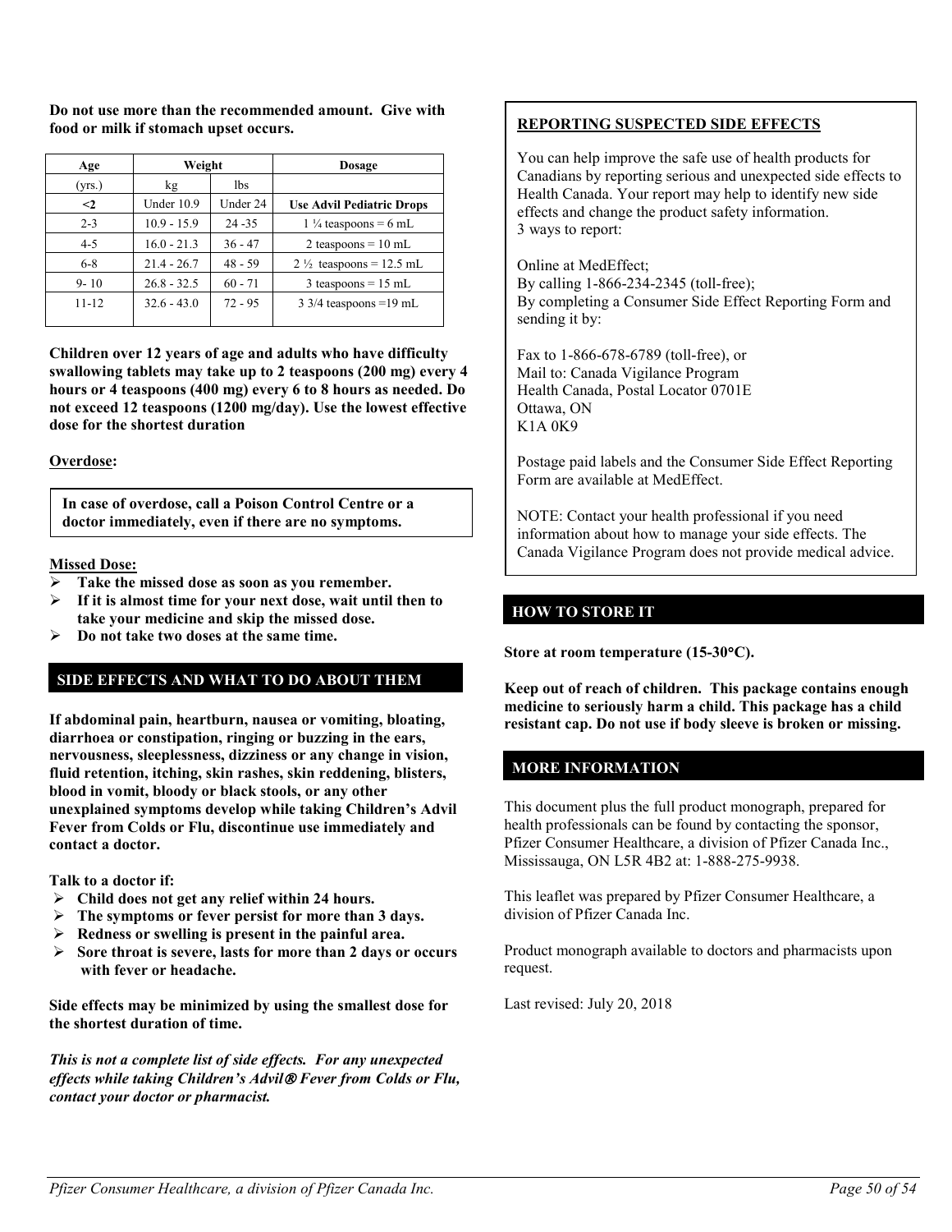**Do not use more than the recommended amount. Give with food or milk if stomach upset occurs.**

| Age | Weight | | Dosage |
|---|---|---|---|
| (yrs.) | kg | lbs | |
| **<2** | Under 10.9 | Under 24 | **Use Advil Pediatric Drops** |
| 2-3 | 10.9 - 15.9 | 24 -35 | 1 ¼ teaspoons = 6 mL |
| 4-5 | 16.0 - 21.3 | 36 - 47 | 2 teaspoons = 10 mL |
| 6-8 | 21.4 - 26.7 | 48 - 59 | 2 ½ teaspoons = 12.5 mL |
| 9- 10 | 26.8 - 32.5 | 60 - 71 | 3 teaspoons = 15 mL |
| 11-12 | 32.6 - 43.0 | 72 - 95 | 3 3/4 teaspoons =19 mL |

**Children over 12 years of age and adults who have difficulty swallowing tablets may take up to 2 teaspoons (200 mg) every 4 hours or 4 teaspoons (400 mg) every 6 to 8 hours as needed. Do not exceed 12 teaspoons (1200 mg/day). Use the lowest effective dose for the shortest duration**

**Overdose:**

**In case of overdose, call a Poison Control Centre or a doctor immediately, even if there are no symptoms.**

**Missed Dose:**

- **Take the missed dose as soon as you remember.**
- **If it is almost time for your next dose, wait until then to take your medicine and skip the missed dose.**
- **Do not take two doses at the same time.**

## SIDE EFFECTS AND WHAT TO DO ABOUT THEM

**If abdominal pain, heartburn, nausea or vomiting, bloating, diarrhoea or constipation, ringing or buzzing in the ears, nervousness, sleeplessness, dizziness or any change in vision, fluid retention, itching, skin rashes, skin reddening, blisters, blood in vomit, bloody or black stools, or any other unexplained symptoms develop while taking Children's Advil Fever from Colds or Flu, discontinue use immediately and contact a doctor.**

**Talk to a doctor if:**

- **Child does not get any relief within 24 hours.**
- **The symptoms or fever persist for more than 3 days.**
- **Redness or swelling is present in the painful area.**
- **Sore throat is severe, lasts for more than 2 days or occurs with fever or headache.**

**Side effects may be minimized by using the smallest dose for the shortest duration of time.**

***This is not a complete list of side effects. For any unexpected effects while taking Children's Advil® Fever from Colds or Flu, contact your doctor or pharmacist.***

**REPORTING SUSPECTED SIDE EFFECTS**

You can help improve the safe use of health products for Canadians by reporting serious and unexpected side effects to Health Canada. Your report may help to identify new side effects and change the product safety information.
3 ways to report:

Online at MedEffect;
By calling 1-866-234-2345 (toll-free);
By completing a Consumer Side Effect Reporting Form and sending it by:

Fax to 1-866-678-6789 (toll-free), or
Mail to: Canada Vigilance Program
Health Canada, Postal Locator 0701E
Ottawa, ON
K1A 0K9

Postage paid labels and the Consumer Side Effect Reporting Form are available at MedEffect.

NOTE: Contact your health professional if you need information about how to manage your side effects. The Canada Vigilance Program does not provide medical advice.

## HOW TO STORE IT

**Store at room temperature (15-30°C).**

**Keep out of reach of children. This package contains enough medicine to seriously harm a child. This package has a child resistant cap. Do not use if body sleeve is broken or missing.**

## MORE INFORMATION

This document plus the full product monograph, prepared for health professionals can be found by contacting the sponsor, Pfizer Consumer Healthcare, a division of Pfizer Canada Inc., Mississauga, ON L5R 4B2 at: 1-888-275-9938.

This leaflet was prepared by Pfizer Consumer Healthcare, a division of Pfizer Canada Inc.

Product monograph available to doctors and pharmacists upon request.

Last revised: July 20, 2018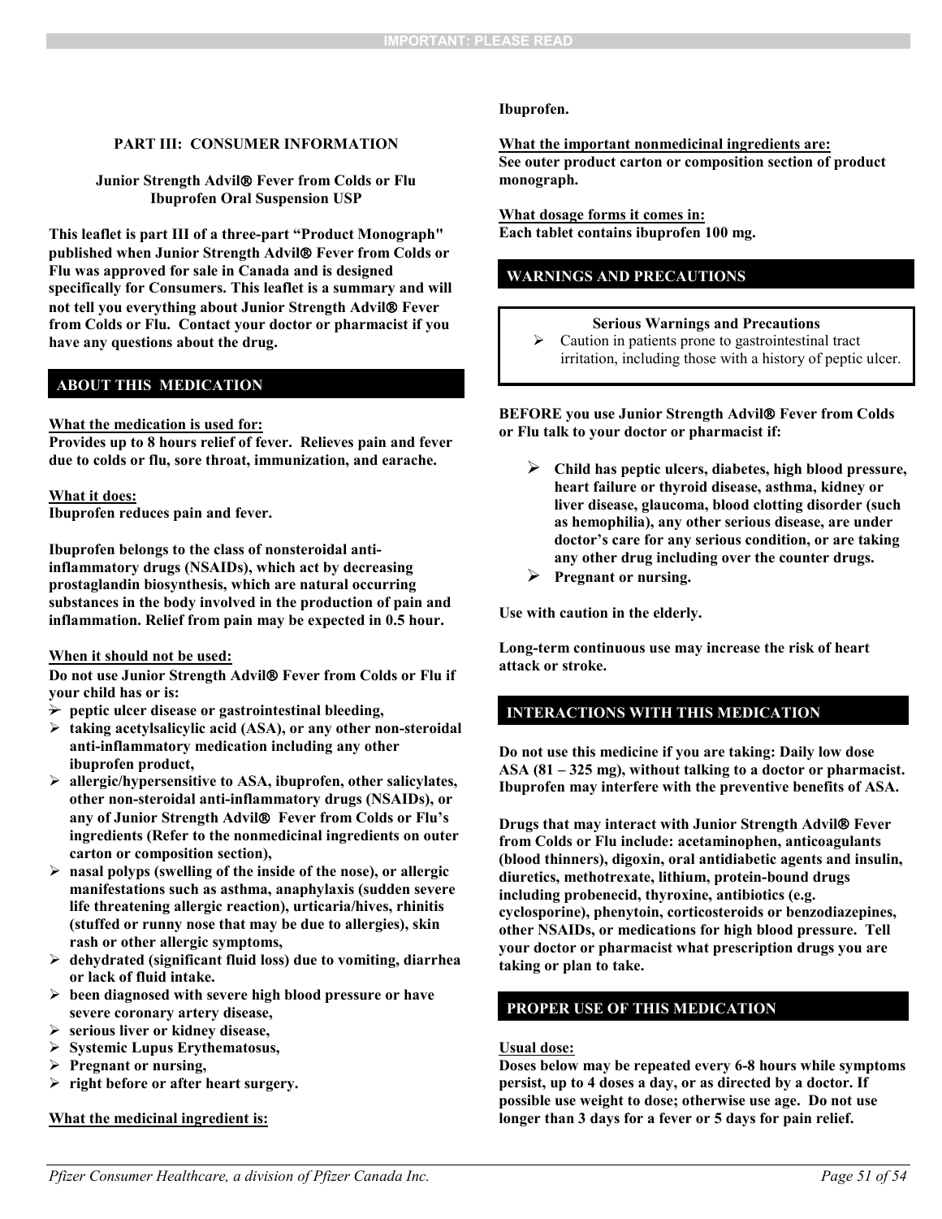PART III: CONSUMER INFORMATION

**Junior Strength Advil® Fever from Colds or Flu**
**Ibuprofen Oral Suspension USP**

**This leaflet is part III of a three-part "Product Monograph" published when Junior Strength Advil® Fever from Colds or Flu was approved for sale in Canada and is designed specifically for Consumers. This leaflet is a summary and will not tell you everything about Junior Strength Advil® Fever from Colds or Flu. Contact your doctor or pharmacist if you have any questions about the drug.**

## ABOUT THIS MEDICATION

**What the medication is used for:**
**Provides up to 8 hours relief of fever. Relieves pain and fever due to colds or flu, sore throat, immunization, and earache.**

**What it does:**
**Ibuprofen reduces pain and fever.**

**Ibuprofen belongs to the class of nonsteroidal anti-inflammatory drugs (NSAIDs), which act by decreasing prostaglandin biosynthesis, which are natural occurring substances in the body involved in the production of pain and inflammation. Relief from pain may be expected in 0.5 hour.**

**When it should not be used:**
**Do not use Junior Strength Advil® Fever from Colds or Flu if your child has or is:**

- **peptic ulcer disease or gastrointestinal bleeding,**
- **taking acetylsalicylic acid (ASA), or any other non-steroidal anti-inflammatory medication including any other ibuprofen product,**
- **allergic/hypersensitive to ASA, ibuprofen, other salicylates, other non-steroidal anti-inflammatory drugs (NSAIDs), or any of Junior Strength Advil® Fever from Colds or Flu's ingredients (Refer to the nonmedicinal ingredients on outer carton or composition section),**
- **nasal polyps (swelling of the inside of the nose), or allergic manifestations such as asthma, anaphylaxis (sudden severe life threatening allergic reaction), urticaria/hives, rhinitis (stuffed or runny nose that may be due to allergies), skin rash or other allergic symptoms,**
- **dehydrated (significant fluid loss) due to vomiting, diarrhea or lack of fluid intake.**
- **been diagnosed with severe high blood pressure or have severe coronary artery disease,**
- **serious liver or kidney disease,**
- **Systemic Lupus Erythematosus,**
- **Pregnant or nursing,**
- **right before or after heart surgery.**

**What the medicinal ingredient is:**
**Ibuprofen.**

**What the important nonmedicinal ingredients are:**
**See outer product carton or composition section of product monograph.**

**What dosage forms it comes in:**
**Each tablet contains ibuprofen 100 mg.**

## WARNINGS AND PRECAUTIONS

**Serious Warnings and Precautions**

- Caution in patients prone to gastrointestinal tract irritation, including those with a history of peptic ulcer.

**BEFORE you use Junior Strength Advil® Fever from Colds or Flu talk to your doctor or pharmacist if:**

- **Child has peptic ulcers, diabetes, high blood pressure, heart failure or thyroid disease, asthma, kidney or liver disease, glaucoma, blood clotting disorder (such as hemophilia), any other serious disease, are under doctor's care for any serious condition, or are taking any other drug including over the counter drugs.**
- **Pregnant or nursing.**

**Use with caution in the elderly.**

**Long-term continuous use may increase the risk of heart attack or stroke.**

## INTERACTIONS WITH THIS MEDICATION

**Do not use this medicine if you are taking: Daily low dose ASA (81 – 325 mg), without talking to a doctor or pharmacist. Ibuprofen may interfere with the preventive benefits of ASA.**

**Drugs that may interact with Junior Strength Advil® Fever from Colds or Flu include: acetaminophen, anticoagulants (blood thinners), digoxin, oral antidiabetic agents and insulin, diuretics, methotrexate, lithium, protein-bound drugs including probenecid, thyroxine, antibiotics (e.g. cyclosporine), phenytoin, corticosteroids or benzodiazepines, other NSAIDs, or medications for high blood pressure. Tell your doctor or pharmacist what prescription drugs you are taking or plan to take.**

## PROPER USE OF THIS MEDICATION

**Usual dose:**
**Doses below may be repeated every 6-8 hours while symptoms persist, up to 4 doses a day, or as directed by a doctor. If possible use weight to dose; otherwise use age. Do not use longer than 3 days for a fever or 5 days for pain relief.**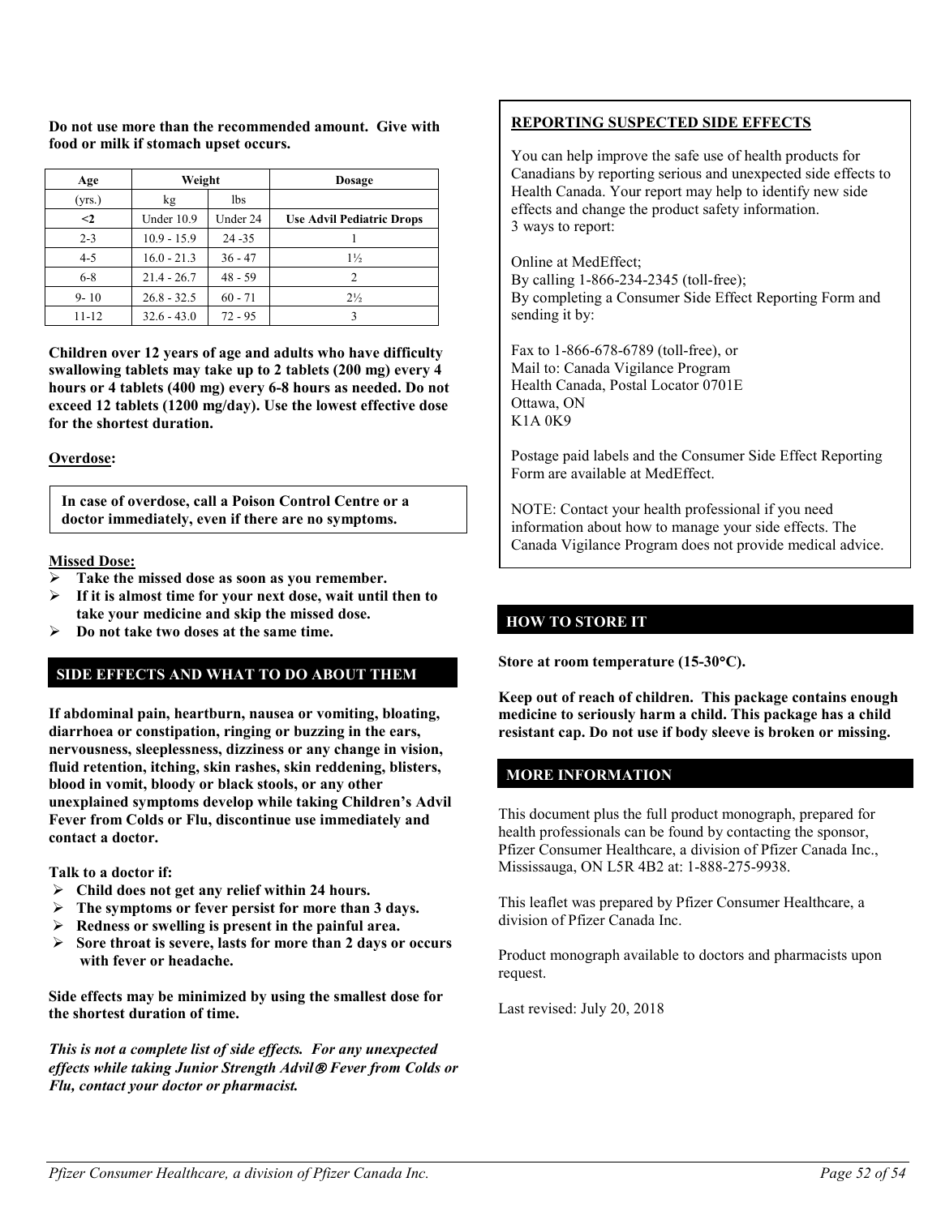**Do not use more than the recommended amount. Give with food or milk if stomach upset occurs.**

| Age | Weight | | Dosage |
|---|---|---|---|
| (yrs.) | kg | lbs | |
| **<2** | Under 10.9 | Under 24 | **Use Advil Pediatric Drops** |
| 2-3 | 10.9 - 15.9 | 24 -35 | 1 |
| 4-5 | 16.0 - 21.3 | 36 - 47 | 1½ |
| 6-8 | 21.4 - 26.7 | 48 - 59 | 2 |
| 9- 10 | 26.8 - 32.5 | 60 - 71 | 2½ |
| 11-12 | 32.6 - 43.0 | 72 - 95 | 3 |

**Children over 12 years of age and adults who have difficulty swallowing tablets may take up to 2 tablets (200 mg) every 4 hours or 4 tablets (400 mg) every 6-8 hours as needed. Do not exceed 12 tablets (1200 mg/day). Use the lowest effective dose for the shortest duration.**

**Overdose:**

**In case of overdose, call a Poison Control Centre or a doctor immediately, even if there are no symptoms.**

**Missed Dose:**

- **Take the missed dose as soon as you remember.**
- **If it is almost time for your next dose, wait until then to take your medicine and skip the missed dose.**
- **Do not take two doses at the same time.**

## SIDE EFFECTS AND WHAT TO DO ABOUT THEM

**If abdominal pain, heartburn, nausea or vomiting, bloating, diarrhoea or constipation, ringing or buzzing in the ears, nervousness, sleeplessness, dizziness or any change in vision, fluid retention, itching, skin rashes, skin reddening, blisters, blood in vomit, bloody or black stools, or any other unexplained symptoms develop while taking Children's Advil Fever from Colds or Flu, discontinue use immediately and contact a doctor.**

**Talk to a doctor if:**

- **Child does not get any relief within 24 hours.**
- **The symptoms or fever persist for more than 3 days.**
- **Redness or swelling is present in the painful area.**
- **Sore throat is severe, lasts for more than 2 days or occurs with fever or headache.**

**Side effects may be minimized by using the smallest dose for the shortest duration of time.**

***This is not a complete list of side effects. For any unexpected effects while taking Junior Strength Advil® Fever from Colds or Flu, contact your doctor or pharmacist.***

**REPORTING SUSPECTED SIDE EFFECTS**

You can help improve the safe use of health products for Canadians by reporting serious and unexpected side effects to Health Canada. Your report may help to identify new side effects and change the product safety information.
3 ways to report:

Online at MedEffect;
By calling 1-866-234-2345 (toll-free);
By completing a Consumer Side Effect Reporting Form and sending it by:

Fax to 1-866-678-6789 (toll-free), or
Mail to: Canada Vigilance Program
Health Canada, Postal Locator 0701E
Ottawa, ON
K1A 0K9

Postage paid labels and the Consumer Side Effect Reporting Form are available at MedEffect.

NOTE: Contact your health professional if you need information about how to manage your side effects. The Canada Vigilance Program does not provide medical advice.

## HOW TO STORE IT

**Store at room temperature (15-30°C).**

**Keep out of reach of children. This package contains enough medicine to seriously harm a child. This package has a child resistant cap. Do not use if body sleeve is broken or missing.**

## MORE INFORMATION

This document plus the full product monograph, prepared for health professionals can be found by contacting the sponsor, Pfizer Consumer Healthcare, a division of Pfizer Canada Inc., Mississauga, ON L5R 4B2 at: 1-888-275-9938.

This leaflet was prepared by Pfizer Consumer Healthcare, a division of Pfizer Canada Inc.

Product monograph available to doctors and pharmacists upon request.

Last revised: July 20, 2018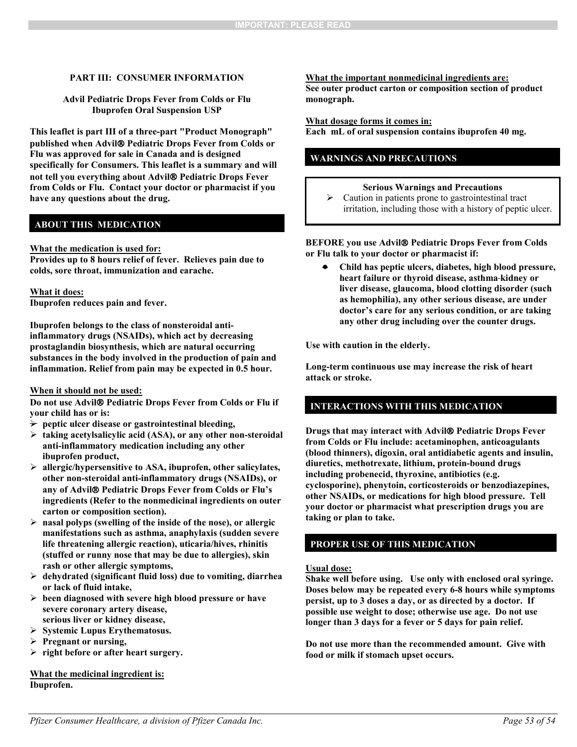## PART III: CONSUMER INFORMATION

**Advil Pediatric Drops Fever from Colds or Flu**
**Ibuprofen Oral Suspension USP**

**This leaflet is part III of a three-part "Product Monograph" published when Advil® Pediatric Drops Fever from Colds or Flu was approved for sale in Canada and is designed specifically for Consumers. This leaflet is a summary and will not tell you everything about Advil® Pediatric Drops Fever from Colds or Flu. Contact your doctor or pharmacist if you have any questions about the drug.**

### ABOUT THIS MEDICATION

**What the medication is used for:**
**Provides up to 8 hours relief of fever. Relieves pain due to colds, sore throat, immunization and earache.**

**What it does:**
**Ibuprofen reduces pain and fever.**

**Ibuprofen belongs to the class of nonsteroidal anti-inflammatory drugs (NSAIDs), which act by decreasing prostaglandin biosynthesis, which are natural occurring substances in the body involved in the production of pain and inflammation. Relief from pain may be expected in 0.5 hour.**

**When it should not be used:**
**Do not use Advil® Pediatric Drops Fever from Colds or Flu if your child has or is:**

- **peptic ulcer disease or gastrointestinal bleeding,**
- **taking acetylsalicylic acid (ASA), or any other non-steroidal anti-inflammatory medication including any other ibuprofen product,**
- **allergic/hypersensitive to ASA, ibuprofen, other salicylates, other non-steroidal anti-inflammatory drugs (NSAIDs), or any of Advil® Pediatric Drops Fever from Colds or Flu's ingredients (Refer to the nonmedicinal ingredients on outer carton or composition section).**
- **nasal polyps (swelling of the inside of the nose), or allergic manifestations such as asthma, anaphylaxis (sudden severe life threatening allergic reaction), uticaria/hives, rhinitis (stuffed or runny nose that may be due to allergies), skin rash or other allergic symptoms,**
- **dehydrated (significant fluid loss) due to vomiting, diarrhea or lack of fluid intake,**
- **been diagnosed with severe high blood pressure or have severe coronary artery disease,**
  **serious liver or kidney disease,**
- **Systemic Lupus Erythematosus.**
- **Pregnant or nursing,**
- **right before or after heart surgery.**

**What the medicinal ingredient is:**
**Ibuprofen.**

**What the important nonmedicinal ingredients are:**
**See outer product carton or composition section of product monograph.**

**What dosage forms it comes in:**
**Each mL of oral suspension contains ibuprofen 40 mg.**

### WARNINGS AND PRECAUTIONS

**Serious Warnings and Precautions**

- Caution in patients prone to gastrointestinal tract irritation, including those with a history of peptic ulcer.

**BEFORE you use Advil® Pediatric Drops Fever from Colds or Flu talk to your doctor or pharmacist if:**

- **Child has peptic ulcers, diabetes, high blood pressure, heart failure or thyroid disease, asthma-kidney or liver disease, glaucoma, blood clotting disorder (such as hemophilia), any other serious disease, are under doctor's care for any serious condition, or are taking any other drug including over the counter drugs.**

**Use with caution in the elderly.**

**Long-term continuous use may increase the risk of heart attack or stroke.**

### INTERACTIONS WITH THIS MEDICATION

**Drugs that may interact with Advil® Pediatric Drops Fever from Colds or Flu include: acetaminophen, anticoagulants (blood thinners), digoxin, oral antidiabetic agents and insulin, diuretics, methotrexate, lithium, protein-bound drugs including probenecid, thyroxine, antibiotics (e.g. cyclosporine), phenytoin, corticosteroids or benzodiazepines, other NSAIDs, or medications for high blood pressure. Tell your doctor or pharmacist what prescription drugs you are taking or plan to take.**

### PROPER USE OF THIS MEDICATION

**Usual dose:**
**Shake well before using. Use only with enclosed oral syringe. Doses below may be repeated every 6-8 hours while symptoms persist, up to 3 doses a day, or as directed by a doctor. If possible use weight to dose; otherwise use age. Do not use longer than 3 days for a fever or 5 days for pain relief.**

**Do not use more than the recommended amount. Give with food or milk if stomach upset occurs.**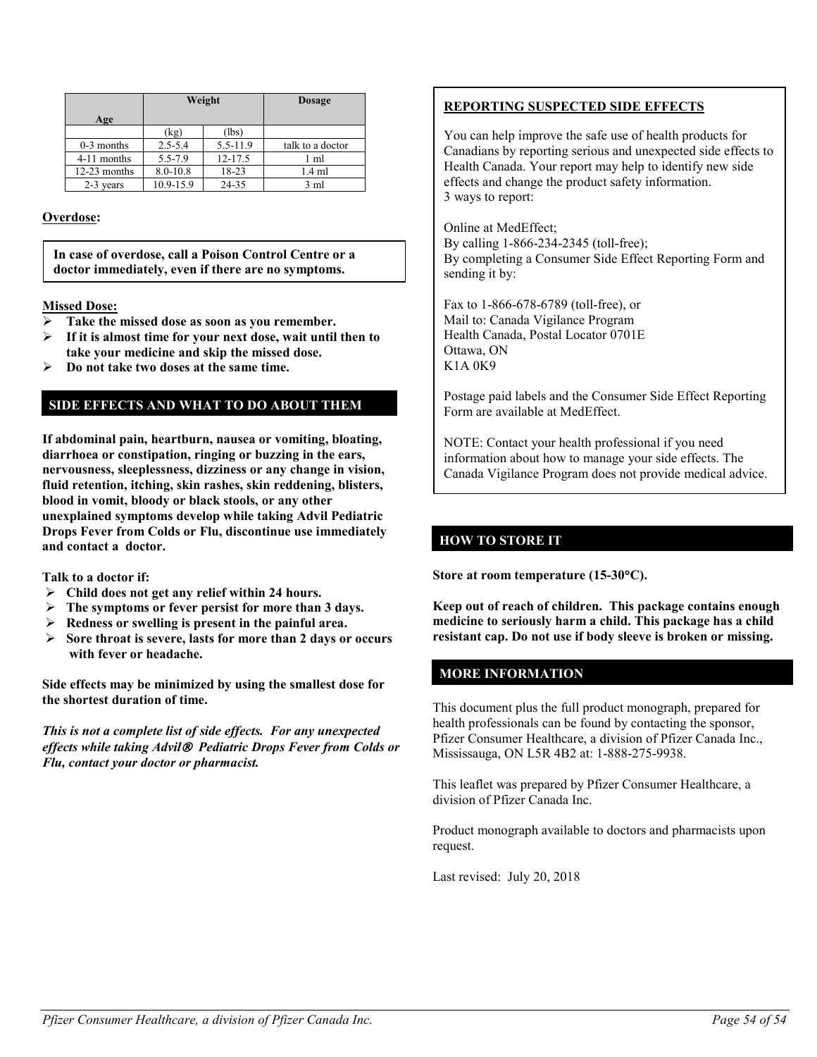| Age | Weight | | Dosage |
|---|---|---|---|
| | (kg) | (lbs) | |
| 0-3 months | 2.5-5.4 | 5.5-11.9 | talk to a doctor |
| 4-11 months | 5.5-7.9 | 12-17.5 | 1 ml |
| 12-23 months | 8.0-10.8 | 18-23 | 1.4 ml |
| 2-3 years | 10.9-15.9 | 24-35 | 3 ml |

**Overdose:**

**In case of overdose, call a Poison Control Centre or a doctor immediately, even if there are no symptoms.**

**Missed Dose:**

- **Take the missed dose as soon as you remember.**
- **If it is almost time for your next dose, wait until then to take your medicine and skip the missed dose.**
- **Do not take two doses at the same time.**

## SIDE EFFECTS AND WHAT TO DO ABOUT THEM

**If abdominal pain, heartburn, nausea or vomiting, bloating, diarrhoea or constipation, ringing or buzzing in the ears, nervousness, sleeplessness, dizziness or any change in vision, fluid retention, itching, skin rashes, skin reddening, blisters, blood in vomit, bloody or black stools, or any other unexplained symptoms develop while taking Advil Pediatric Drops Fever from Colds or Flu, discontinue use immediately and contact a doctor.**

**Talk to a doctor if:**

- **Child does not get any relief within 24 hours.**
- **The symptoms or fever persist for more than 3 days.**
- **Redness or swelling is present in the painful area.**
- **Sore throat is severe, lasts for more than 2 days or occurs with fever or headache.**

**Side effects may be minimized by using the smallest dose for the shortest duration of time.**

***This is not a complete list of side effects. For any unexpected effects while taking Advil® Pediatric Drops Fever from Colds or Flu, contact your doctor or pharmacist.***

**REPORTING SUSPECTED SIDE EFFECTS**

You can help improve the safe use of health products for Canadians by reporting serious and unexpected side effects to Health Canada. Your report may help to identify new side effects and change the product safety information.
3 ways to report:

Online at MedEffect;
By calling 1-866-234-2345 (toll-free);
By completing a Consumer Side Effect Reporting Form and sending it by:

Fax to 1-866-678-6789 (toll-free), or
Mail to: Canada Vigilance Program
Health Canada, Postal Locator 0701E
Ottawa, ON
K1A 0K9

Postage paid labels and the Consumer Side Effect Reporting Form are available at MedEffect.

NOTE: Contact your health professional if you need information about how to manage your side effects. The Canada Vigilance Program does not provide medical advice.

## HOW TO STORE IT

**Store at room temperature (15-30°C).**

**Keep out of reach of children. This package contains enough medicine to seriously harm a child. This package has a child resistant cap. Do not use if body sleeve is broken or missing.**

## MORE INFORMATION

This document plus the full product monograph, prepared for health professionals can be found by contacting the sponsor, Pfizer Consumer Healthcare, a division of Pfizer Canada Inc., Mississauga, ON L5R 4B2 at: 1-888-275-9938.

This leaflet was prepared by Pfizer Consumer Healthcare, a division of Pfizer Canada Inc.

Product monograph available to doctors and pharmacists upon request.

Last revised: July 20, 2018